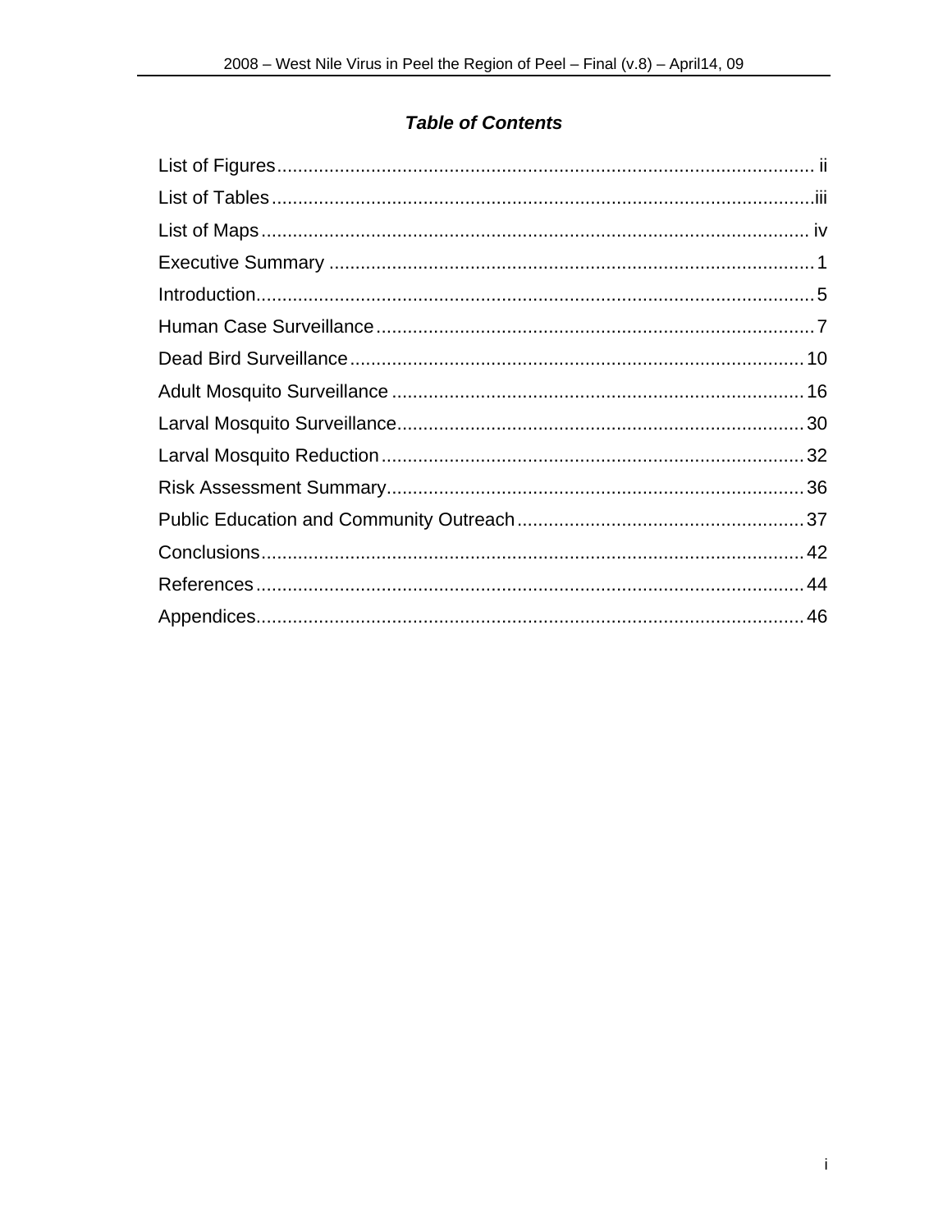## *Table of Contents*

List of Figures.......................................................................................................ii

List of Tables.........................................................................................................iii

List of Maps...........................................................................................................iv

Executive Summary ...............................................................................................1

Introduction.............................................................................................................5

Human Case Surveillance......................................................................................7

Dead Bird Surveillance.........................................................................................10

Adult Mosquito Surveillance ................................................................................16

Larval Mosquito Surveillance...............................................................................30

Larval Mosquito Reduction...................................................................................32

Risk Assessment Summary..................................................................................36

Public Education and Community Outreach.........................................................37

Conclusions..........................................................................................................42

References...........................................................................................................44

Appendices...........................................................................................................46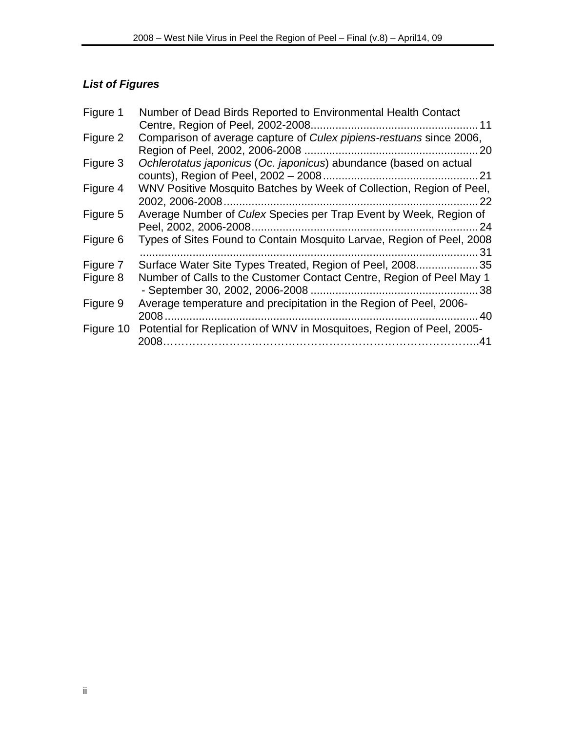***List of Figures***

| | | |
|---|---|---|
| Figure 1 | Number of Dead Birds Reported to Environmental Health Contact Centre, Region of Peel, 2002-2008 | 11 |
| Figure 2 | Comparison of average capture of *Culex pipiens-restuans* since 2006, Region of Peel, 2002, 2006-2008 | 20 |
| Figure 3 | *Ochlerotatus japonicus* (*Oc. japonicus*) abundance (based on actual counts), Region of Peel, 2002 – 2008 | 21 |
| Figure 4 | WNV Positive Mosquito Batches by Week of Collection, Region of Peel, 2002, 2006-2008 | 22 |
| Figure 5 | Average Number of *Culex* Species per Trap Event by Week, Region of Peel, 2002, 2006-2008 | 24 |
| Figure 6 | Types of Sites Found to Contain Mosquito Larvae, Region of Peel, 2008 | 31 |
| Figure 7 | Surface Water Site Types Treated, Region of Peel, 2008 | 35 |
| Figure 8 | Number of Calls to the Customer Contact Centre, Region of Peel May 1 - September 30, 2002, 2006-2008 | 38 |
| Figure 9 | Average temperature and precipitation in the Region of Peel, 2006-2008 | 40 |
| Figure 10 | Potential for Replication of WNV in Mosquitoes, Region of Peel, 2005-2008 | 41 |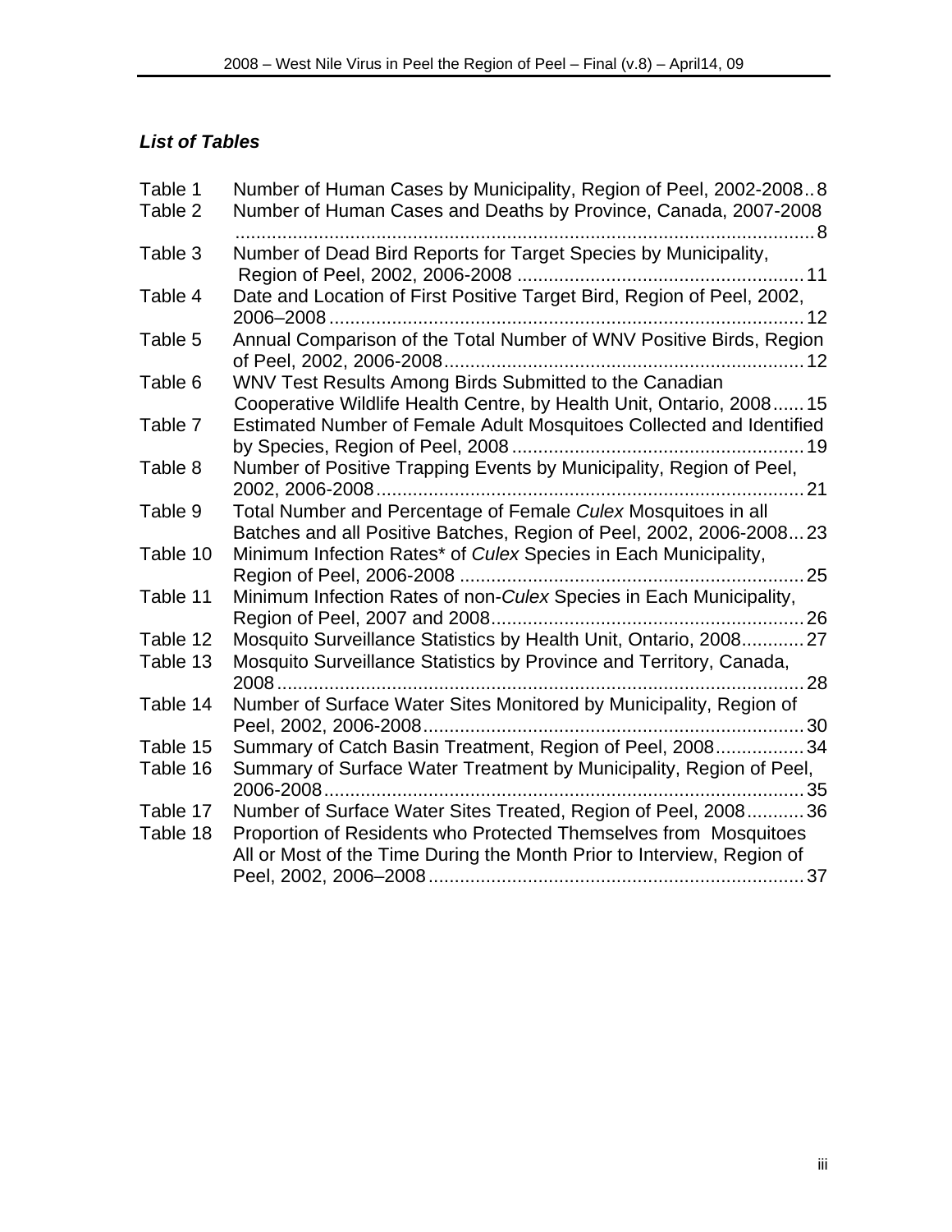## *List of Tables*

| | | |
|---|---|---|
| Table 1 | Number of Human Cases by Municipality, Region of Peel, 2002-2008 | 8 |
| Table 2 | Number of Human Cases and Deaths by Province, Canada, 2007-2008 | 8 |
| Table 3 | Number of Dead Bird Reports for Target Species by Municipality, Region of Peel, 2002, 2006-2008 | 11 |
| Table 4 | Date and Location of First Positive Target Bird, Region of Peel, 2002, 2006–2008 | 12 |
| Table 5 | Annual Comparison of the Total Number of WNV Positive Birds, Region of Peel, 2002, 2006-2008 | 12 |
| Table 6 | WNV Test Results Among Birds Submitted to the Canadian Cooperative Wildlife Health Centre, by Health Unit, Ontario, 2008 | 15 |
| Table 7 | Estimated Number of Female Adult Mosquitoes Collected and Identified by Species, Region of Peel, 2008 | 19 |
| Table 8 | Number of Positive Trapping Events by Municipality, Region of Peel, 2002, 2006-2008 | 21 |
| Table 9 | Total Number and Percentage of Female *Culex* Mosquitoes in all Batches and all Positive Batches, Region of Peel, 2002, 2006-2008 | 23 |
| Table 10 | Minimum Infection Rates* of *Culex* Species in Each Municipality, Region of Peel, 2006-2008 | 25 |
| Table 11 | Minimum Infection Rates of non-*Culex* Species in Each Municipality, Region of Peel, 2007 and 2008 | 26 |
| Table 12 | Mosquito Surveillance Statistics by Health Unit, Ontario, 2008 | 27 |
| Table 13 | Mosquito Surveillance Statistics by Province and Territory, Canada, 2008 | 28 |
| Table 14 | Number of Surface Water Sites Monitored by Municipality, Region of Peel, 2002, 2006-2008 | 30 |
| Table 15 | Summary of Catch Basin Treatment, Region of Peel, 2008 | 34 |
| Table 16 | Summary of Surface Water Treatment by Municipality, Region of Peel, 2006-2008 | 35 |
| Table 17 | Number of Surface Water Sites Treated, Region of Peel, 2008 | 36 |
| Table 18 | Proportion of Residents who Protected Themselves from Mosquitoes All or Most of the Time During the Month Prior to Interview, Region of Peel, 2002, 2006–2008 | 37 |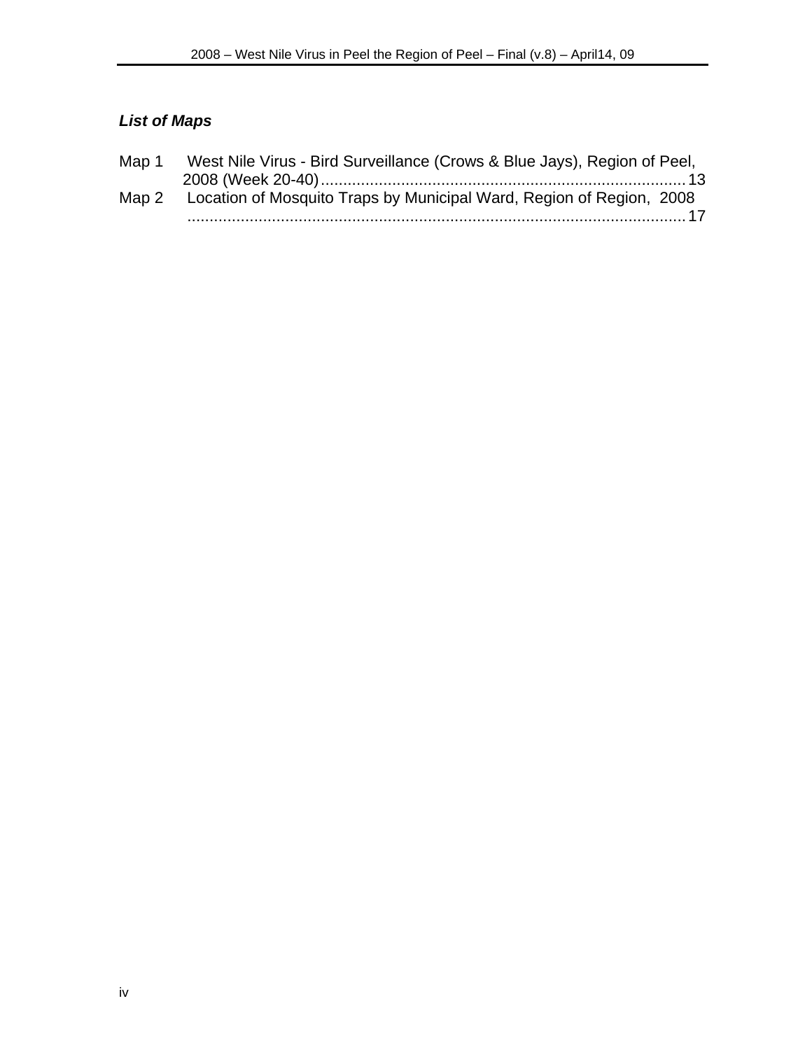### *List of Maps*

Map 1 West Nile Virus - Bird Surveillance (Crows & Blue Jays), Region of Peel, 2008 (Week 20-40) ................................................................................ 13

Map 2 Location of Mosquito Traps by Municipal Ward, Region of Region, 2008 ................................................................................................................ 17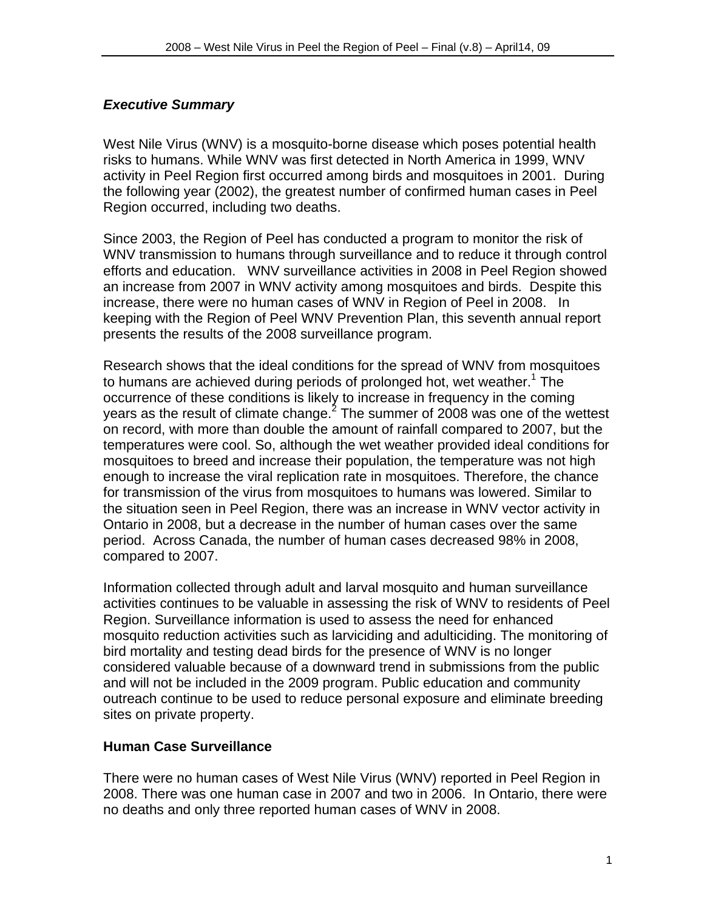## *Executive Summary*

West Nile Virus (WNV) is a mosquito-borne disease which poses potential health risks to humans. While WNV was first detected in North America in 1999, WNV activity in Peel Region first occurred among birds and mosquitoes in 2001. During the following year (2002), the greatest number of confirmed human cases in Peel Region occurred, including two deaths.

Since 2003, the Region of Peel has conducted a program to monitor the risk of WNV transmission to humans through surveillance and to reduce it through control efforts and education. WNV surveillance activities in 2008 in Peel Region showed an increase from 2007 in WNV activity among mosquitoes and birds. Despite this increase, there were no human cases of WNV in Region of Peel in 2008. In keeping with the Region of Peel WNV Prevention Plan, this seventh annual report presents the results of the 2008 surveillance program.

Research shows that the ideal conditions for the spread of WNV from mosquitoes to humans are achieved during periods of prolonged hot, wet weather.[1] The occurrence of these conditions is likely to increase in frequency in the coming years as the result of climate change.[2] The summer of 2008 was one of the wettest on record, with more than double the amount of rainfall compared to 2007, but the temperatures were cool. So, although the wet weather provided ideal conditions for mosquitoes to breed and increase their population, the temperature was not high enough to increase the viral replication rate in mosquitoes. Therefore, the chance for transmission of the virus from mosquitoes to humans was lowered. Similar to the situation seen in Peel Region, there was an increase in WNV vector activity in Ontario in 2008, but a decrease in the number of human cases over the same period. Across Canada, the number of human cases decreased 98% in 2008, compared to 2007.

Information collected through adult and larval mosquito and human surveillance activities continues to be valuable in assessing the risk of WNV to residents of Peel Region. Surveillance information is used to assess the need for enhanced mosquito reduction activities such as larviciding and adulticiding. The monitoring of bird mortality and testing dead birds for the presence of WNV is no longer considered valuable because of a downward trend in submissions from the public and will not be included in the 2009 program. Public education and community outreach continue to be used to reduce personal exposure and eliminate breeding sites on private property.

### Human Case Surveillance

There were no human cases of West Nile Virus (WNV) reported in Peel Region in 2008. There was one human case in 2007 and two in 2006. In Ontario, there were no deaths and only three reported human cases of WNV in 2008.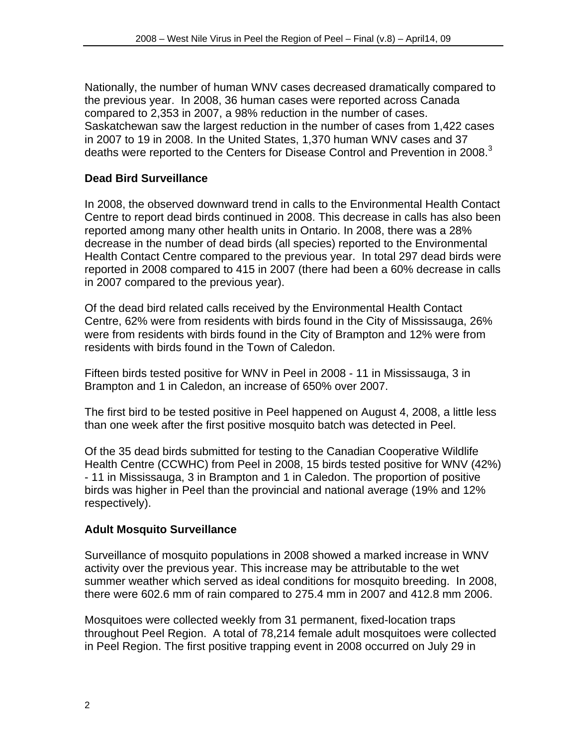Nationally, the number of human WNV cases decreased dramatically compared to the previous year. In 2008, 36 human cases were reported across Canada compared to 2,353 in 2007, a 98% reduction in the number of cases. Saskatchewan saw the largest reduction in the number of cases from 1,422 cases in 2007 to 19 in 2008. In the United States, 1,370 human WNV cases and 37 deaths were reported to the Centers for Disease Control and Prevention in 2008.[3]

## Dead Bird Surveillance

In 2008, the observed downward trend in calls to the Environmental Health Contact Centre to report dead birds continued in 2008. This decrease in calls has also been reported among many other health units in Ontario. In 2008, there was a 28% decrease in the number of dead birds (all species) reported to the Environmental Health Contact Centre compared to the previous year. In total 297 dead birds were reported in 2008 compared to 415 in 2007 (there had been a 60% decrease in calls in 2007 compared to the previous year).

Of the dead bird related calls received by the Environmental Health Contact Centre, 62% were from residents with birds found in the City of Mississauga, 26% were from residents with birds found in the City of Brampton and 12% were from residents with birds found in the Town of Caledon.

Fifteen birds tested positive for WNV in Peel in 2008 - 11 in Mississauga, 3 in Brampton and 1 in Caledon, an increase of 650% over 2007.

The first bird to be tested positive in Peel happened on August 4, 2008, a little less than one week after the first positive mosquito batch was detected in Peel.

Of the 35 dead birds submitted for testing to the Canadian Cooperative Wildlife Health Centre (CCWHC) from Peel in 2008, 15 birds tested positive for WNV (42%) - 11 in Mississauga, 3 in Brampton and 1 in Caledon. The proportion of positive birds was higher in Peel than the provincial and national average (19% and 12% respectively).

## Adult Mosquito Surveillance

Surveillance of mosquito populations in 2008 showed a marked increase in WNV activity over the previous year. This increase may be attributable to the wet summer weather which served as ideal conditions for mosquito breeding. In 2008, there were 602.6 mm of rain compared to 275.4 mm in 2007 and 412.8 mm 2006.

Mosquitoes were collected weekly from 31 permanent, fixed-location traps throughout Peel Region. A total of 78,214 female adult mosquitoes were collected in Peel Region. The first positive trapping event in 2008 occurred on July 29 in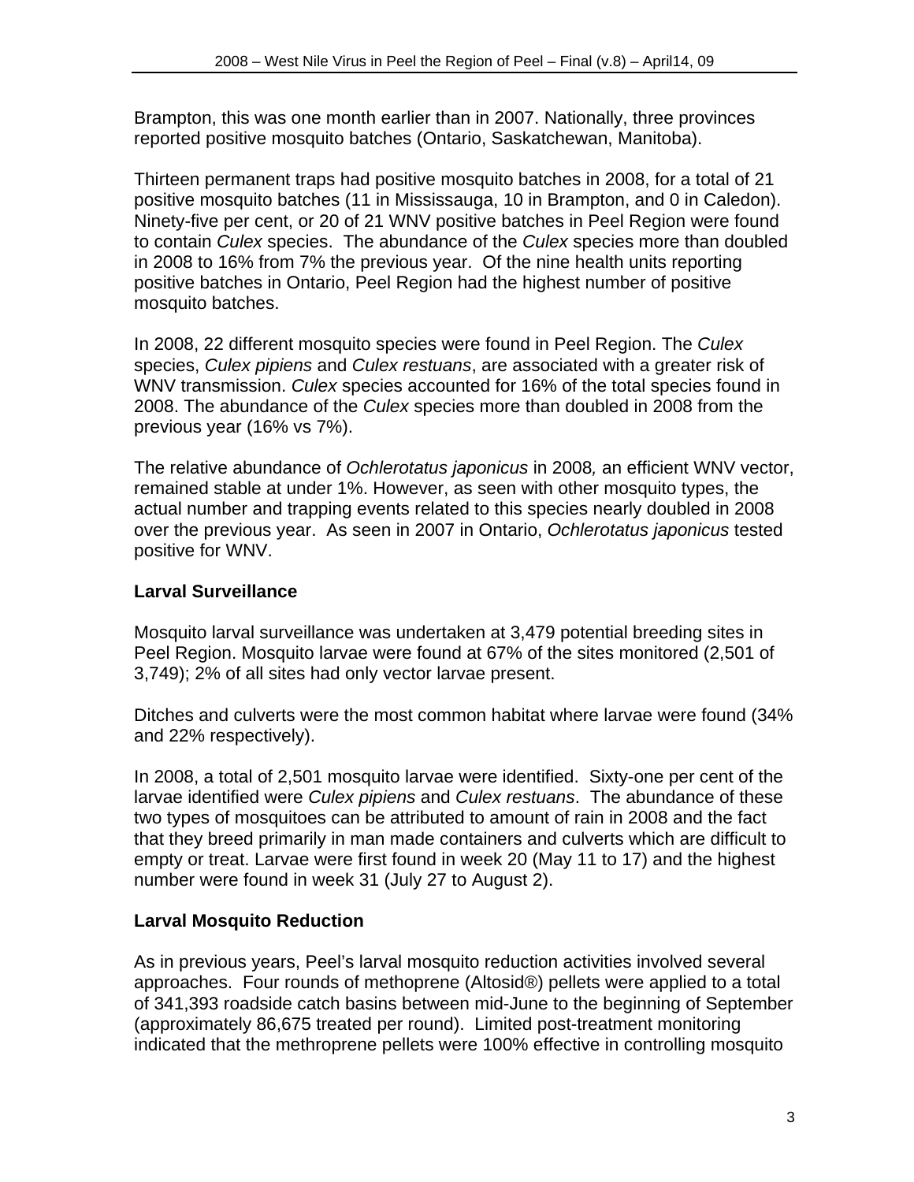Brampton, this was one month earlier than in 2007. Nationally, three provinces reported positive mosquito batches (Ontario, Saskatchewan, Manitoba).

Thirteen permanent traps had positive mosquito batches in 2008, for a total of 21 positive mosquito batches (11 in Mississauga, 10 in Brampton, and 0 in Caledon). Ninety-five per cent, or 20 of 21 WNV positive batches in Peel Region were found to contain *Culex* species. The abundance of the *Culex* species more than doubled in 2008 to 16% from 7% the previous year. Of the nine health units reporting positive batches in Ontario, Peel Region had the highest number of positive mosquito batches.

In 2008, 22 different mosquito species were found in Peel Region. The *Culex* species, *Culex pipiens* and *Culex restuans*, are associated with a greater risk of WNV transmission. *Culex* species accounted for 16% of the total species found in 2008. The abundance of the *Culex* species more than doubled in 2008 from the previous year (16% vs 7%).

The relative abundance of *Ochlerotatus japonicus* in 2008*,* an efficient WNV vector, remained stable at under 1%. However, as seen with other mosquito types, the actual number and trapping events related to this species nearly doubled in 2008 over the previous year. As seen in 2007 in Ontario, *Ochlerotatus japonicus* tested positive for WNV.

## Larval Surveillance

Mosquito larval surveillance was undertaken at 3,479 potential breeding sites in Peel Region. Mosquito larvae were found at 67% of the sites monitored (2,501 of 3,749); 2% of all sites had only vector larvae present.

Ditches and culverts were the most common habitat where larvae were found (34% and 22% respectively).

In 2008, a total of 2,501 mosquito larvae were identified. Sixty-one per cent of the larvae identified were *Culex pipiens* and *Culex restuans*. The abundance of these two types of mosquitoes can be attributed to amount of rain in 2008 and the fact that they breed primarily in man made containers and culverts which are difficult to empty or treat. Larvae were first found in week 20 (May 11 to 17) and the highest number were found in week 31 (July 27 to August 2).

## Larval Mosquito Reduction

As in previous years, Peel's larval mosquito reduction activities involved several approaches. Four rounds of methoprene (Altosid®) pellets were applied to a total of 341,393 roadside catch basins between mid-June to the beginning of September (approximately 86,675 treated per round). Limited post-treatment monitoring indicated that the methroprene pellets were 100% effective in controlling mosquito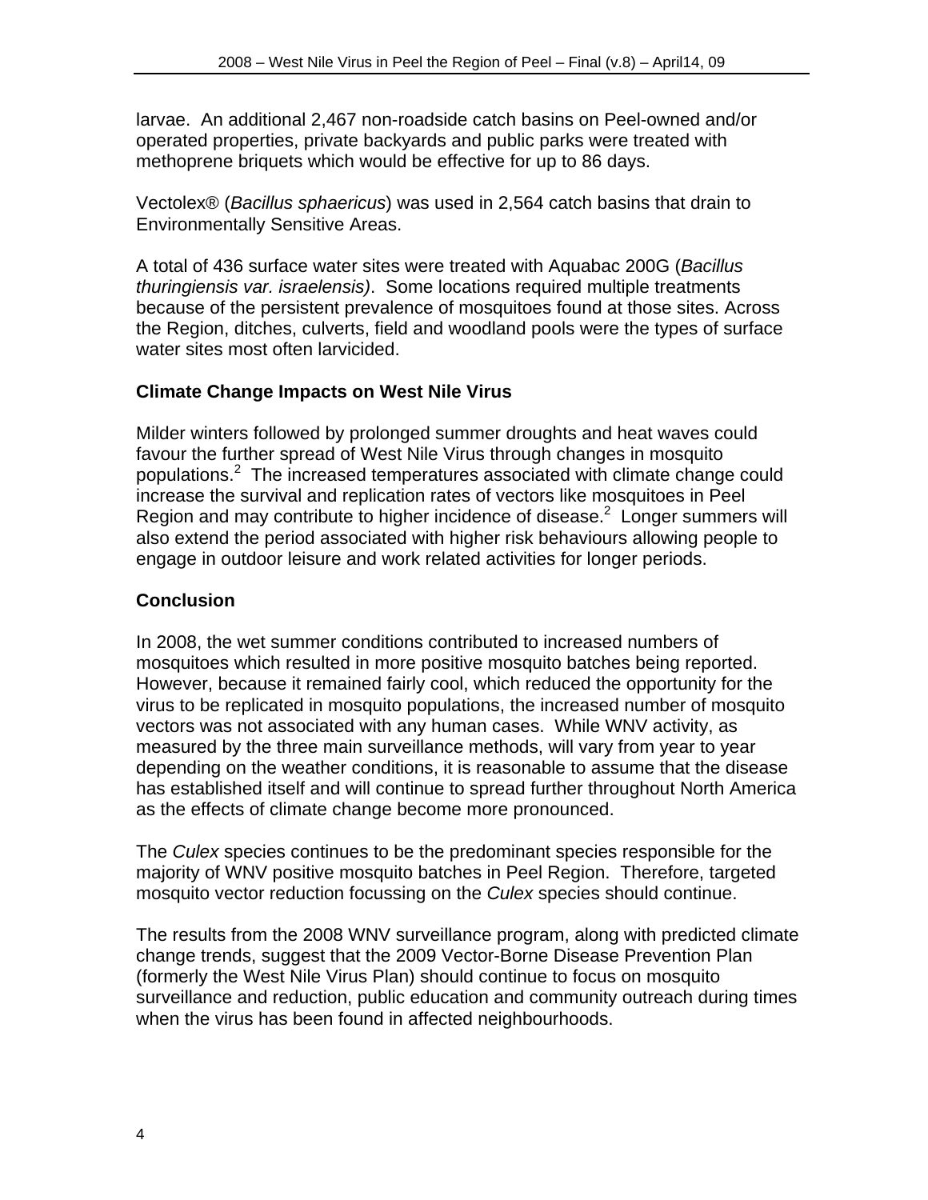larvae. An additional 2,467 non-roadside catch basins on Peel-owned and/or operated properties, private backyards and public parks were treated with methoprene briquets which would be effective for up to 86 days.

Vectolex® (*Bacillus sphaericus*) was used in 2,564 catch basins that drain to Environmentally Sensitive Areas.

A total of 436 surface water sites were treated with Aquabac 200G (*Bacillus thuringiensis var. israelensis)*. Some locations required multiple treatments because of the persistent prevalence of mosquitoes found at those sites. Across the Region, ditches, culverts, field and woodland pools were the types of surface water sites most often larvicided.

### Climate Change Impacts on West Nile Virus

Milder winters followed by prolonged summer droughts and heat waves could favour the further spread of West Nile Virus through changes in mosquito populations.[2] The increased temperatures associated with climate change could increase the survival and replication rates of vectors like mosquitoes in Peel Region and may contribute to higher incidence of disease.[2] Longer summers will also extend the period associated with higher risk behaviours allowing people to engage in outdoor leisure and work related activities for longer periods.

### Conclusion

In 2008, the wet summer conditions contributed to increased numbers of mosquitoes which resulted in more positive mosquito batches being reported. However, because it remained fairly cool, which reduced the opportunity for the virus to be replicated in mosquito populations, the increased number of mosquito vectors was not associated with any human cases. While WNV activity, as measured by the three main surveillance methods, will vary from year to year depending on the weather conditions, it is reasonable to assume that the disease has established itself and will continue to spread further throughout North America as the effects of climate change become more pronounced.

The *Culex* species continues to be the predominant species responsible for the majority of WNV positive mosquito batches in Peel Region. Therefore, targeted mosquito vector reduction focussing on the *Culex* species should continue.

The results from the 2008 WNV surveillance program, along with predicted climate change trends, suggest that the 2009 Vector-Borne Disease Prevention Plan (formerly the West Nile Virus Plan) should continue to focus on mosquito surveillance and reduction, public education and community outreach during times when the virus has been found in affected neighbourhoods.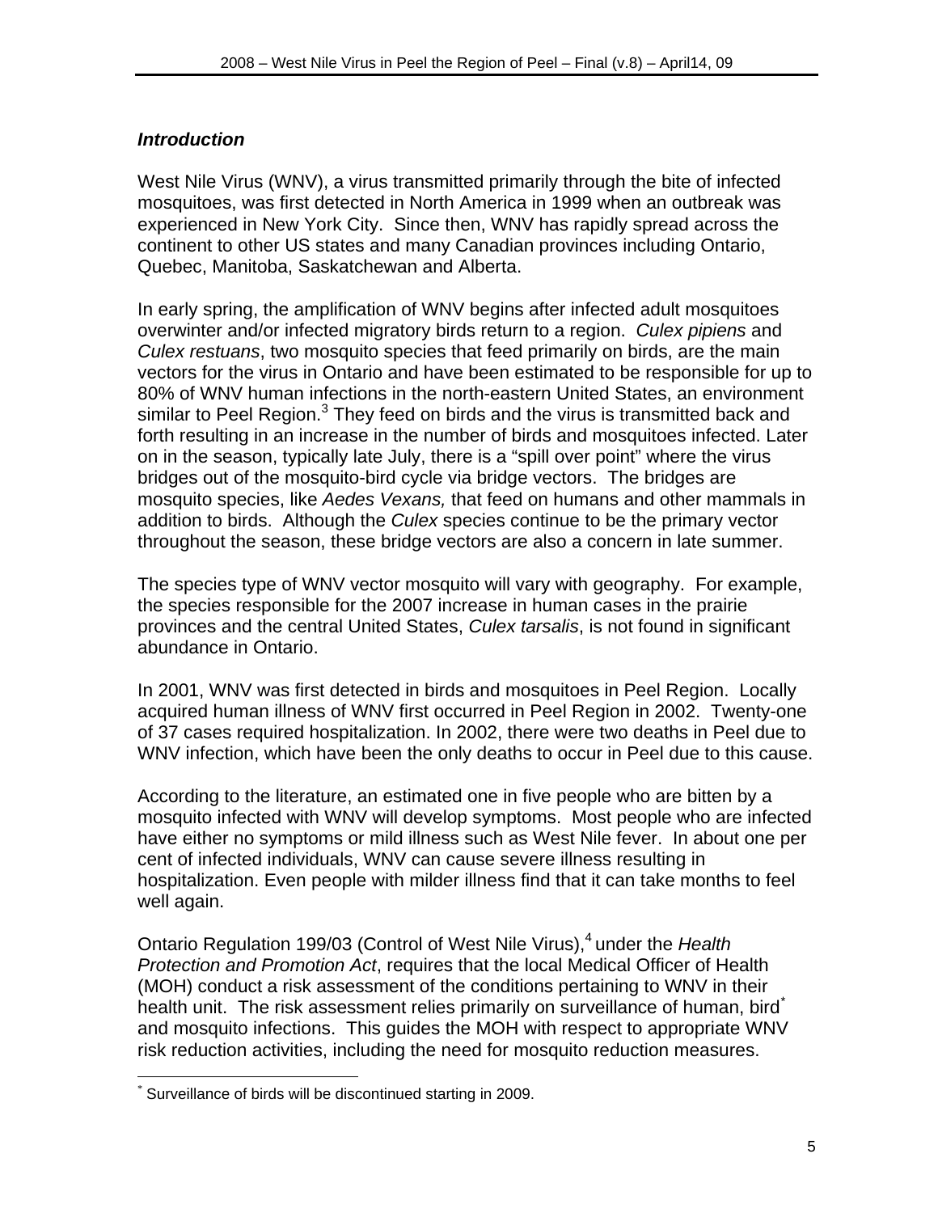### *Introduction*

West Nile Virus (WNV), a virus transmitted primarily through the bite of infected mosquitoes, was first detected in North America in 1999 when an outbreak was experienced in New York City. Since then, WNV has rapidly spread across the continent to other US states and many Canadian provinces including Ontario, Quebec, Manitoba, Saskatchewan and Alberta.

In early spring, the amplification of WNV begins after infected adult mosquitoes overwinter and/or infected migratory birds return to a region. *Culex pipiens* and *Culex restuans*, two mosquito species that feed primarily on birds, are the main vectors for the virus in Ontario and have been estimated to be responsible for up to 80% of WNV human infections in the north-eastern United States, an environment similar to Peel Region.[3] They feed on birds and the virus is transmitted back and forth resulting in an increase in the number of birds and mosquitoes infected. Later on in the season, typically late July, there is a "spill over point" where the virus bridges out of the mosquito-bird cycle via bridge vectors. The bridges are mosquito species, like *Aedes Vexans,* that feed on humans and other mammals in addition to birds. Although the *Culex* species continue to be the primary vector throughout the season, these bridge vectors are also a concern in late summer.

The species type of WNV vector mosquito will vary with geography. For example, the species responsible for the 2007 increase in human cases in the prairie provinces and the central United States, *Culex tarsalis*, is not found in significant abundance in Ontario.

In 2001, WNV was first detected in birds and mosquitoes in Peel Region. Locally acquired human illness of WNV first occurred in Peel Region in 2002. Twenty-one of 37 cases required hospitalization. In 2002, there were two deaths in Peel due to WNV infection, which have been the only deaths to occur in Peel due to this cause.

According to the literature, an estimated one in five people who are bitten by a mosquito infected with WNV will develop symptoms. Most people who are infected have either no symptoms or mild illness such as West Nile fever. In about one per cent of infected individuals, WNV can cause severe illness resulting in hospitalization. Even people with milder illness find that it can take months to feel well again.

Ontario Regulation 199/03 (Control of West Nile Virus),[4] under the *Health Protection and Promotion Act*, requires that the local Medical Officer of Health (MOH) conduct a risk assessment of the conditions pertaining to WNV in their health unit. The risk assessment relies primarily on surveillance of human, bird[*] and mosquito infections. This guides the MOH with respect to appropriate WNV risk reduction activities, including the need for mosquito reduction measures.

[*] Surveillance of birds will be discontinued starting in 2009.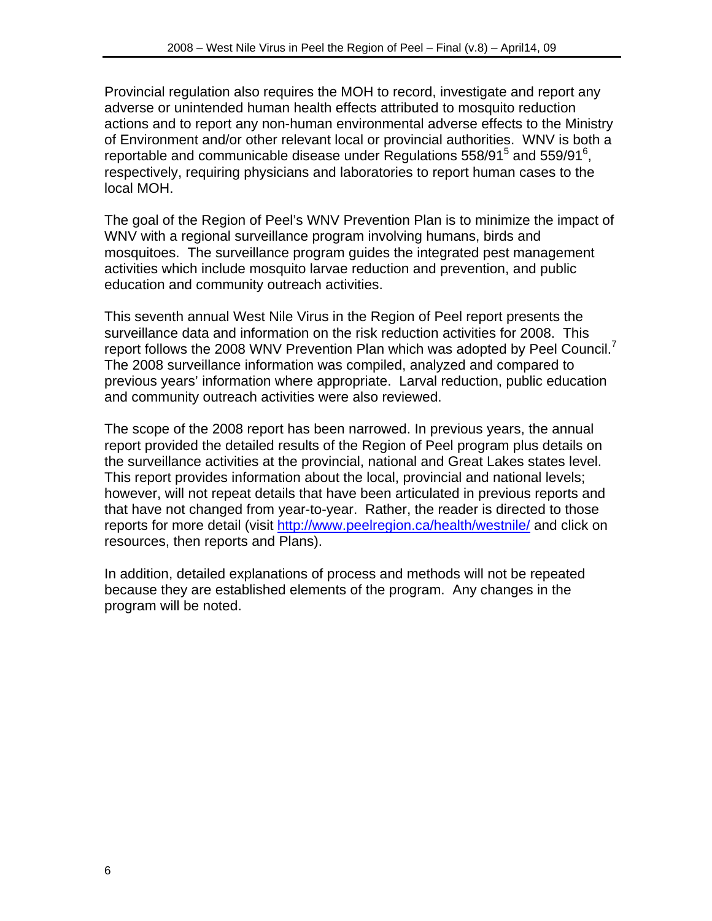Provincial regulation also requires the MOH to record, investigate and report any adverse or unintended human health effects attributed to mosquito reduction actions and to report any non-human environmental adverse effects to the Ministry of Environment and/or other relevant local or provincial authorities. WNV is both a reportable and communicable disease under Regulations 558/91[5] and 559/91[6], respectively, requiring physicians and laboratories to report human cases to the local MOH.

The goal of the Region of Peel's WNV Prevention Plan is to minimize the impact of WNV with a regional surveillance program involving humans, birds and mosquitoes. The surveillance program guides the integrated pest management activities which include mosquito larvae reduction and prevention, and public education and community outreach activities.

This seventh annual West Nile Virus in the Region of Peel report presents the surveillance data and information on the risk reduction activities for 2008. This report follows the 2008 WNV Prevention Plan which was adopted by Peel Council.[7] The 2008 surveillance information was compiled, analyzed and compared to previous years' information where appropriate. Larval reduction, public education and community outreach activities were also reviewed.

The scope of the 2008 report has been narrowed. In previous years, the annual report provided the detailed results of the Region of Peel program plus details on the surveillance activities at the provincial, national and Great Lakes states level. This report provides information about the local, provincial and national levels; however, will not repeat details that have been articulated in previous reports and that have not changed from year-to-year. Rather, the reader is directed to those reports for more detail (visit http://www.peelregion.ca/health/westnile/ and click on resources, then reports and Plans).

In addition, detailed explanations of process and methods will not be repeated because they are established elements of the program. Any changes in the program will be noted.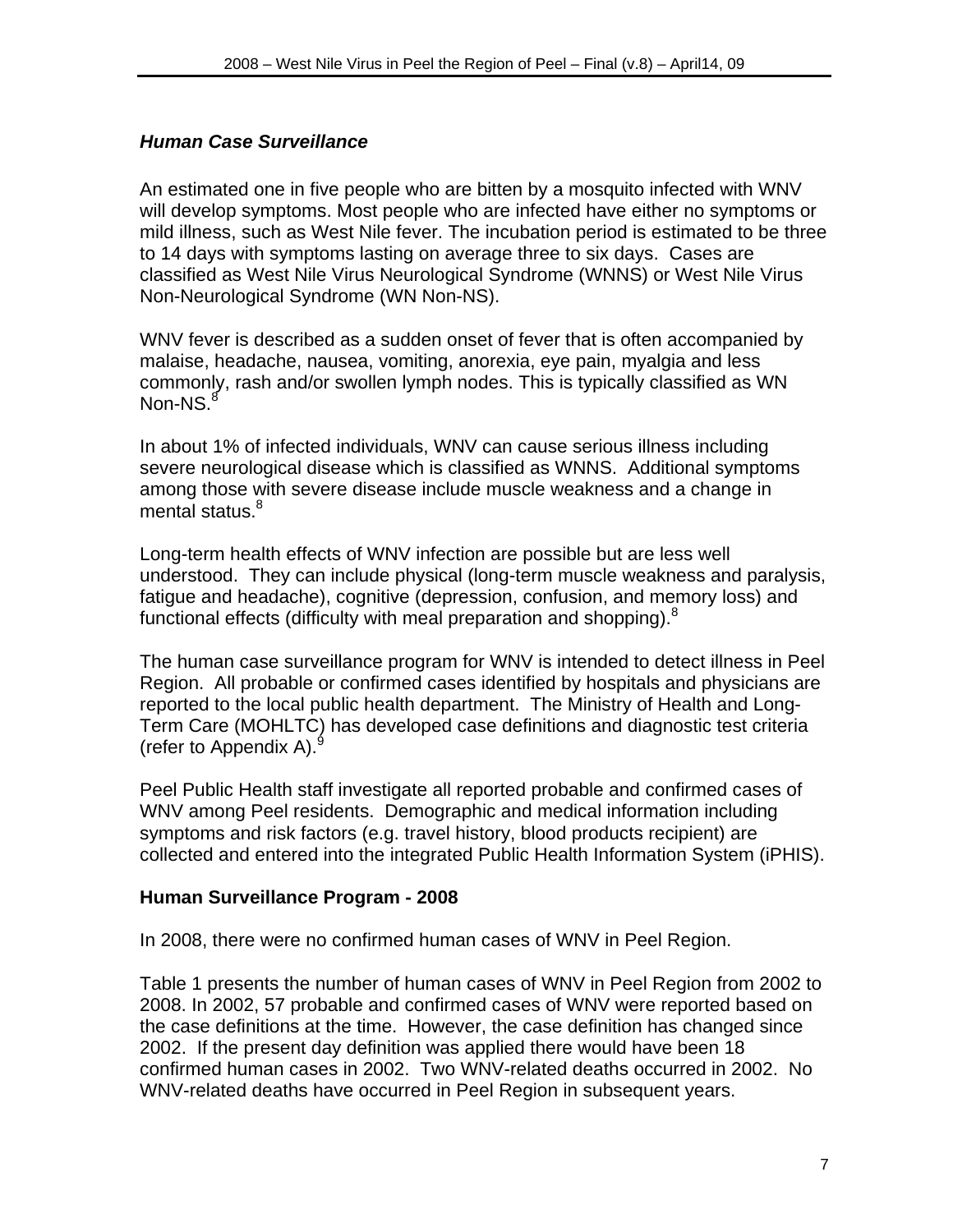### *Human Case Surveillance*

An estimated one in five people who are bitten by a mosquito infected with WNV will develop symptoms. Most people who are infected have either no symptoms or mild illness, such as West Nile fever. The incubation period is estimated to be three to 14 days with symptoms lasting on average three to six days. Cases are classified as West Nile Virus Neurological Syndrome (WNNS) or West Nile Virus Non-Neurological Syndrome (WN Non-NS).

WNV fever is described as a sudden onset of fever that is often accompanied by malaise, headache, nausea, vomiting, anorexia, eye pain, myalgia and less commonly, rash and/or swollen lymph nodes. This is typically classified as WN Non-NS.[8]

In about 1% of infected individuals, WNV can cause serious illness including severe neurological disease which is classified as WNNS. Additional symptoms among those with severe disease include muscle weakness and a change in mental status.[8]

Long-term health effects of WNV infection are possible but are less well understood. They can include physical (long-term muscle weakness and paralysis, fatigue and headache), cognitive (depression, confusion, and memory loss) and functional effects (difficulty with meal preparation and shopping).[8]

The human case surveillance program for WNV is intended to detect illness in Peel Region. All probable or confirmed cases identified by hospitals and physicians are reported to the local public health department. The Ministry of Health and Long-Term Care (MOHLTC) has developed case definitions and diagnostic test criteria (refer to Appendix A).[9]

Peel Public Health staff investigate all reported probable and confirmed cases of WNV among Peel residents. Demographic and medical information including symptoms and risk factors (e.g. travel history, blood products recipient) are collected and entered into the integrated Public Health Information System (iPHIS).

### **Human Surveillance Program - 2008**

In 2008, there were no confirmed human cases of WNV in Peel Region.

Table 1 presents the number of human cases of WNV in Peel Region from 2002 to 2008. In 2002, 57 probable and confirmed cases of WNV were reported based on the case definitions at the time. However, the case definition has changed since 2002. If the present day definition was applied there would have been 18 confirmed human cases in 2002. Two WNV-related deaths occurred in 2002. No WNV-related deaths have occurred in Peel Region in subsequent years.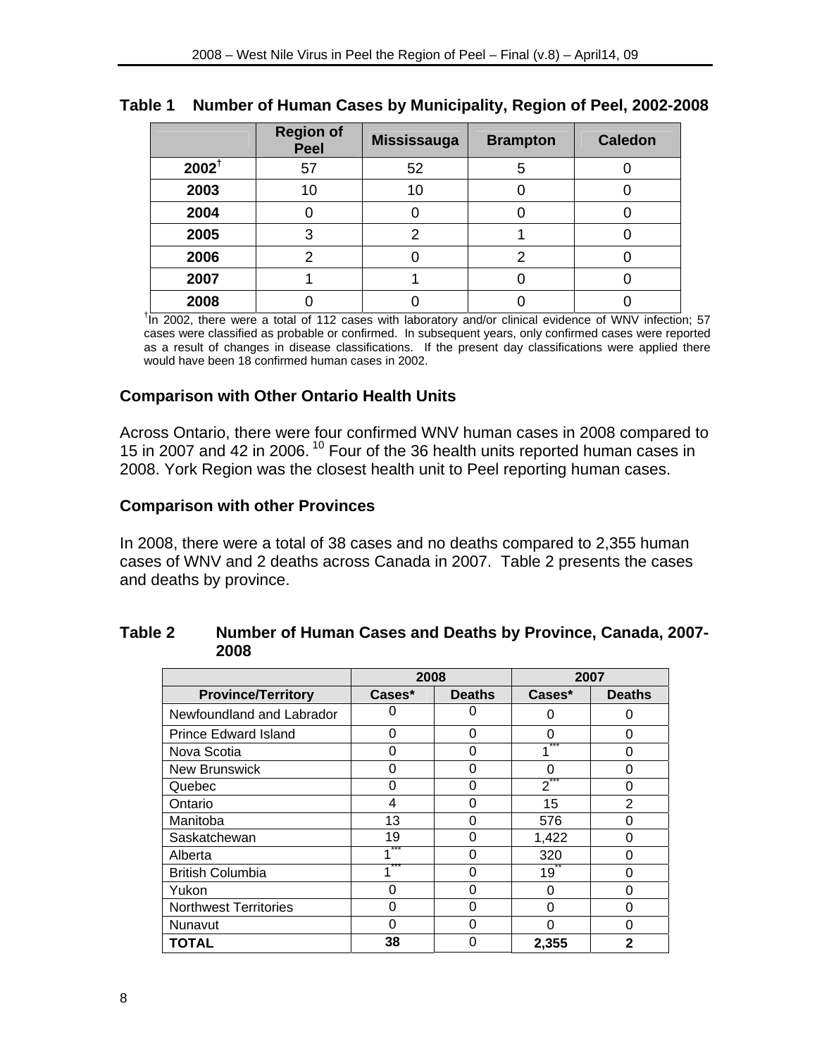**Table 1 Number of Human Cases by Municipality, Region of Peel, 2002-2008**

| | Region of Peel | Mississauga | Brampton | Caledon |
|---|---|---|---|---|
| **2002**[†] | 57 | 52 | 5 | 0 |
| **2003** | 10 | 10 | 0 | 0 |
| **2004** | 0 | 0 | 0 | 0 |
| **2005** | 3 | 2 | 1 | 0 |
| **2006** | 2 | 0 | 2 | 0 |
| **2007** | 1 | 1 | 0 | 0 |
| **2008** | 0 | 0 | 0 | 0 |

[†]In 2002, there were a total of 112 cases with laboratory and/or clinical evidence of WNV infection; 57 cases were classified as probable or confirmed. In subsequent years, only confirmed cases were reported as a result of changes in disease classifications. If the present day classifications were applied there would have been 18 confirmed human cases in 2002.

### Comparison with Other Ontario Health Units

Across Ontario, there were four confirmed WNV human cases in 2008 compared to 15 in 2007 and 42 in 2006.[10] Four of the 36 health units reported human cases in 2008. York Region was the closest health unit to Peel reporting human cases.

### Comparison with other Provinces

In 2008, there were a total of 38 cases and no deaths compared to 2,355 human cases of WNV and 2 deaths across Canada in 2007. Table 2 presents the cases and deaths by province.

**Table 2 Number of Human Cases and Deaths by Province, Canada, 2007-2008**

| | 2008 | | 2007 | |
|---|---|---|---|---|
| **Province/Territory** | **Cases*** | **Deaths** | **Cases*** | **Deaths** |
| Newfoundland and Labrador | 0 | 0 | 0 | 0 |
| Prince Edward Island | 0 | 0 | 0 | 0 |
| Nova Scotia | 0 | 0 | 1*** | 0 |
| New Brunswick | 0 | 0 | 0 | 0 |
| Quebec | 0 | 0 | 2*** | 0 |
| Ontario | 4 | 0 | 15 | 2 |
| Manitoba | 13 | 0 | 576 | 0 |
| Saskatchewan | 19 | 0 | 1,422 | 0 |
| Alberta | 1*** | 0 | 320 | 0 |
| British Columbia | 1*** | 0 | 19** | 0 |
| Yukon | 0 | 0 | 0 | 0 |
| Northwest Territories | 0 | 0 | 0 | 0 |
| Nunavut | 0 | 0 | 0 | 0 |
| **TOTAL** | **38** | 0 | **2,355** | **2** |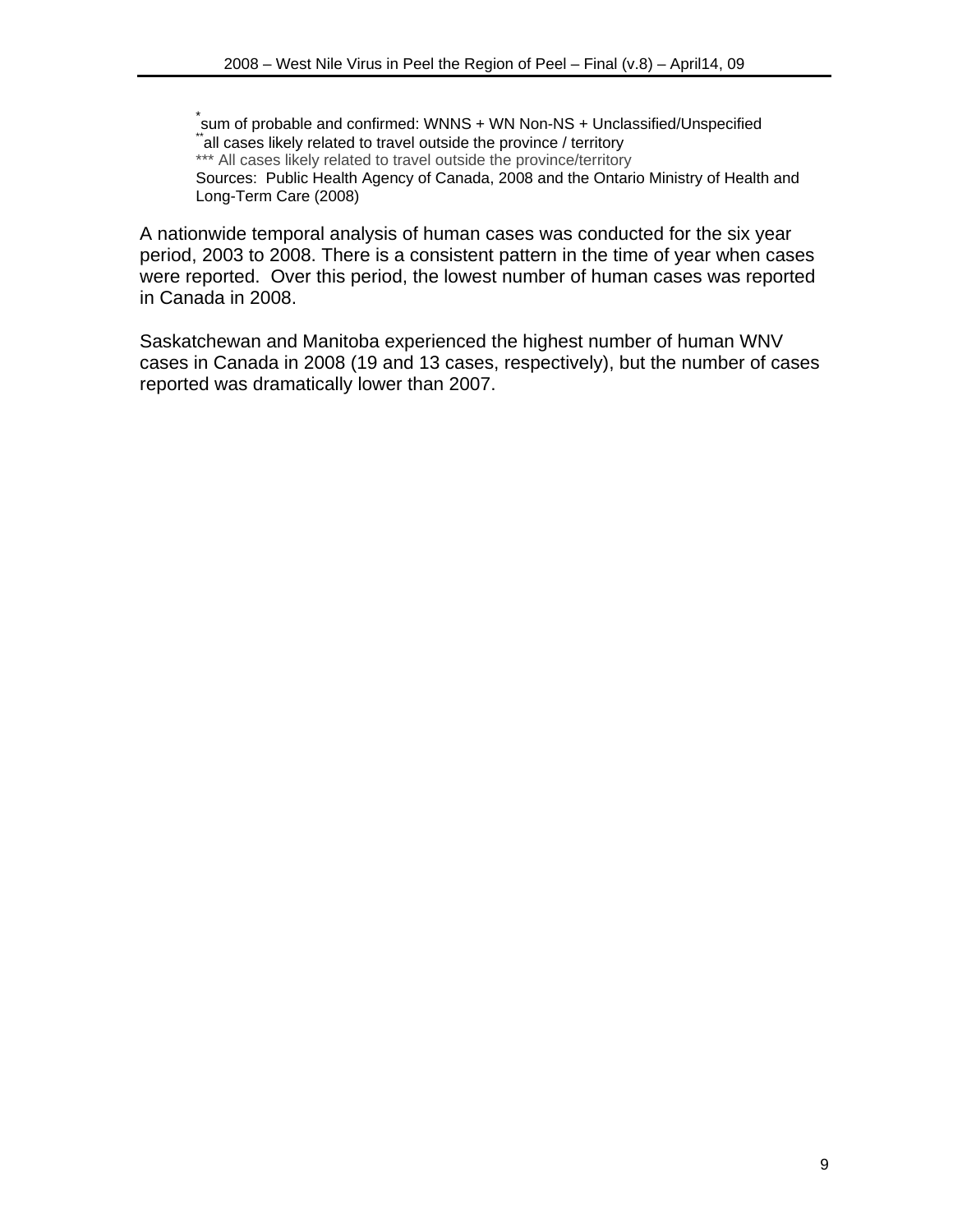* sum of probable and confirmed: WNNS + WN Non-NS + Unclassified/Unspecified
** all cases likely related to travel outside the province / territory
*** All cases likely related to travel outside the province/territory
Sources: Public Health Agency of Canada, 2008 and the Ontario Ministry of Health and Long-Term Care (2008)

A nationwide temporal analysis of human cases was conducted for the six year period, 2003 to 2008. There is a consistent pattern in the time of year when cases were reported. Over this period, the lowest number of human cases was reported in Canada in 2008.

Saskatchewan and Manitoba experienced the highest number of human WNV cases in Canada in 2008 (19 and 13 cases, respectively), but the number of cases reported was dramatically lower than 2007.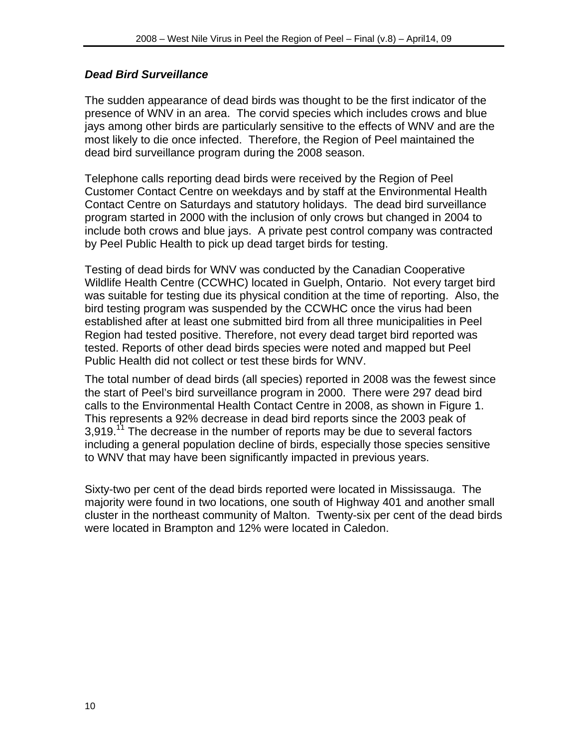### *Dead Bird Surveillance*

The sudden appearance of dead birds was thought to be the first indicator of the presence of WNV in an area. The corvid species which includes crows and blue jays among other birds are particularly sensitive to the effects of WNV and are the most likely to die once infected. Therefore, the Region of Peel maintained the dead bird surveillance program during the 2008 season.

Telephone calls reporting dead birds were received by the Region of Peel Customer Contact Centre on weekdays and by staff at the Environmental Health Contact Centre on Saturdays and statutory holidays. The dead bird surveillance program started in 2000 with the inclusion of only crows but changed in 2004 to include both crows and blue jays. A private pest control company was contracted by Peel Public Health to pick up dead target birds for testing.

Testing of dead birds for WNV was conducted by the Canadian Cooperative Wildlife Health Centre (CCWHC) located in Guelph, Ontario. Not every target bird was suitable for testing due its physical condition at the time of reporting. Also, the bird testing program was suspended by the CCWHC once the virus had been established after at least one submitted bird from all three municipalities in Peel Region had tested positive. Therefore, not every dead target bird reported was tested. Reports of other dead birds species were noted and mapped but Peel Public Health did not collect or test these birds for WNV.

The total number of dead birds (all species) reported in 2008 was the fewest since the start of Peel's bird surveillance program in 2000. There were 297 dead bird calls to the Environmental Health Contact Centre in 2008, as shown in Figure 1. This represents a 92% decrease in dead bird reports since the 2003 peak of 3,919.[11] The decrease in the number of reports may be due to several factors including a general population decline of birds, especially those species sensitive to WNV that may have been significantly impacted in previous years.

Sixty-two per cent of the dead birds reported were located in Mississauga. The majority were found in two locations, one south of Highway 401 and another small cluster in the northeast community of Malton. Twenty-six per cent of the dead birds were located in Brampton and 12% were located in Caledon.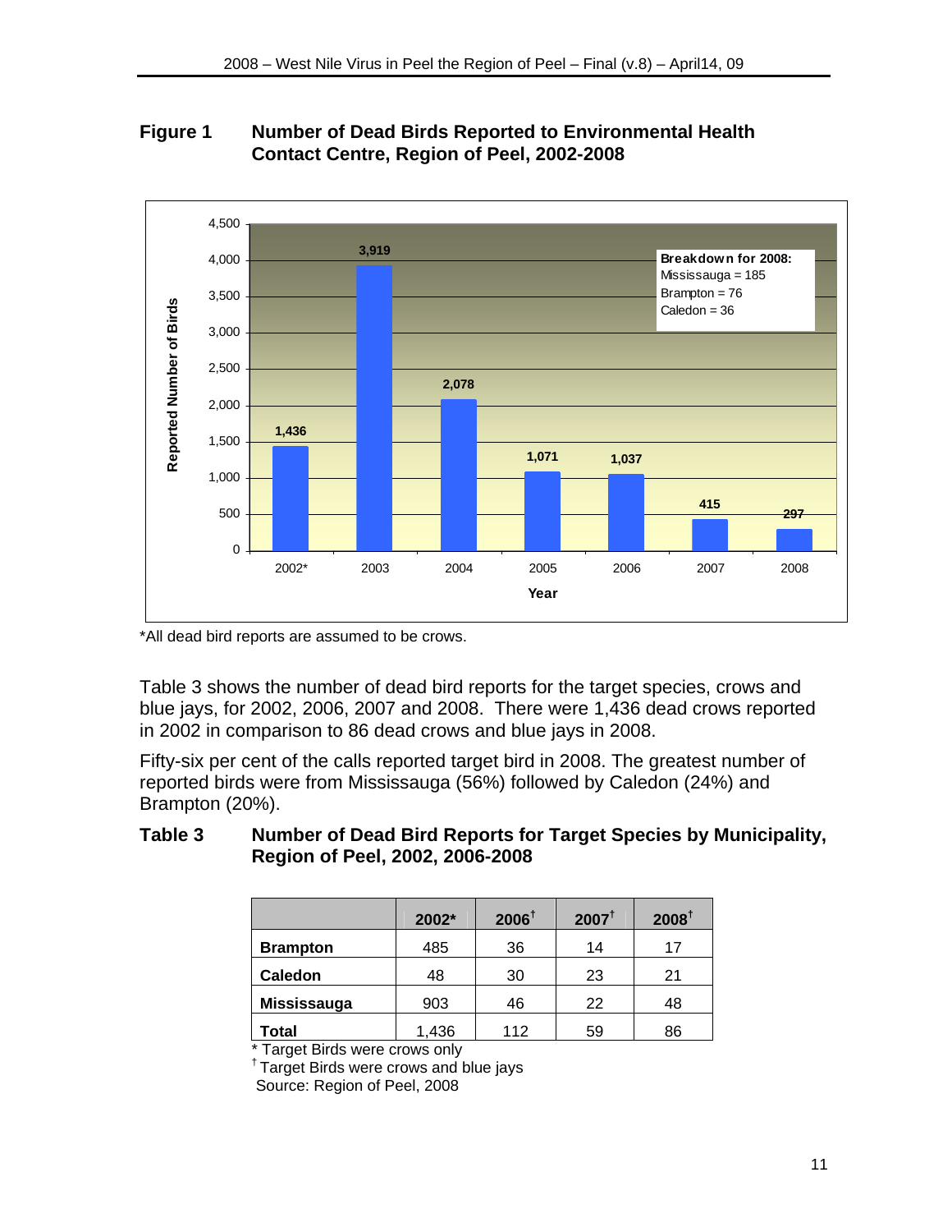**Figure 1 Number of Dead Birds Reported to Environmental Health Contact Centre, Region of Peel, 2002-2008**

| Year | Reported Number of Birds |
|---|---|
| 2002* | 1,436 |
| 2003 | 3,919 |
| 2004 | 2,078 |
| 2005 | 1,071 |
| 2006 | 1,037 |
| 2007 | 415 |
| 2008 | 297 |

**Breakdown for 2008:**
Mississauga = 185
Brampton = 76
Caledon = 36

*All dead bird reports are assumed to be crows.

Table 3 shows the number of dead bird reports for the target species, crows and blue jays, for 2002, 2006, 2007 and 2008. There were 1,436 dead crows reported in 2002 in comparison to 86 dead crows and blue jays in 2008.

Fifty-six per cent of the calls reported target bird in 2008. The greatest number of reported birds were from Mississauga (56%) followed by Caledon (24%) and Brampton (20%).

**Table 3 Number of Dead Bird Reports for Target Species by Municipality, Region of Peel, 2002, 2006-2008**

| | 2002* | 2006† | 2007† | 2008† |
|---|---|---|---|---|
| **Brampton** | 485 | 36 | 14 | 17 |
| **Caledon** | 48 | 30 | 23 | 21 |
| **Mississauga** | 903 | 46 | 22 | 48 |
| **Total** | 1,436 | 112 | 59 | 86 |

* Target Birds were crows only
† Target Birds were crows and blue jays
Source: Region of Peel, 2008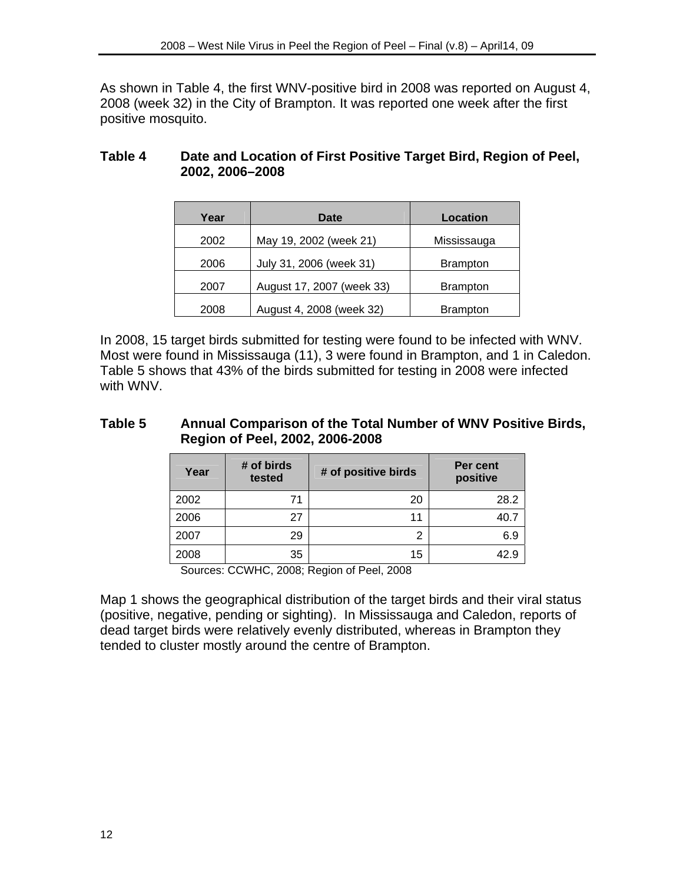As shown in Table 4, the first WNV-positive bird in 2008 was reported on August 4, 2008 (week 32) in the City of Brampton. It was reported one week after the first positive mosquito.

**Table 4 Date and Location of First Positive Target Bird, Region of Peel, 2002, 2006–2008**

| Year | Date | Location |
|---|---|---|
| 2002 | May 19, 2002 (week 21) | Mississauga |
| 2006 | July 31, 2006 (week 31) | Brampton |
| 2007 | August 17, 2007 (week 33) | Brampton |
| 2008 | August 4, 2008 (week 32) | Brampton |

In 2008, 15 target birds submitted for testing were found to be infected with WNV. Most were found in Mississauga (11), 3 were found in Brampton, and 1 in Caledon. Table 5 shows that 43% of the birds submitted for testing in 2008 were infected with WNV.

**Table 5 Annual Comparison of the Total Number of WNV Positive Birds, Region of Peel, 2002, 2006-2008**

| Year | # of birds tested | # of positive birds | Per cent positive |
|---|---|---|---|
| 2002 | 71 | 20 | 28.2 |
| 2006 | 27 | 11 | 40.7 |
| 2007 | 29 | 2 | 6.9 |
| 2008 | 35 | 15 | 42.9 |

Sources: CCWHC, 2008; Region of Peel, 2008

Map 1 shows the geographical distribution of the target birds and their viral status (positive, negative, pending or sighting). In Mississauga and Caledon, reports of dead target birds were relatively evenly distributed, whereas in Brampton they tended to cluster mostly around the centre of Brampton.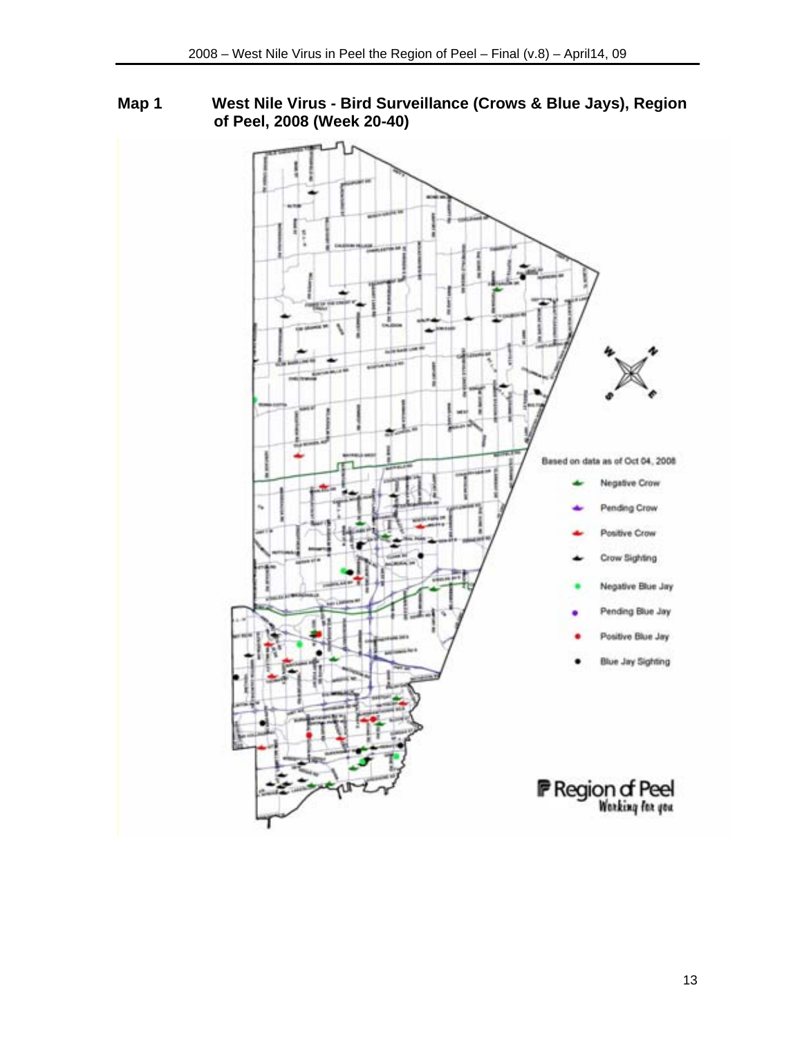**Map 1 West Nile Virus - Bird Surveillance (Crows & Blue Jays), Region of Peel, 2008 (Week 20-40)**

Based on data as of Oct 04, 2008

- Negative Crow
- Pending Crow
- Positive Crow
- Crow Sighting
- Negative Blue Jay
- Pending Blue Jay
- Positive Blue Jay
- Blue Jay Sighting

Region of Peel
Working for you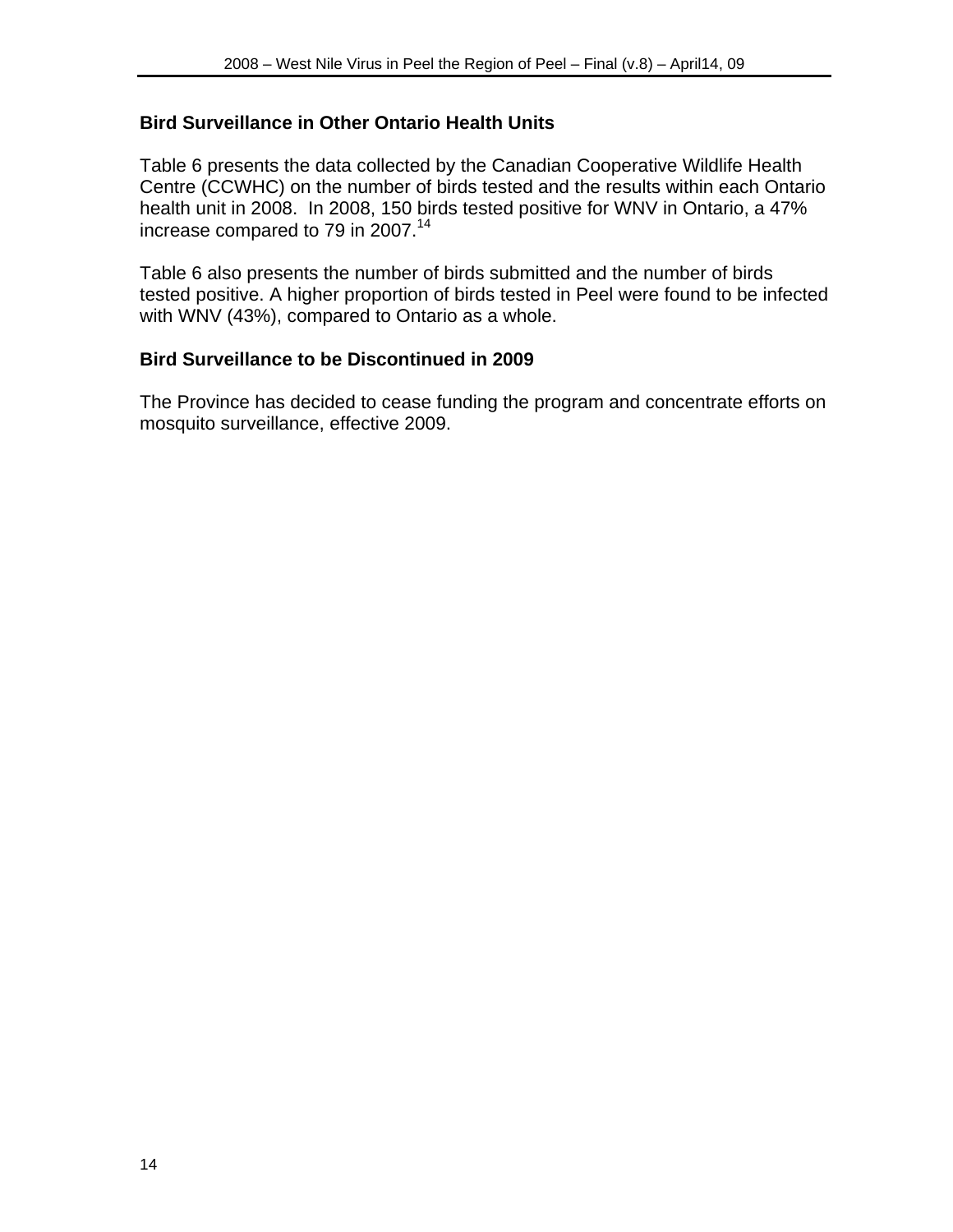### Bird Surveillance in Other Ontario Health Units

Table 6 presents the data collected by the Canadian Cooperative Wildlife Health Centre (CCWHC) on the number of birds tested and the results within each Ontario health unit in 2008. In 2008, 150 birds tested positive for WNV in Ontario, a 47% increase compared to 79 in 2007.[14]

Table 6 also presents the number of birds submitted and the number of birds tested positive. A higher proportion of birds tested in Peel were found to be infected with WNV (43%), compared to Ontario as a whole.

### Bird Surveillance to be Discontinued in 2009

The Province has decided to cease funding the program and concentrate efforts on mosquito surveillance, effective 2009.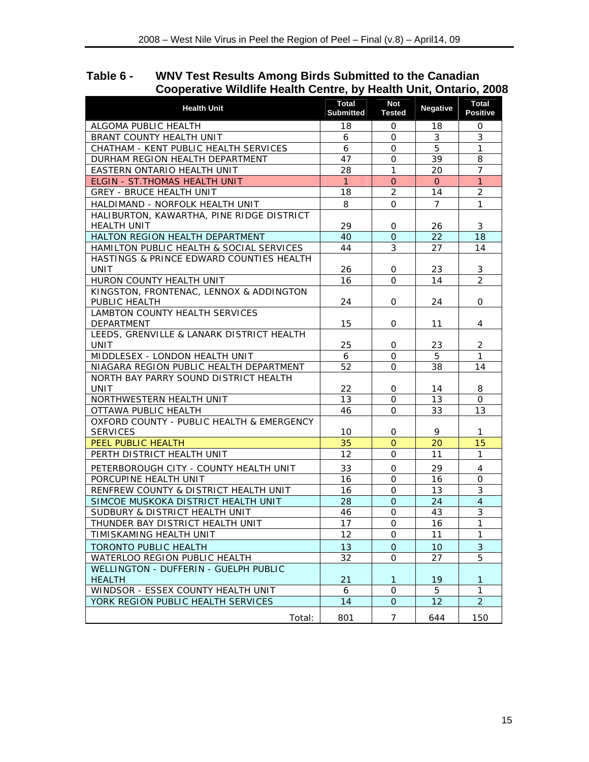**Table 6 - WNV Test Results Among Birds Submitted to the Canadian Cooperative Wildlife Health Centre, by Health Unit, Ontario, 2008**

| Health Unit | Total Submitted | Not Tested | Negative | Total Positive |
|---|---|---|---|---|
| ALGOMA PUBLIC HEALTH | 18 | 0 | 18 | 0 |
| BRANT COUNTY HEALTH UNIT | 6 | 0 | 3 | 3 |
| CHATHAM - KENT PUBLIC HEALTH SERVICES | 6 | 0 | 5 | 1 |
| DURHAM REGION HEALTH DEPARTMENT | 47 | 0 | 39 | 8 |
| EASTERN ONTARIO HEALTH UNIT | 28 | 1 | 20 | 7 |
| ELGIN - ST.THOMAS HEALTH UNIT | 1 | 0 | 0 | 1 |
| GREY - BRUCE HEALTH UNIT | 18 | 2 | 14 | 2 |
| HALDIMAND - NORFOLK HEALTH UNIT | 8 | 0 | 7 | 1 |
| HALIBURTON, KAWARTHA, PINE RIDGE DISTRICT HEALTH UNIT | 29 | 0 | 26 | 3 |
| HALTON REGION HEALTH DEPARTMENT | 40 | 0 | 22 | 18 |
| HAMILTON PUBLIC HEALTH & SOCIAL SERVICES | 44 | 3 | 27 | 14 |
| HASTINGS & PRINCE EDWARD COUNTIES HEALTH UNIT | 26 | 0 | 23 | 3 |
| HURON COUNTY HEALTH UNIT | 16 | 0 | 14 | 2 |
| KINGSTON, FRONTENAC, LENNOX & ADDINGTON PUBLIC HEALTH | 24 | 0 | 24 | 0 |
| LAMBTON COUNTY HEALTH SERVICES DEPARTMENT | 15 | 0 | 11 | 4 |
| LEEDS, GRENVILLE & LANARK DISTRICT HEALTH UNIT | 25 | 0 | 23 | 2 |
| MIDDLESEX - LONDON HEALTH UNIT | 6 | 0 | 5 | 1 |
| NIAGARA REGION PUBLIC HEALTH DEPARTMENT | 52 | 0 | 38 | 14 |
| NORTH BAY PARRY SOUND DISTRICT HEALTH UNIT | 22 | 0 | 14 | 8 |
| NORTHWESTERN HEALTH UNIT | 13 | 0 | 13 | 0 |
| OTTAWA PUBLIC HEALTH | 46 | 0 | 33 | 13 |
| OXFORD COUNTY - PUBLIC HEALTH & EMERGENCY SERVICES | 10 | 0 | 9 | 1 |
| PEEL PUBLIC HEALTH | 35 | 0 | 20 | 15 |
| PERTH DISTRICT HEALTH UNIT | 12 | 0 | 11 | 1 |
| PETERBOROUGH CITY - COUNTY HEALTH UNIT | 33 | 0 | 29 | 4 |
| PORCUPINE HEALTH UNIT | 16 | 0 | 16 | 0 |
| RENFREW COUNTY & DISTRICT HEALTH UNIT | 16 | 0 | 13 | 3 |
| SIMCOE MUSKOKA DISTRICT HEALTH UNIT | 28 | 0 | 24 | 4 |
| SUDBURY & DISTRICT HEALTH UNIT | 46 | 0 | 43 | 3 |
| THUNDER BAY DISTRICT HEALTH UNIT | 17 | 0 | 16 | 1 |
| TIMISKAMING HEALTH UNIT | 12 | 0 | 11 | 1 |
| TORONTO PUBLIC HEALTH | 13 | 0 | 10 | 3 |
| WATERLOO REGION PUBLIC HEALTH | 32 | 0 | 27 | 5 |
| WELLINGTON - DUFFERIN - GUELPH PUBLIC HEALTH | 21 | 1 | 19 | 1 |
| WINDSOR - ESSEX COUNTY HEALTH UNIT | 6 | 0 | 5 | 1 |
| YORK REGION PUBLIC HEALTH SERVICES | 14 | 0 | 12 | 2 |
| Total: | 801 | 7 | 644 | 150 |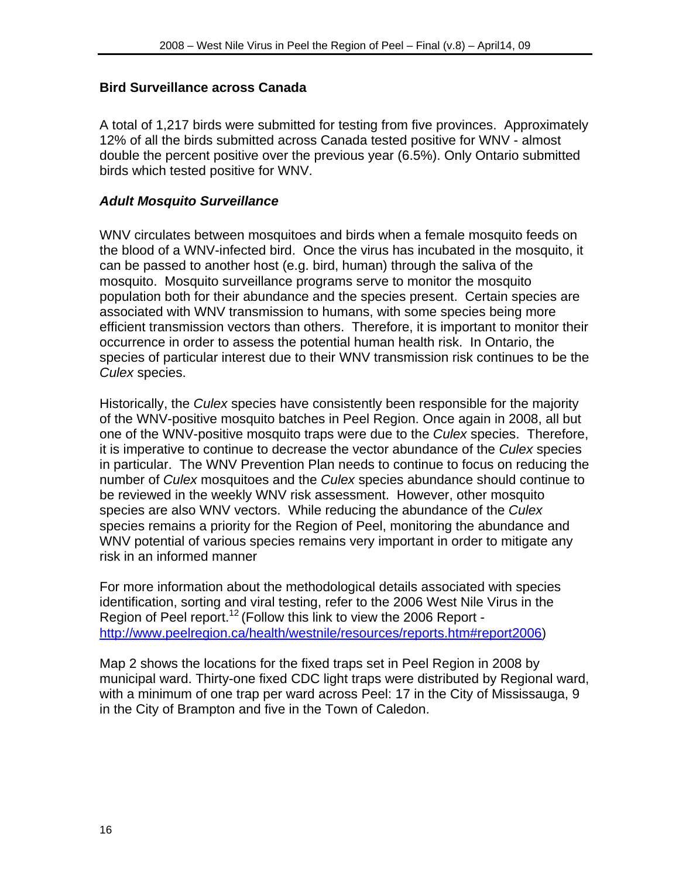**Bird Surveillance across Canada**

A total of 1,217 birds were submitted for testing from five provinces. Approximately 12% of all the birds submitted across Canada tested positive for WNV - almost double the percent positive over the previous year (6.5%). Only Ontario submitted birds which tested positive for WNV.

***Adult Mosquito Surveillance***

WNV circulates between mosquitoes and birds when a female mosquito feeds on the blood of a WNV-infected bird. Once the virus has incubated in the mosquito, it can be passed to another host (e.g. bird, human) through the saliva of the mosquito. Mosquito surveillance programs serve to monitor the mosquito population both for their abundance and the species present. Certain species are associated with WNV transmission to humans, with some species being more efficient transmission vectors than others. Therefore, it is important to monitor their occurrence in order to assess the potential human health risk. In Ontario, the species of particular interest due to their WNV transmission risk continues to be the *Culex* species.

Historically, the *Culex* species have consistently been responsible for the majority of the WNV-positive mosquito batches in Peel Region. Once again in 2008, all but one of the WNV-positive mosquito traps were due to the *Culex* species. Therefore, it is imperative to continue to decrease the vector abundance of the *Culex* species in particular. The WNV Prevention Plan needs to continue to focus on reducing the number of *Culex* mosquitoes and the *Culex* species abundance should continue to be reviewed in the weekly WNV risk assessment. However, other mosquito species are also WNV vectors. While reducing the abundance of the *Culex* species remains a priority for the Region of Peel, monitoring the abundance and WNV potential of various species remains very important in order to mitigate any risk in an informed manner

For more information about the methodological details associated with species identification, sorting and viral testing, refer to the 2006 West Nile Virus in the Region of Peel report.[12] (Follow this link to view the 2006 Report - http://www.peelregion.ca/health/westnile/resources/reports.htm#report2006)

Map 2 shows the locations for the fixed traps set in Peel Region in 2008 by municipal ward. Thirty-one fixed CDC light traps were distributed by Regional ward, with a minimum of one trap per ward across Peel: 17 in the City of Mississauga, 9 in the City of Brampton and five in the Town of Caledon.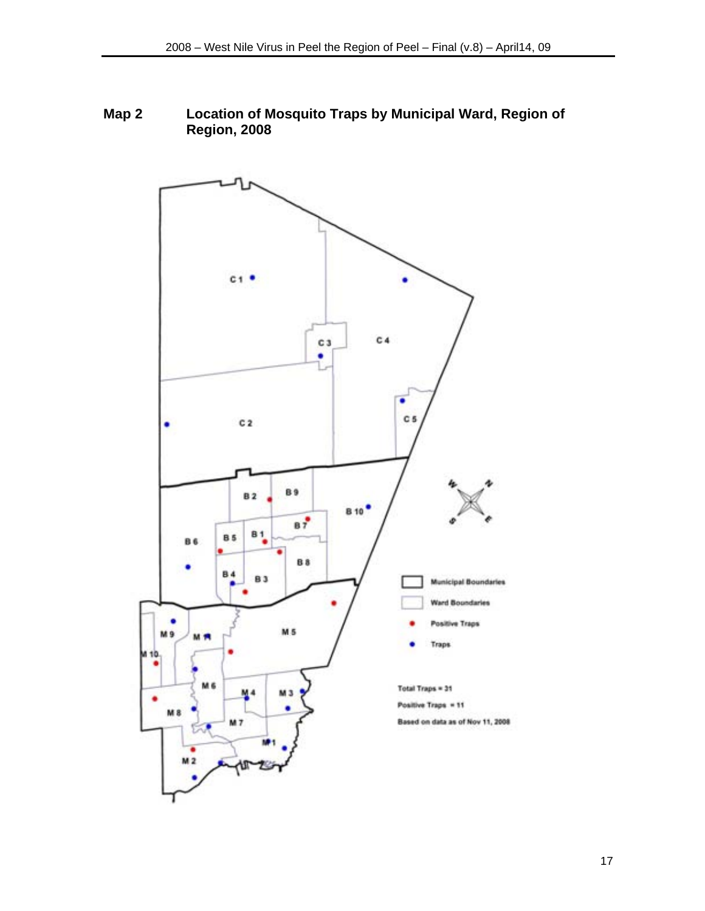**Map 2 Location of Mosquito Traps by Municipal Ward, Region of Region, 2008**

Municipal Boundaries

Ward Boundaries

Positive Traps

Traps

Total Traps = 31

Positive Traps = 11

Based on data as of Nov 11, 2008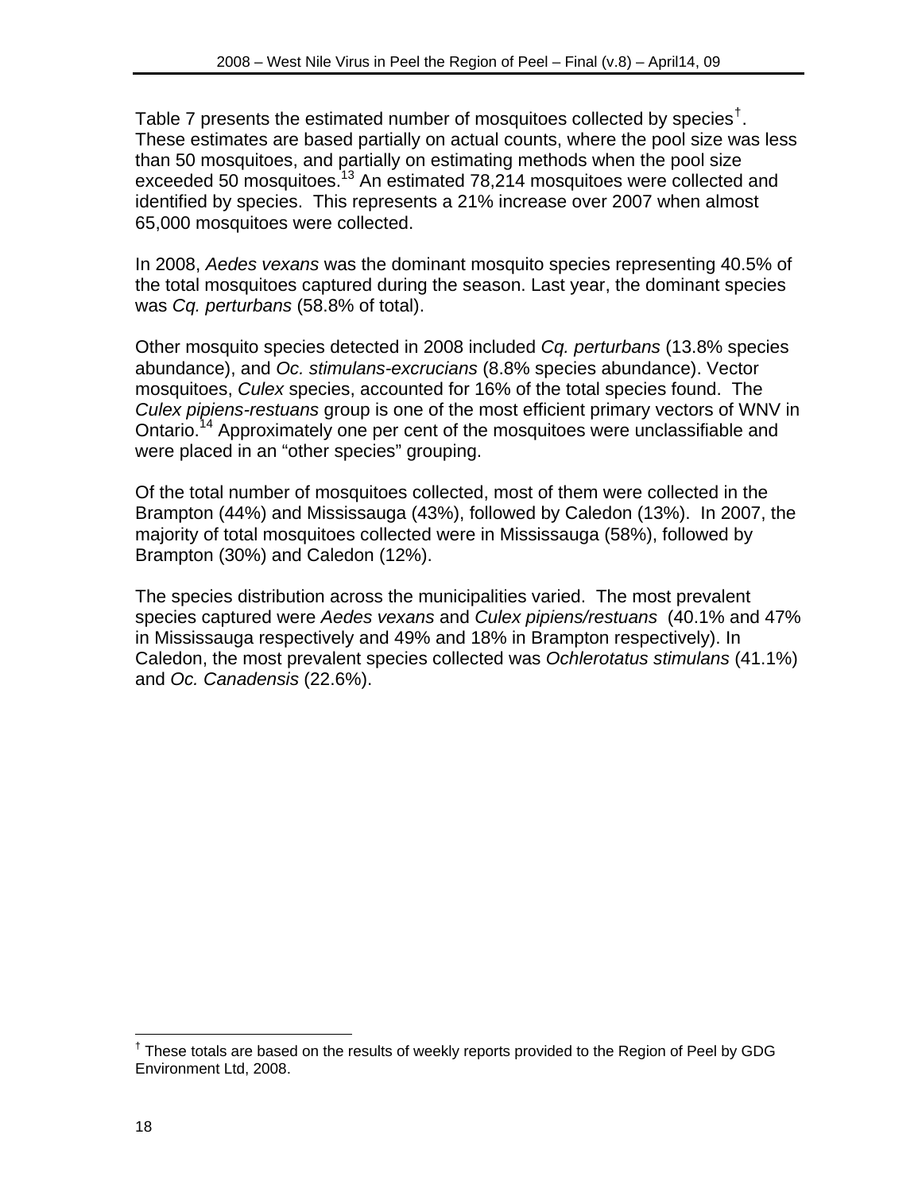Table 7 presents the estimated number of mosquitoes collected by species[†]. These estimates are based partially on actual counts, where the pool size was less than 50 mosquitoes, and partially on estimating methods when the pool size exceeded 50 mosquitoes.[13] An estimated 78,214 mosquitoes were collected and identified by species. This represents a 21% increase over 2007 when almost 65,000 mosquitoes were collected.

In 2008, *Aedes vexans* was the dominant mosquito species representing 40.5% of the total mosquitoes captured during the season. Last year, the dominant species was *Cq. perturbans* (58.8% of total).

Other mosquito species detected in 2008 included *Cq. perturbans* (13.8% species abundance), and *Oc. stimulans-excrucians* (8.8% species abundance). Vector mosquitoes, *Culex* species, accounted for 16% of the total species found. The *Culex pipiens-restuans* group is one of the most efficient primary vectors of WNV in Ontario.[14] Approximately one per cent of the mosquitoes were unclassifiable and were placed in an "other species" grouping.

Of the total number of mosquitoes collected, most of them were collected in the Brampton (44%) and Mississauga (43%), followed by Caledon (13%). In 2007, the majority of total mosquitoes collected were in Mississauga (58%), followed by Brampton (30%) and Caledon (12%).

The species distribution across the municipalities varied. The most prevalent species captured were *Aedes vexans* and *Culex pipiens/restuans* (40.1% and 47% in Mississauga respectively and 49% and 18% in Brampton respectively). In Caledon, the most prevalent species collected was *Ochlerotatus stimulans* (41.1%) and *Oc. Canadensis* (22.6%).

[†] These totals are based on the results of weekly reports provided to the Region of Peel by GDG Environment Ltd, 2008.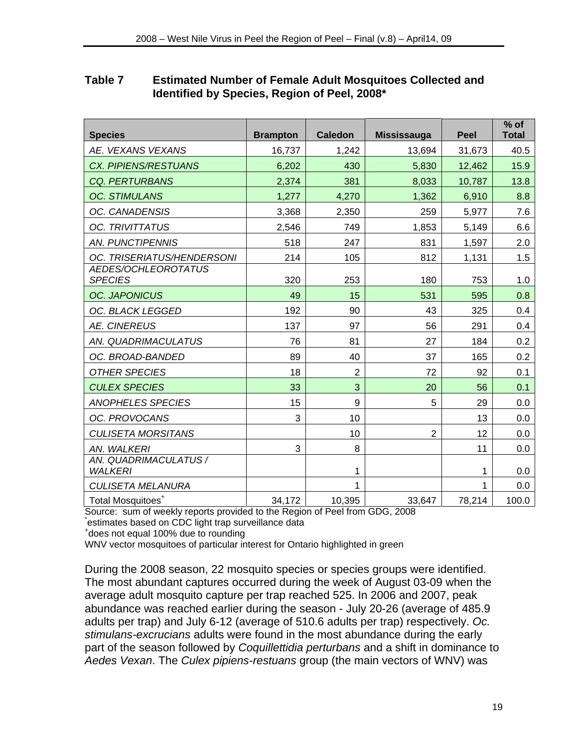**Table 7 Estimated Number of Female Adult Mosquitoes Collected and Identified by Species, Region of Peel, 2008***

| Species | Brampton | Caledon | Mississauga | Peel | % of Total |
|---|---|---|---|---|---|
| *AE. VEXANS VEXANS* | 16,737 | 1,242 | 13,694 | 31,673 | 40.5 |
| *CX. PIPIENS/RESTUANS* | 6,202 | 430 | 5,830 | 12,462 | 15.9 |
| *CQ. PERTURBANS* | 2,374 | 381 | 8,033 | 10,787 | 13.8 |
| *OC. STIMULANS* | 1,277 | 4,270 | 1,362 | 6,910 | 8.8 |
| *OC. CANADENSIS* | 3,368 | 2,350 | 259 | 5,977 | 7.6 |
| *OC. TRIVITTATUS* | 2,546 | 749 | 1,853 | 5,149 | 6.6 |
| *AN. PUNCTIPENNIS* | 518 | 247 | 831 | 1,597 | 2.0 |
| *OC. TRISERIATUS/HENDERSONI* | 214 | 105 | 812 | 1,131 | 1.5 |
| *AEDES/OCHLEOROTATUS SPECIES* | 320 | 253 | 180 | 753 | 1.0 |
| *OC. JAPONICUS* | 49 | 15 | 531 | 595 | 0.8 |
| *OC. BLACK LEGGED* | 192 | 90 | 43 | 325 | 0.4 |
| *AE. CINEREUS* | 137 | 97 | 56 | 291 | 0.4 |
| *AN. QUADRIMACULATUS* | 76 | 81 | 27 | 184 | 0.2 |
| *OC. BROAD-BANDED* | 89 | 40 | 37 | 165 | 0.2 |
| *OTHER SPECIES* | 18 | 2 | 72 | 92 | 0.1 |
| *CULEX SPECIES* | 33 | 3 | 20 | 56 | 0.1 |
| *ANOPHELES SPECIES* | 15 | 9 | 5 | 29 | 0.0 |
| *OC. PROVOCANS* | 3 | 10 | | 13 | 0.0 |
| *CULISETA MORSITANS* | | 10 | 2 | 12 | 0.0 |
| *AN. WALKERI* | 3 | 8 | | 11 | 0.0 |
| *AN. QUADRIMACULATUS / WALKERI* | | 1 | | 1 | 0.0 |
| *CULISETA MELANURA* | | 1 | | 1 | 0.0 |
| Total Mosquitoes[+] | 34,172 | 10,395 | 33,647 | 78,214 | 100.0 |

Source: sum of weekly reports provided to the Region of Peel from GDG, 2008
[*]estimates based on CDC light trap surveillance data
[+]does not equal 100% due to rounding
WNV vector mosquitoes of particular interest for Ontario highlighted in green

During the 2008 season, 22 mosquito species or species groups were identified. The most abundant captures occurred during the week of August 03-09 when the average adult mosquito capture per trap reached 525. In 2006 and 2007, peak abundance was reached earlier during the season - July 20-26 (average of 485.9 adults per trap) and July 6-12 (average of 510.6 adults per trap) respectively. *Oc. stimulans-excrucians* adults were found in the most abundance during the early part of the season followed by *Coquillettidia perturbans* and a shift in dominance to *Aedes Vexan*. The *Culex pipiens-restuans* group (the main vectors of WNV) was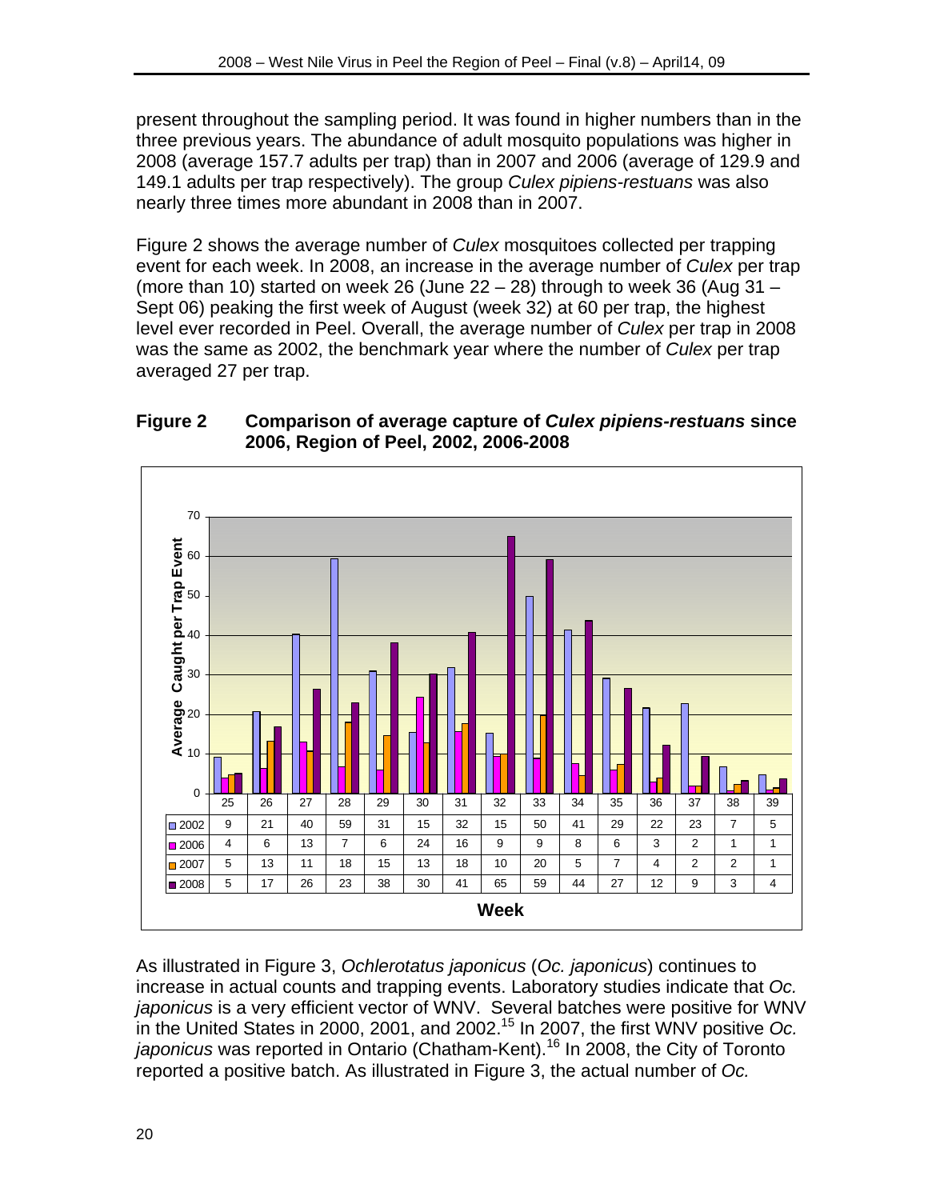present throughout the sampling period. It was found in higher numbers than in the three previous years. The abundance of adult mosquito populations was higher in 2008 (average 157.7 adults per trap) than in 2007 and 2006 (average of 129.9 and 149.1 adults per trap respectively). The group *Culex pipiens-restuans* was also nearly three times more abundant in 2008 than in 2007.

Figure 2 shows the average number of *Culex* mosquitoes collected per trapping event for each week. In 2008, an increase in the average number of *Culex* per trap (more than 10) started on week 26 (June 22 – 28) through to week 36 (Aug 31 – Sept 06) peaking the first week of August (week 32) at 60 per trap, the highest level ever recorded in Peel. Overall, the average number of *Culex* per trap in 2008 was the same as 2002, the benchmark year where the number of *Culex* per trap averaged 27 per trap.

**Figure 2 Comparison of average capture of *Culex pipiens-restuans* since 2006, Region of Peel, 2002, 2006-2008**

Average Caught per Trap Event

| Week | 25 | 26 | 27 | 28 | 29 | 30 | 31 | 32 | 33 | 34 | 35 | 36 | 37 | 38 | 39 |
|---|---|---|---|---|---|---|---|---|---|---|---|---|---|---|---|
| 2002 | 9 | 21 | 40 | 59 | 31 | 15 | 32 | 15 | 50 | 41 | 29 | 22 | 23 | 7 | 5 |
| 2006 | 4 | 6 | 13 | 7 | 6 | 24 | 16 | 9 | 9 | 8 | 6 | 3 | 2 | 1 | 1 |
| 2007 | 5 | 13 | 11 | 18 | 15 | 13 | 18 | 10 | 20 | 5 | 7 | 4 | 2 | 2 | 1 |
| 2008 | 5 | 17 | 26 | 23 | 38 | 30 | 41 | 65 | 59 | 44 | 27 | 12 | 9 | 3 | 4 |

As illustrated in Figure 3, *Ochlerotatus japonicus* (*Oc. japonicus*) continues to increase in actual counts and trapping events. Laboratory studies indicate that *Oc. japonicus* is a very efficient vector of WNV. Several batches were positive for WNV in the United States in 2000, 2001, and 2002.[15] In 2007, the first WNV positive *Oc. japonicus* was reported in Ontario (Chatham-Kent).[16] In 2008, the City of Toronto reported a positive batch. As illustrated in Figure 3, the actual number of *Oc.*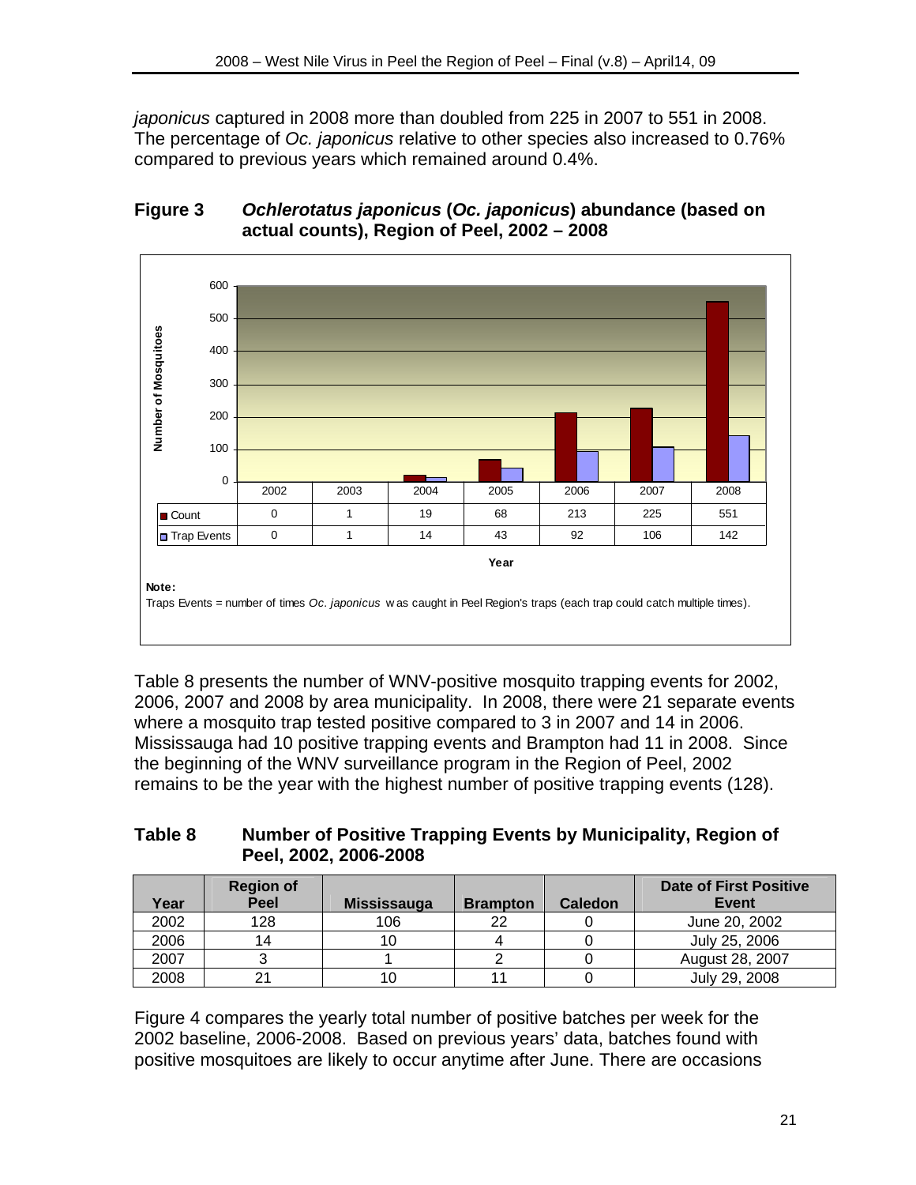*japonicus* captured in 2008 more than doubled from 225 in 2007 to 551 in 2008. The percentage of *Oc. japonicus* relative to other species also increased to 0.76% compared to previous years which remained around 0.4%.

**Figure 3 *Ochlerotatus japonicus* (*Oc. japonicus*) abundance (based on actual counts), Region of Peel, 2002 – 2008**

| | 2002 | 2003 | 2004 | 2005 | 2006 | 2007 | 2008 |
|---|---|---|---|---|---|---|---|
| Count | 0 | 1 | 19 | 68 | 213 | 225 | 551 |
| Trap Events | 0 | 1 | 14 | 43 | 92 | 106 | 142 |

**Note:**
Traps Events = number of times *Oc. japonicus* was caught in Peel Region's traps (each trap could catch multiple times).

Table 8 presents the number of WNV-positive mosquito trapping events for 2002, 2006, 2007 and 2008 by area municipality. In 2008, there were 21 separate events where a mosquito trap tested positive compared to 3 in 2007 and 14 in 2006. Mississauga had 10 positive trapping events and Brampton had 11 in 2008. Since the beginning of the WNV surveillance program in the Region of Peel, 2002 remains to be the year with the highest number of positive trapping events (128).

**Table 8 Number of Positive Trapping Events by Municipality, Region of Peel, 2002, 2006-2008**

| Year | Region of Peel | Mississauga | Brampton | Caledon | Date of First Positive Event |
|---|---|---|---|---|---|
| 2002 | 128 | 106 | 22 | 0 | June 20, 2002 |
| 2006 | 14 | 10 | 4 | 0 | July 25, 2006 |
| 2007 | 3 | 1 | 2 | 0 | August 28, 2007 |
| 2008 | 21 | 10 | 11 | 0 | July 29, 2008 |

Figure 4 compares the yearly total number of positive batches per week for the 2002 baseline, 2006-2008. Based on previous years' data, batches found with positive mosquitoes are likely to occur anytime after June. There are occasions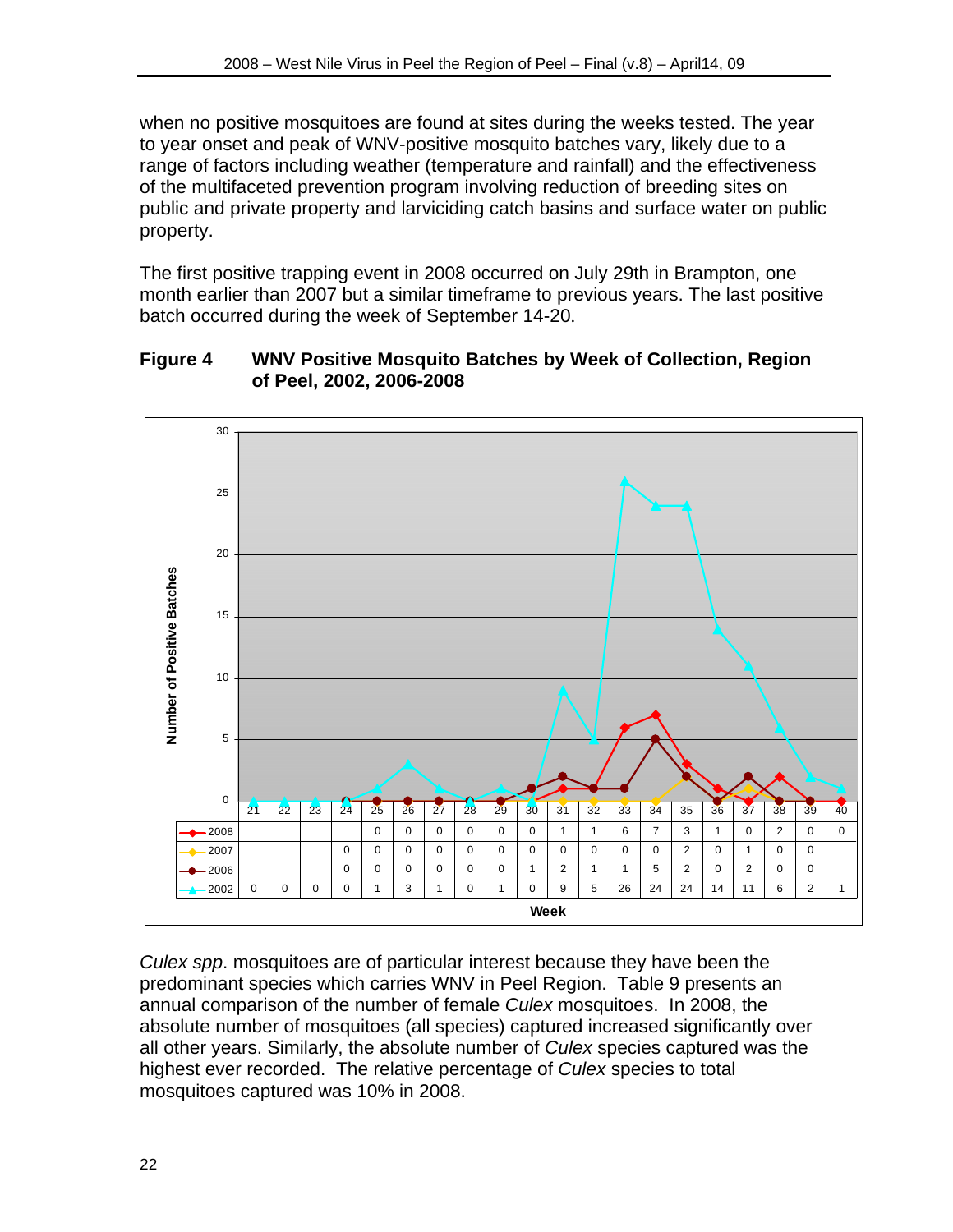when no positive mosquitoes are found at sites during the weeks tested. The year to year onset and peak of WNV-positive mosquito batches vary, likely due to a range of factors including weather (temperature and rainfall) and the effectiveness of the multifaceted prevention program involving reduction of breeding sites on public and private property and larviciding catch basins and surface water on public property.

The first positive trapping event in 2008 occurred on July 29th in Brampton, one month earlier than 2007 but a similar timeframe to previous years. The last positive batch occurred during the week of September 14-20.

**Figure 4 WNV Positive Mosquito Batches by Week of Collection, Region of Peel, 2002, 2006-2008**

| Week | 21 | 22 | 23 | 24 | 25 | 26 | 27 | 28 | 29 | 30 | 31 | 32 | 33 | 34 | 35 | 36 | 37 | 38 | 39 | 40 |
|---|---|---|---|---|---|---|---|---|---|---|---|---|---|---|---|---|---|---|---|---|
| 2008 | | | | | 0 | 0 | 0 | 0 | 0 | 0 | 1 | 1 | 6 | 7 | 3 | 1 | 0 | 2 | 0 | 0 |
| 2007 | | | | 0 | 0 | 0 | 0 | 0 | 0 | 0 | 0 | 0 | 0 | 0 | 2 | 0 | 1 | 0 | 0 | |
| 2006 | | | | 0 | 0 | 0 | 0 | 0 | 0 | 1 | 2 | 1 | 1 | 5 | 2 | 0 | 2 | 0 | 0 | |
| 2002 | 0 | 0 | 0 | 0 | 1 | 3 | 1 | 0 | 1 | 0 | 9 | 5 | 26 | 24 | 24 | 14 | 11 | 6 | 2 | 1 |

*Culex spp*. mosquitoes are of particular interest because they have been the predominant species which carries WNV in Peel Region. Table 9 presents an annual comparison of the number of female *Culex* mosquitoes. In 2008, the absolute number of mosquitoes (all species) captured increased significantly over all other years. Similarly, the absolute number of *Culex* species captured was the highest ever recorded. The relative percentage of *Culex* species to total mosquitoes captured was 10% in 2008.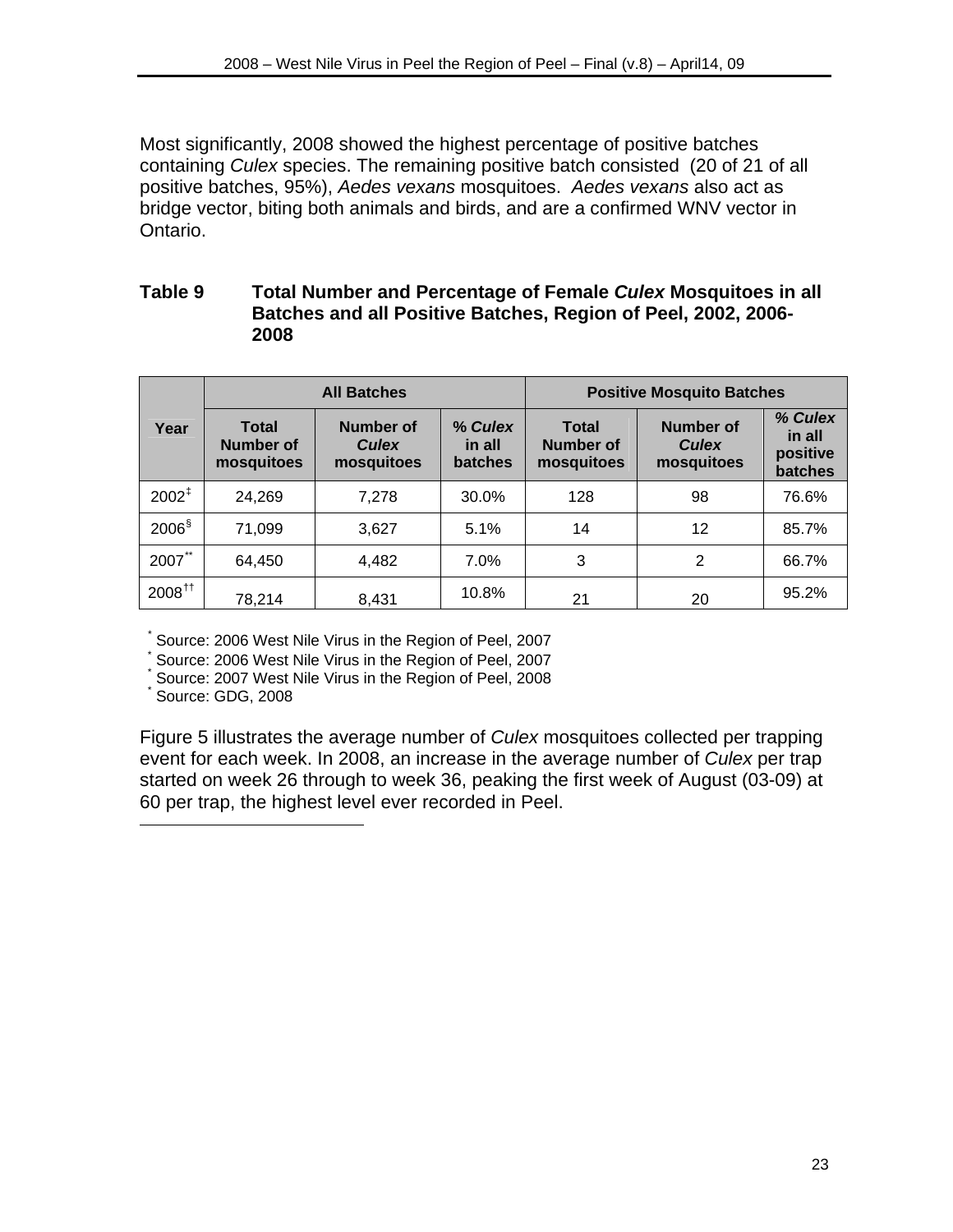Most significantly, 2008 showed the highest percentage of positive batches containing *Culex* species. The remaining positive batch consisted  (20 of 21 of all positive batches, 95%), *Aedes vexans* mosquitoes.  *Aedes vexans* also act as bridge vector, biting both animals and birds, and are a confirmed WNV vector in Ontario.

**Table 9 Total Number and Percentage of Female *Culex* Mosquitoes in all Batches and all Positive Batches, Region of Peel, 2002, 2006-2008**

| Year | All Batches | | | Positive Mosquito Batches | | |
|---|---|---|---|---|---|---|
| | Total Number of mosquitoes | Number of *Culex* mosquitoes | % *Culex* in all batches | Total Number of mosquitoes | Number of *Culex* mosquitoes | % *Culex* in all positive batches |
| 2002‡ | 24,269 | 7,278 | 30.0% | 128 | 98 | 76.6% |
| 2006§ | 71,099 | 3,627 | 5.1% | 14 | 12 | 85.7% |
| 2007** | 64,450 | 4,482 | 7.0% | 3 | 2 | 66.7% |
| 2008†† | 78,214 | 8,431 | 10.8% | 21 | 20 | 95.2% |

* Source: 2006 West Nile Virus in the Region of Peel, 2007
* Source: 2006 West Nile Virus in the Region of Peel, 2007
* Source: 2007 West Nile Virus in the Region of Peel, 2008
* Source: GDG, 2008

Figure 5 illustrates the average number of *Culex* mosquitoes collected per trapping event for each week. In 2008, an increase in the average number of *Culex* per trap started on week 26 through to week 36, peaking the first week of August (03-09) at 60 per trap, the highest level ever recorded in Peel.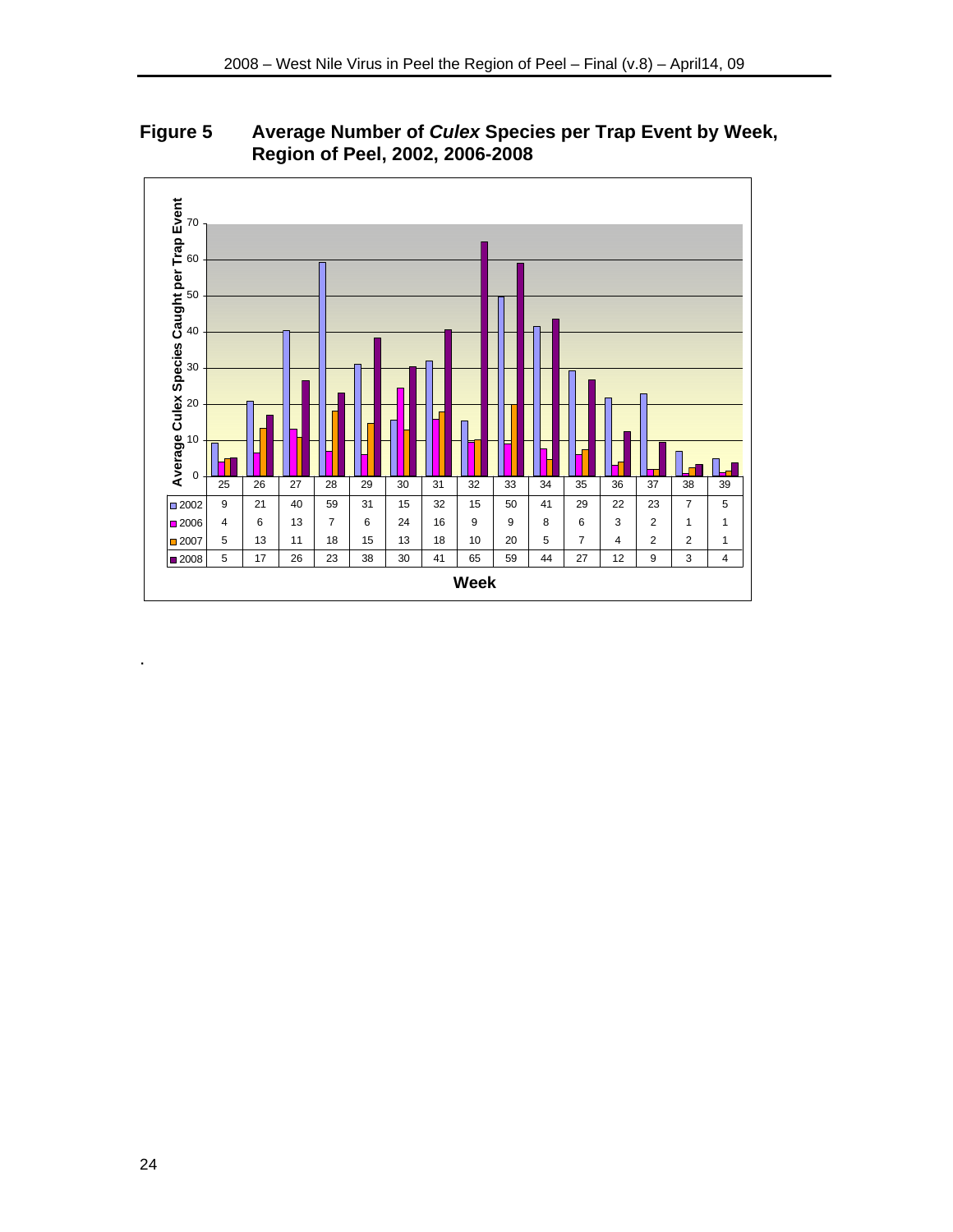**Figure 5 Average Number of *Culex* Species per Trap Event by Week, Region of Peel, 2002, 2006-2008**

| Week | 25 | 26 | 27 | 28 | 29 | 30 | 31 | 32 | 33 | 34 | 35 | 36 | 37 | 38 | 39 |
|---|---|---|---|---|---|---|---|---|---|---|---|---|---|---|---|
| 2002 | 9 | 21 | 40 | 59 | 31 | 15 | 32 | 15 | 50 | 41 | 29 | 22 | 23 | 7 | 5 |
| 2006 | 4 | 6 | 13 | 7 | 6 | 24 | 16 | 9 | 9 | 8 | 6 | 3 | 2 | 1 | 1 |
| 2007 | 5 | 13 | 11 | 18 | 15 | 13 | 18 | 10 | 20 | 5 | 7 | 4 | 2 | 2 | 1 |
| 2008 | 5 | 17 | 26 | 23 | 38 | 30 | 41 | 65 | 59 | 44 | 27 | 12 | 9 | 3 | 4 |

Average Culex Species Caught per Trap Event

.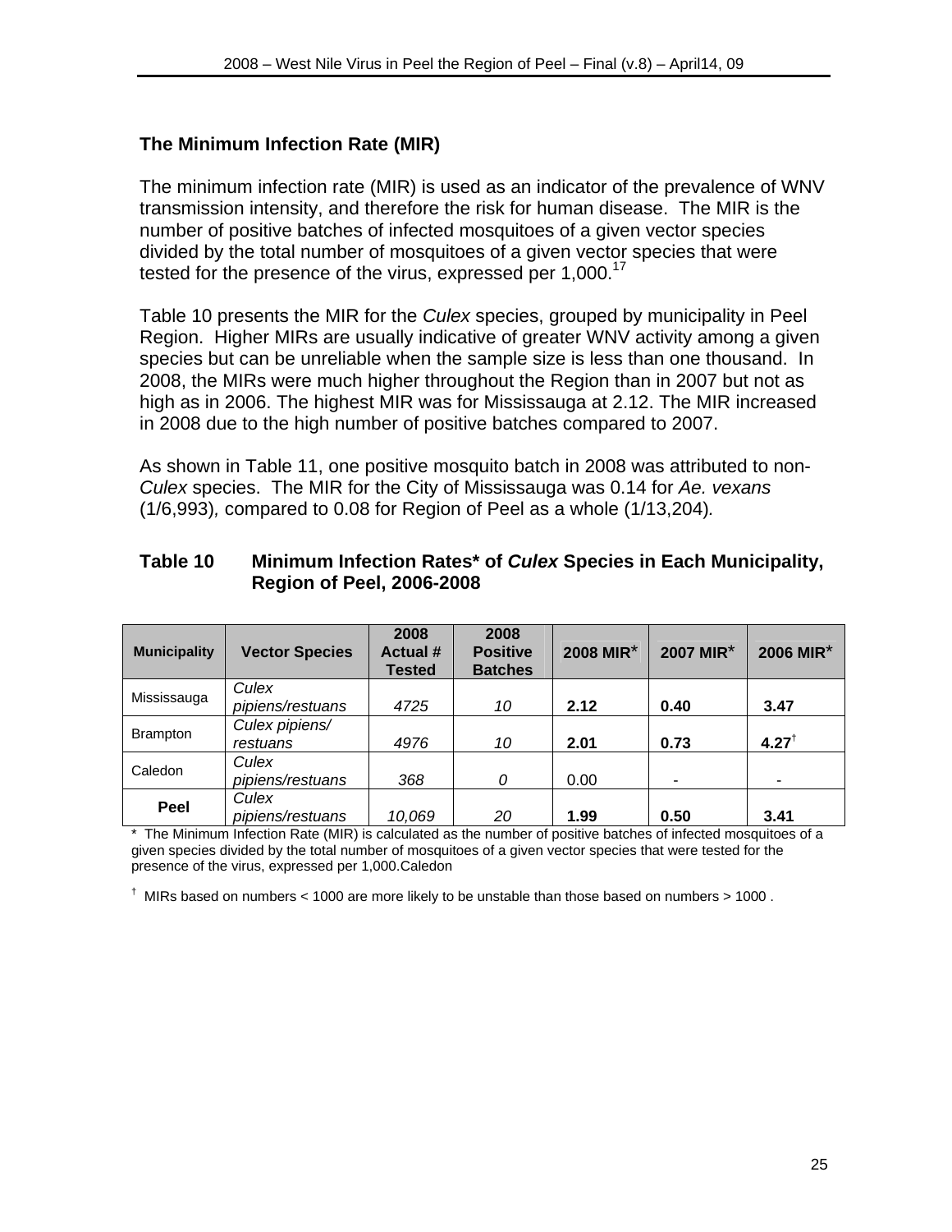### The Minimum Infection Rate (MIR)

The minimum infection rate (MIR) is used as an indicator of the prevalence of WNV transmission intensity, and therefore the risk for human disease. The MIR is the number of positive batches of infected mosquitoes of a given vector species divided by the total number of mosquitoes of a given vector species that were tested for the presence of the virus, expressed per 1,000.[17]

Table 10 presents the MIR for the *Culex* species, grouped by municipality in Peel Region. Higher MIRs are usually indicative of greater WNV activity among a given species but can be unreliable when the sample size is less than one thousand. In 2008, the MIRs were much higher throughout the Region than in 2007 but not as high as in 2006. The highest MIR was for Mississauga at 2.12. The MIR increased in 2008 due to the high number of positive batches compared to 2007.

As shown in Table 11, one positive mosquito batch in 2008 was attributed to non-*Culex* species. The MIR for the City of Mississauga was 0.14 for *Ae. vexans* (1/6,993)*,* compared to 0.08 for Region of Peel as a whole (1/13,204)*.*

**Table 10 Minimum Infection Rates* of *Culex* Species in Each Municipality, Region of Peel, 2006-2008**

| Municipality | Vector Species | 2008 Actual # Tested | 2008 Positive Batches | 2008 MIR* | 2007 MIR* | 2006 MIR* |
|---|---|---|---|---|---|---|
| Mississauga | *Culex pipiens/restuans* | *4725* | *10* | **2.12** | **0.40** | **3.47** |
| Brampton | *Culex pipiens/ restuans* | *4976* | *10* | **2.01** | **0.73** | **4.27**† |
| Caledon | *Culex pipiens/restuans* | *368* | *0* | 0.00 | - | - |
| **Peel** | *Culex pipiens/restuans* | *10,069* | *20* | **1.99** | **0.50** | **3.41** |

\* The Minimum Infection Rate (MIR) is calculated as the number of positive batches of infected mosquitoes of a given species divided by the total number of mosquitoes of a given vector species that were tested for the presence of the virus, expressed per 1,000.Caledon

† MIRs based on numbers < 1000 are more likely to be unstable than those based on numbers > 1000 .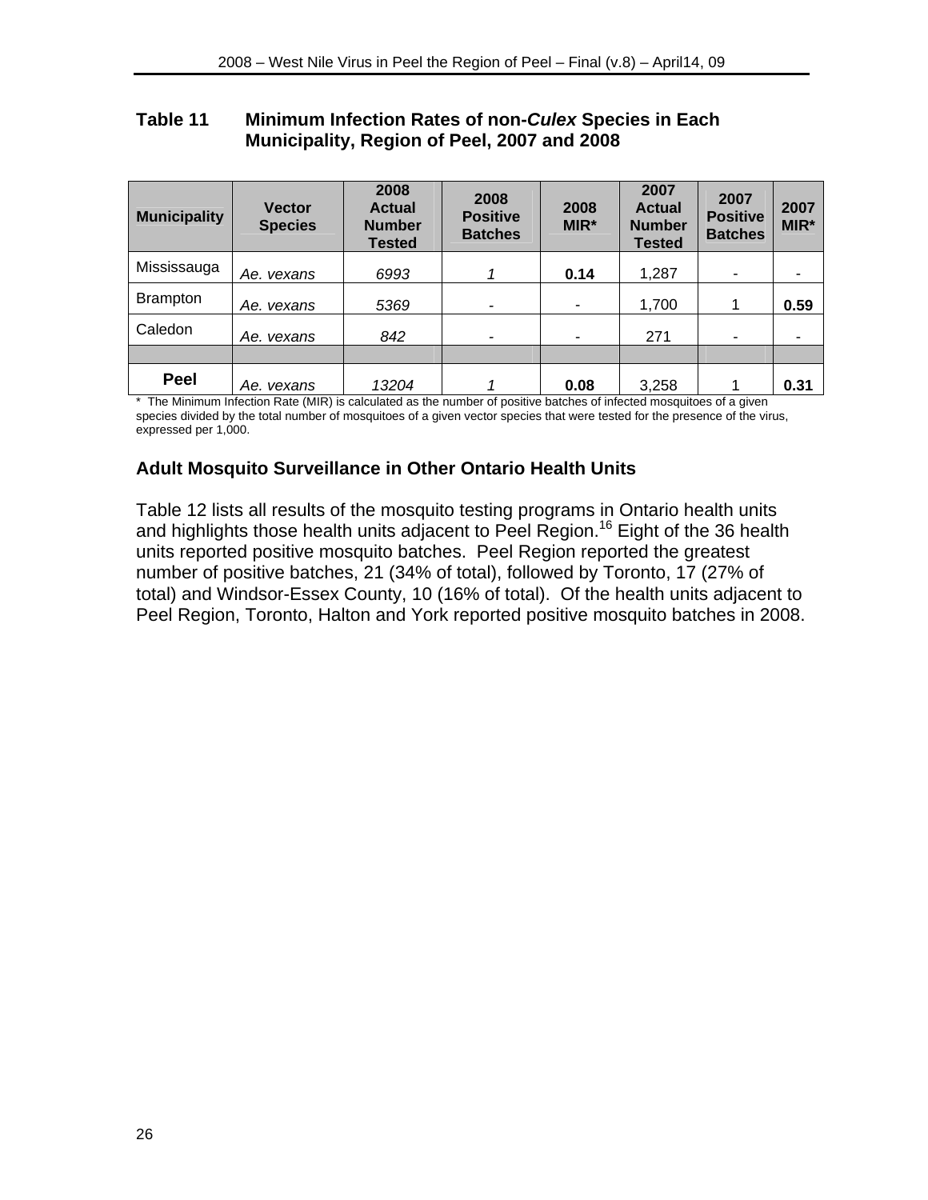**Table 11 Minimum Infection Rates of non-*Culex* Species in Each Municipality, Region of Peel, 2007 and 2008**

| Municipality | Vector Species | 2008 Actual Number Tested | 2008 Positive Batches | 2008 MIR* | 2007 Actual Number Tested | 2007 Positive Batches | 2007 MIR* |
|---|---|---|---|---|---|---|---|
| Mississauga | *Ae. vexans* | *6993* | *1* | **0.14** | 1,287 | - | - |
| Brampton | *Ae. vexans* | *5369* | - | - | 1,700 | 1 | **0.59** |
| Caledon | *Ae. vexans* | *842* | - | - | 271 | - | - |
| | | | | | | | |
| **Peel** | *Ae. vexans* | *13204* | *1* | **0.08** | 3,258 | 1 | **0.31** |

* The Minimum Infection Rate (MIR) is calculated as the number of positive batches of infected mosquitoes of a given species divided by the total number of mosquitoes of a given vector species that were tested for the presence of the virus, expressed per 1,000.

### Adult Mosquito Surveillance in Other Ontario Health Units

Table 12 lists all results of the mosquito testing programs in Ontario health units and highlights those health units adjacent to Peel Region.[16] Eight of the 36 health units reported positive mosquito batches. Peel Region reported the greatest number of positive batches, 21 (34% of total), followed by Toronto, 17 (27% of total) and Windsor-Essex County, 10 (16% of total). Of the health units adjacent to Peel Region, Toronto, Halton and York reported positive mosquito batches in 2008.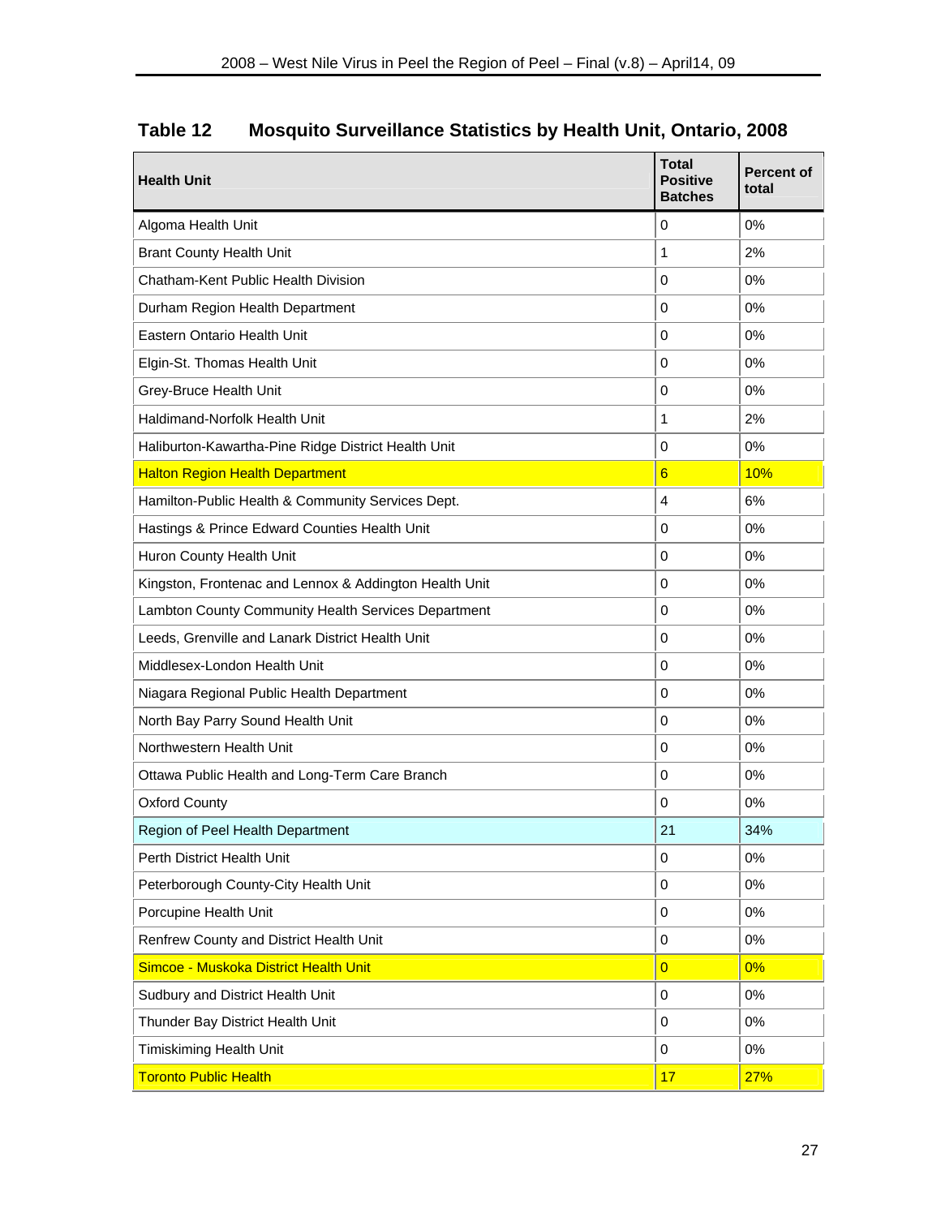## Table 12 Mosquito Surveillance Statistics by Health Unit, Ontario, 2008

| Health Unit | Total Positive Batches | Percent of total |
|---|---|---|
| Algoma Health Unit | 0 | 0% |
| Brant County Health Unit | 1 | 2% |
| Chatham-Kent Public Health Division | 0 | 0% |
| Durham Region Health Department | 0 | 0% |
| Eastern Ontario Health Unit | 0 | 0% |
| Elgin-St. Thomas Health Unit | 0 | 0% |
| Grey-Bruce Health Unit | 0 | 0% |
| Haldimand-Norfolk Health Unit | 1 | 2% |
| Haliburton-Kawartha-Pine Ridge District Health Unit | 0 | 0% |
| Halton Region Health Department | 6 | 10% |
| Hamilton-Public Health & Community Services Dept. | 4 | 6% |
| Hastings & Prince Edward Counties Health Unit | 0 | 0% |
| Huron County Health Unit | 0 | 0% |
| Kingston, Frontenac and Lennox & Addington Health Unit | 0 | 0% |
| Lambton County Community Health Services Department | 0 | 0% |
| Leeds, Grenville and Lanark District Health Unit | 0 | 0% |
| Middlesex-London Health Unit | 0 | 0% |
| Niagara Regional Public Health Department | 0 | 0% |
| North Bay Parry Sound Health Unit | 0 | 0% |
| Northwestern Health Unit | 0 | 0% |
| Ottawa Public Health and Long-Term Care Branch | 0 | 0% |
| Oxford County | 0 | 0% |
| Region of Peel Health Department | 21 | 34% |
| Perth District Health Unit | 0 | 0% |
| Peterborough County-City Health Unit | 0 | 0% |
| Porcupine Health Unit | 0 | 0% |
| Renfrew County and District Health Unit | 0 | 0% |
| Simcoe - Muskoka District Health Unit | 0 | 0% |
| Sudbury and District Health Unit | 0 | 0% |
| Thunder Bay District Health Unit | 0 | 0% |
| Timiskiming Health Unit | 0 | 0% |
| Toronto Public Health | 17 | 27% |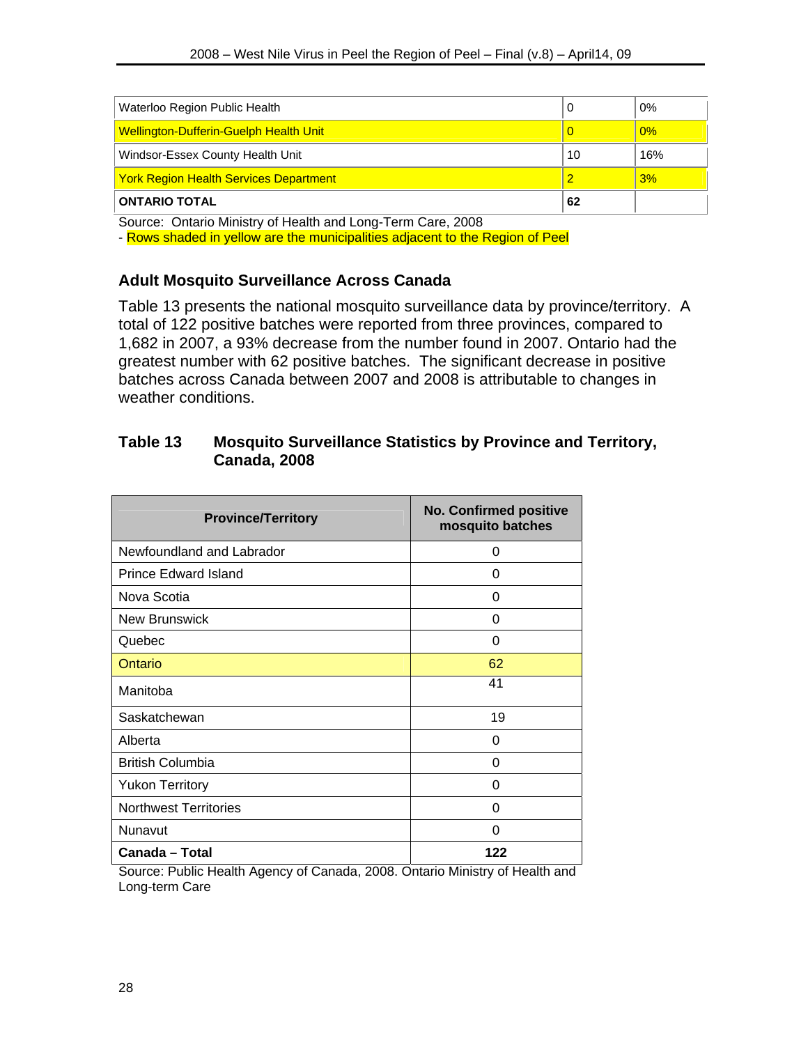| Waterloo Region Public Health | 0 | 0% |
|---|---|---|
| Wellington-Dufferin-Guelph Health Unit | 0 | 0% |
| Windsor-Essex County Health Unit | 10 | 16% |
| York Region Health Services Department | 2 | 3% |
| **ONTARIO TOTAL** | **62** | |

Source: Ontario Ministry of Health and Long-Term Care, 2008
- Rows shaded in yellow are the municipalities adjacent to the Region of Peel

### Adult Mosquito Surveillance Across Canada

Table 13 presents the national mosquito surveillance data by province/territory. A total of 122 positive batches were reported from three provinces, compared to 1,682 in 2007, a 93% decrease from the number found in 2007. Ontario had the greatest number with 62 positive batches. The significant decrease in positive batches across Canada between 2007 and 2008 is attributable to changes in weather conditions.

**Table 13 Mosquito Surveillance Statistics by Province and Territory, Canada, 2008**

| Province/Territory | No. Confirmed positive mosquito batches |
|---|---|
| Newfoundland and Labrador | 0 |
| Prince Edward Island | 0 |
| Nova Scotia | 0 |
| New Brunswick | 0 |
| Quebec | 0 |
| Ontario | 62 |
| Manitoba | 41 |
| Saskatchewan | 19 |
| Alberta | 0 |
| British Columbia | 0 |
| Yukon Territory | 0 |
| Northwest Territories | 0 |
| Nunavut | 0 |
| **Canada – Total** | **122** |

Source: Public Health Agency of Canada, 2008. Ontario Ministry of Health and Long-term Care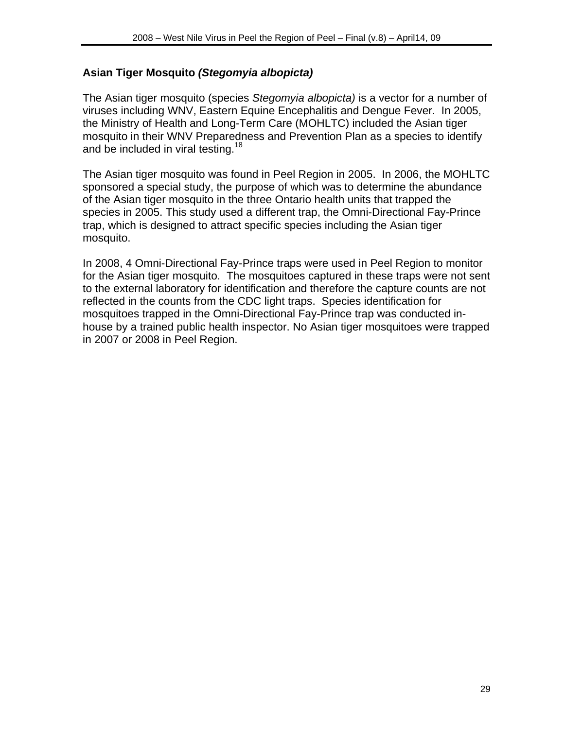### Asian Tiger Mosquito *(Stegomyia albopicta)*

The Asian tiger mosquito (species *Stegomyia albopicta)* is a vector for a number of viruses including WNV, Eastern Equine Encephalitis and Dengue Fever. In 2005, the Ministry of Health and Long-Term Care (MOHLTC) included the Asian tiger mosquito in their WNV Preparedness and Prevention Plan as a species to identify and be included in viral testing.[18]

The Asian tiger mosquito was found in Peel Region in 2005. In 2006, the MOHLTC sponsored a special study, the purpose of which was to determine the abundance of the Asian tiger mosquito in the three Ontario health units that trapped the species in 2005. This study used a different trap, the Omni-Directional Fay-Prince trap, which is designed to attract specific species including the Asian tiger mosquito.

In 2008, 4 Omni-Directional Fay-Prince traps were used in Peel Region to monitor for the Asian tiger mosquito. The mosquitoes captured in these traps were not sent to the external laboratory for identification and therefore the capture counts are not reflected in the counts from the CDC light traps. Species identification for mosquitoes trapped in the Omni-Directional Fay-Prince trap was conducted in-house by a trained public health inspector. No Asian tiger mosquitoes were trapped in 2007 or 2008 in Peel Region.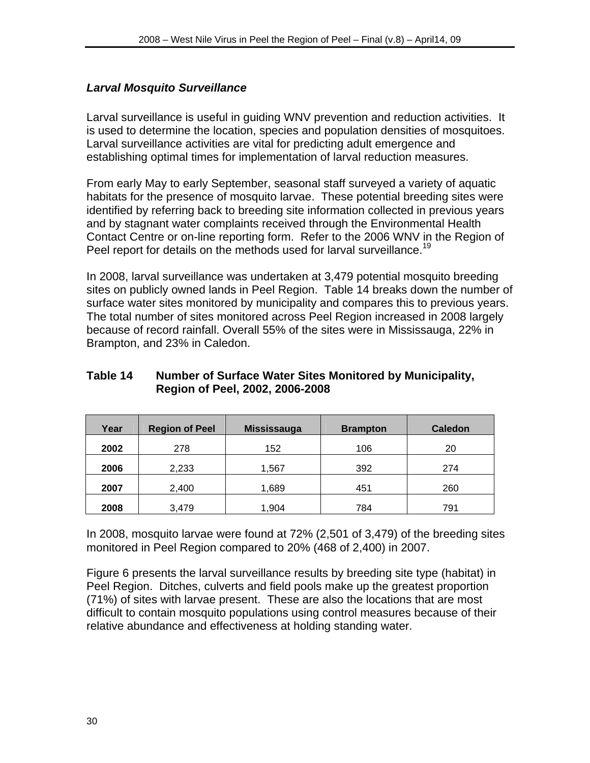### *Larval Mosquito Surveillance*

Larval surveillance is useful in guiding WNV prevention and reduction activities. It is used to determine the location, species and population densities of mosquitoes. Larval surveillance activities are vital for predicting adult emergence and establishing optimal times for implementation of larval reduction measures.

From early May to early September, seasonal staff surveyed a variety of aquatic habitats for the presence of mosquito larvae. These potential breeding sites were identified by referring back to breeding site information collected in previous years and by stagnant water complaints received through the Environmental Health Contact Centre or on-line reporting form. Refer to the 2006 WNV in the Region of Peel report for details on the methods used for larval surveillance.[19]

In 2008, larval surveillance was undertaken at 3,479 potential mosquito breeding sites on publicly owned lands in Peel Region. Table 14 breaks down the number of surface water sites monitored by municipality and compares this to previous years. The total number of sites monitored across Peel Region increased in 2008 largely because of record rainfall. Overall 55% of the sites were in Mississauga, 22% in Brampton, and 23% in Caledon.

**Table 14 Number of Surface Water Sites Monitored by Municipality, Region of Peel, 2002, 2006-2008**

| Year | Region of Peel | Mississauga | Brampton | Caledon |
|---|---|---|---|---|
| **2002** | 278 | 152 | 106 | 20 |
| **2006** | 2,233 | 1,567 | 392 | 274 |
| **2007** | 2,400 | 1,689 | 451 | 260 |
| **2008** | 3,479 | 1,904 | 784 | 791 |

In 2008, mosquito larvae were found at 72% (2,501 of 3,479) of the breeding sites monitored in Peel Region compared to 20% (468 of 2,400) in 2007.

Figure 6 presents the larval surveillance results by breeding site type (habitat) in Peel Region. Ditches, culverts and field pools make up the greatest proportion (71%) of sites with larvae present. These are also the locations that are most difficult to contain mosquito populations using control measures because of their relative abundance and effectiveness at holding standing water.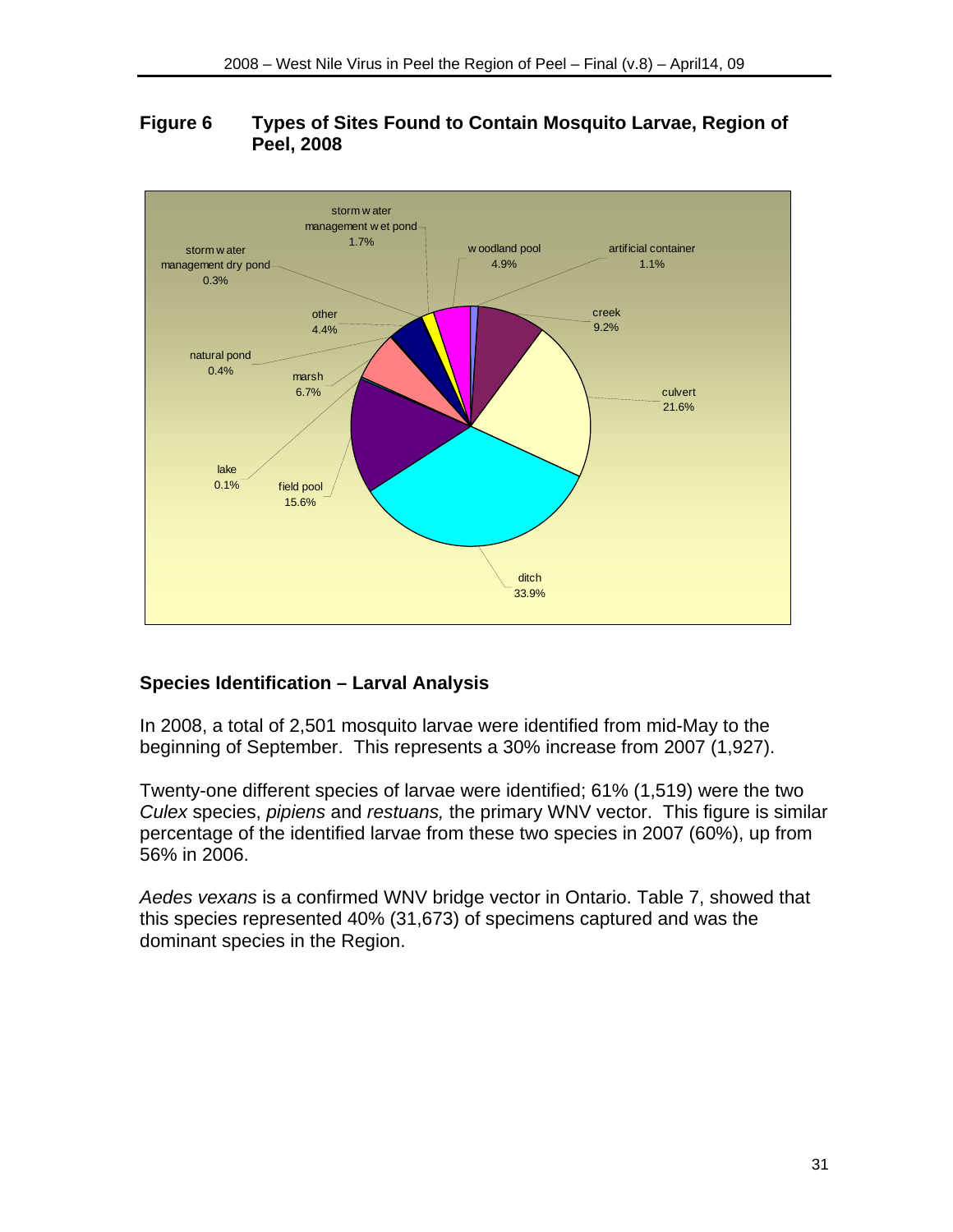**Figure 6 Types of Sites Found to Contain Mosquito Larvae, Region of Peel, 2008**

| Site type | Percentage |
| --- | --- |
| artificial container | 1.1% |
| creek | 9.2% |
| culvert | 21.6% |
| ditch | 33.9% |
| field pool | 15.6% |
| lake | 0.1% |
| marsh | 6.7% |
| natural pond | 0.4% |
| other | 4.4% |
| storm water management dry pond | 0.3% |
| storm water management wet pond | 1.7% |
| woodland pool | 4.9% |

## Species Identification – Larval Analysis

In 2008, a total of 2,501 mosquito larvae were identified from mid-May to the beginning of September. This represents a 30% increase from 2007 (1,927).

Twenty-one different species of larvae were identified; 61% (1,519) were the two *Culex* species, *pipiens* and *restuans,* the primary WNV vector. This figure is similar percentage of the identified larvae from these two species in 2007 (60%), up from 56% in 2006.

*Aedes vexans* is a confirmed WNV bridge vector in Ontario. Table 7, showed that this species represented 40% (31,673) of specimens captured and was the dominant species in the Region.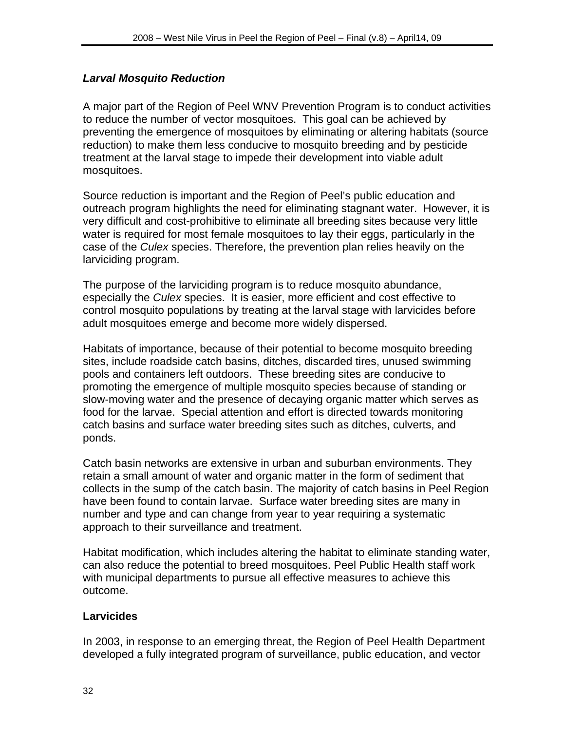### *Larval Mosquito Reduction*

A major part of the Region of Peel WNV Prevention Program is to conduct activities to reduce the number of vector mosquitoes. This goal can be achieved by preventing the emergence of mosquitoes by eliminating or altering habitats (source reduction) to make them less conducive to mosquito breeding and by pesticide treatment at the larval stage to impede their development into viable adult mosquitoes.

Source reduction is important and the Region of Peel's public education and outreach program highlights the need for eliminating stagnant water. However, it is very difficult and cost-prohibitive to eliminate all breeding sites because very little water is required for most female mosquitoes to lay their eggs, particularly in the case of the *Culex* species. Therefore, the prevention plan relies heavily on the larviciding program.

The purpose of the larviciding program is to reduce mosquito abundance, especially the *Culex* species. It is easier, more efficient and cost effective to control mosquito populations by treating at the larval stage with larvicides before adult mosquitoes emerge and become more widely dispersed.

Habitats of importance, because of their potential to become mosquito breeding sites, include roadside catch basins, ditches, discarded tires, unused swimming pools and containers left outdoors. These breeding sites are conducive to promoting the emergence of multiple mosquito species because of standing or slow-moving water and the presence of decaying organic matter which serves as food for the larvae. Special attention and effort is directed towards monitoring catch basins and surface water breeding sites such as ditches, culverts, and ponds.

Catch basin networks are extensive in urban and suburban environments. They retain a small amount of water and organic matter in the form of sediment that collects in the sump of the catch basin. The majority of catch basins in Peel Region have been found to contain larvae. Surface water breeding sites are many in number and type and can change from year to year requiring a systematic approach to their surveillance and treatment.

Habitat modification, which includes altering the habitat to eliminate standing water, can also reduce the potential to breed mosquitoes. Peel Public Health staff work with municipal departments to pursue all effective measures to achieve this outcome.

**Larvicides**

In 2003, in response to an emerging threat, the Region of Peel Health Department developed a fully integrated program of surveillance, public education, and vector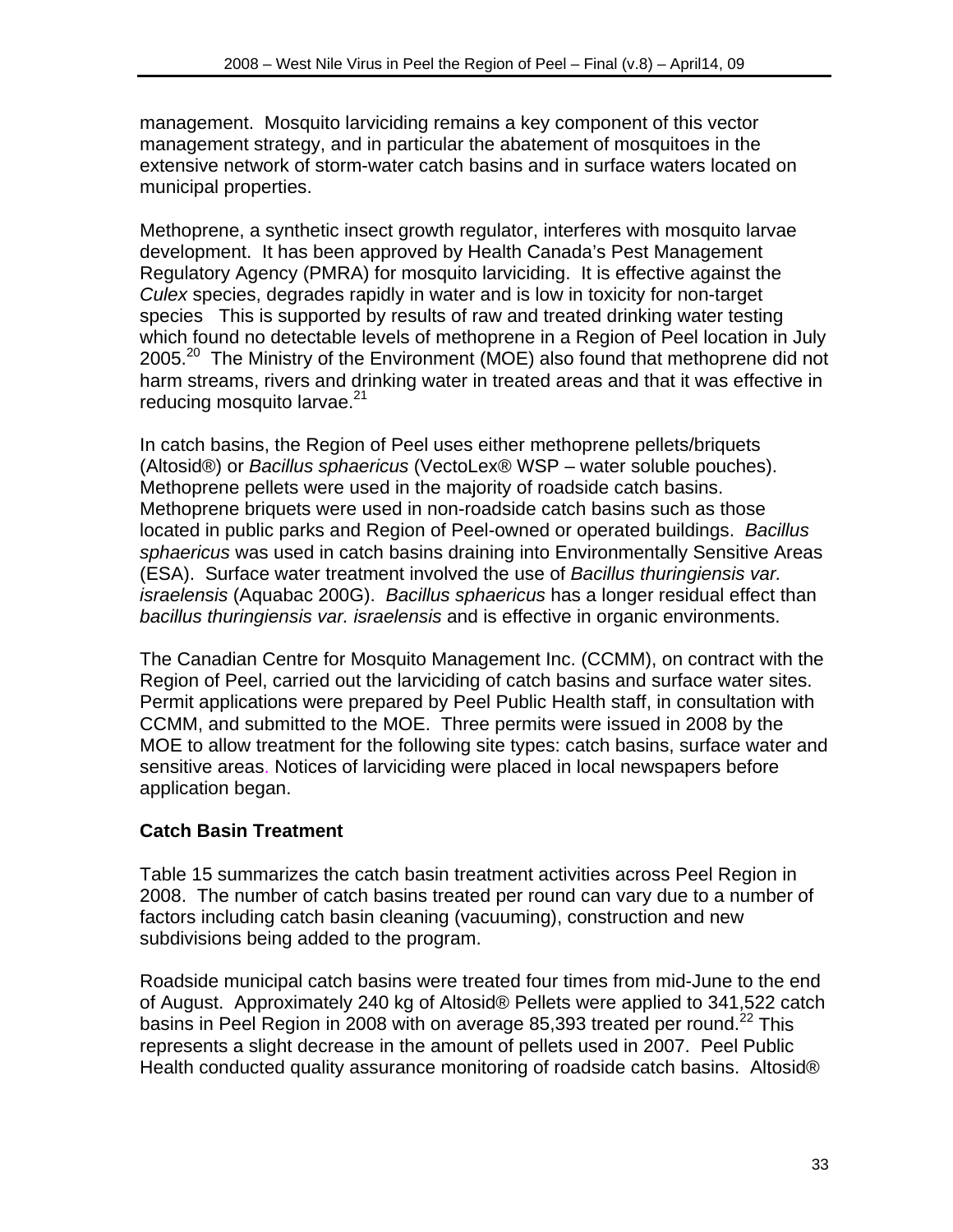management. Mosquito larviciding remains a key component of this vector management strategy, and in particular the abatement of mosquitoes in the extensive network of storm-water catch basins and in surface waters located on municipal properties.

Methoprene, a synthetic insect growth regulator, interferes with mosquito larvae development. It has been approved by Health Canada's Pest Management Regulatory Agency (PMRA) for mosquito larviciding. It is effective against the *Culex* species, degrades rapidly in water and is low in toxicity for non-target species This is supported by results of raw and treated drinking water testing which found no detectable levels of methoprene in a Region of Peel location in July 2005.[20] The Ministry of the Environment (MOE) also found that methoprene did not harm streams, rivers and drinking water in treated areas and that it was effective in reducing mosquito larvae.[21]

In catch basins, the Region of Peel uses either methoprene pellets/briquets (Altosid®) or *Bacillus sphaericus* (VectoLex® WSP – water soluble pouches). Methoprene pellets were used in the majority of roadside catch basins. Methoprene briquets were used in non-roadside catch basins such as those located in public parks and Region of Peel-owned or operated buildings. *Bacillus sphaericus* was used in catch basins draining into Environmentally Sensitive Areas (ESA). Surface water treatment involved the use of *Bacillus thuringiensis var. israelensis* (Aquabac 200G). *Bacillus sphaericus* has a longer residual effect than *bacillus thuringiensis var. israelensis* and is effective in organic environments.

The Canadian Centre for Mosquito Management Inc. (CCMM), on contract with the Region of Peel, carried out the larviciding of catch basins and surface water sites. Permit applications were prepared by Peel Public Health staff, in consultation with CCMM, and submitted to the MOE. Three permits were issued in 2008 by the MOE to allow treatment for the following site types: catch basins, surface water and sensitive areas. Notices of larviciding were placed in local newspapers before application began.

**Catch Basin Treatment**

Table 15 summarizes the catch basin treatment activities across Peel Region in 2008. The number of catch basins treated per round can vary due to a number of factors including catch basin cleaning (vacuuming), construction and new subdivisions being added to the program.

Roadside municipal catch basins were treated four times from mid-June to the end of August. Approximately 240 kg of Altosid® Pellets were applied to 341,522 catch basins in Peel Region in 2008 with on average 85,393 treated per round.[22] This represents a slight decrease in the amount of pellets used in 2007. Peel Public Health conducted quality assurance monitoring of roadside catch basins. Altosid®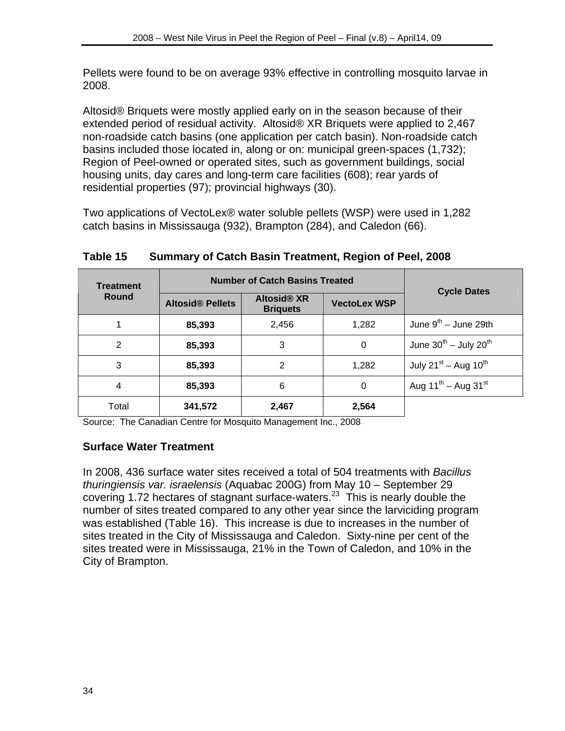Pellets were found to be on average 93% effective in controlling mosquito larvae in 2008.

Altosid® Briquets were mostly applied early on in the season because of their extended period of residual activity. Altosid® XR Briquets were applied to 2,467 non-roadside catch basins (one application per catch basin). Non-roadside catch basins included those located in, along or on: municipal green-spaces (1,732); Region of Peel-owned or operated sites, such as government buildings, social housing units, day cares and long-term care facilities (608); rear yards of residential properties (97); provincial highways (30).

Two applications of VectoLex® water soluble pellets (WSP) were used in 1,282 catch basins in Mississauga (932), Brampton (284), and Caledon (66).

**Table 15 Summary of Catch Basin Treatment, Region of Peel, 2008**

| Treatment Round | Number of Catch Basins Treated | | | Cycle Dates |
|---|---|---|---|---|
| | Altosid® Pellets | Altosid® XR Briquets | VectoLex WSP | |
| 1 | **85,393** | 2,456 | 1,282 | June 9th – June 29th |
| 2 | **85,393** | 3 | 0 | June 30th – July 20th |
| 3 | **85,393** | 2 | 1,282 | July 21st – Aug 10th |
| 4 | **85,393** | 6 | 0 | Aug 11th – Aug 31st |
| Total | **341,572** | **2,467** | **2,564** | |

Source: The Canadian Centre for Mosquito Management Inc., 2008

### Surface Water Treatment

In 2008, 436 surface water sites received a total of 504 treatments with *Bacillus thuringiensis var. israelensis* (Aquabac 200G) from May 10 – September 29 covering 1.72 hectares of stagnant surface-waters.[23] This is nearly double the number of sites treated compared to any other year since the larviciding program was established (Table 16). This increase is due to increases in the number of sites treated in the City of Mississauga and Caledon. Sixty-nine per cent of the sites treated were in Mississauga, 21% in the Town of Caledon, and 10% in the City of Brampton.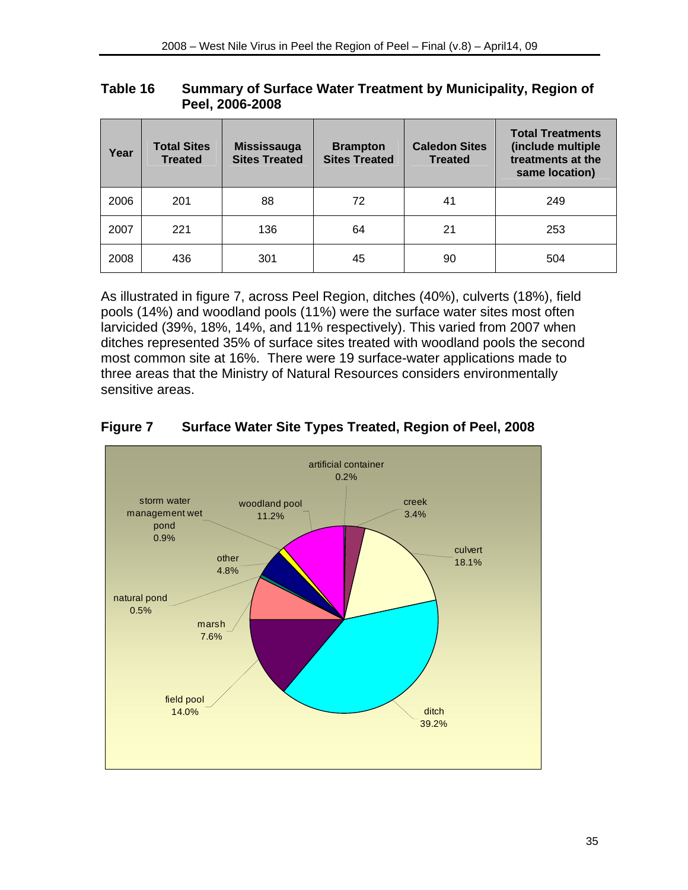**Table 16 Summary of Surface Water Treatment by Municipality, Region of Peel, 2006-2008**

| Year | Total Sites Treated | Mississauga Sites Treated | Brampton Sites Treated | Caledon Sites Treated | Total Treatments (include multiple treatments at the same location) |
|---|---|---|---|---|---|
| 2006 | 201 | 88 | 72 | 41 | 249 |
| 2007 | 221 | 136 | 64 | 21 | 253 |
| 2008 | 436 | 301 | 45 | 90 | 504 |

As illustrated in figure 7, across Peel Region, ditches (40%), culverts (18%), field pools (14%) and woodland pools (11%) were the surface water sites most often larvicided (39%, 18%, 14%, and 11% respectively). This varied from 2007 when ditches represented 35% of surface sites treated with woodland pools the second most common site at 16%. There were 19 surface-water applications made to three areas that the Ministry of Natural Resources considers environmentally sensitive areas.

**Figure 7 Surface Water Site Types Treated, Region of Peel, 2008**

| Site Type | Percent |
|---|---|
| artificial container | 0.2% |
| creek | 3.4% |
| culvert | 18.1% |
| ditch | 39.2% |
| field pool | 14.0% |
| marsh | 7.6% |
| natural pond | 0.5% |
| other | 4.8% |
| storm water management wet pond | 0.9% |
| woodland pool | 11.2% |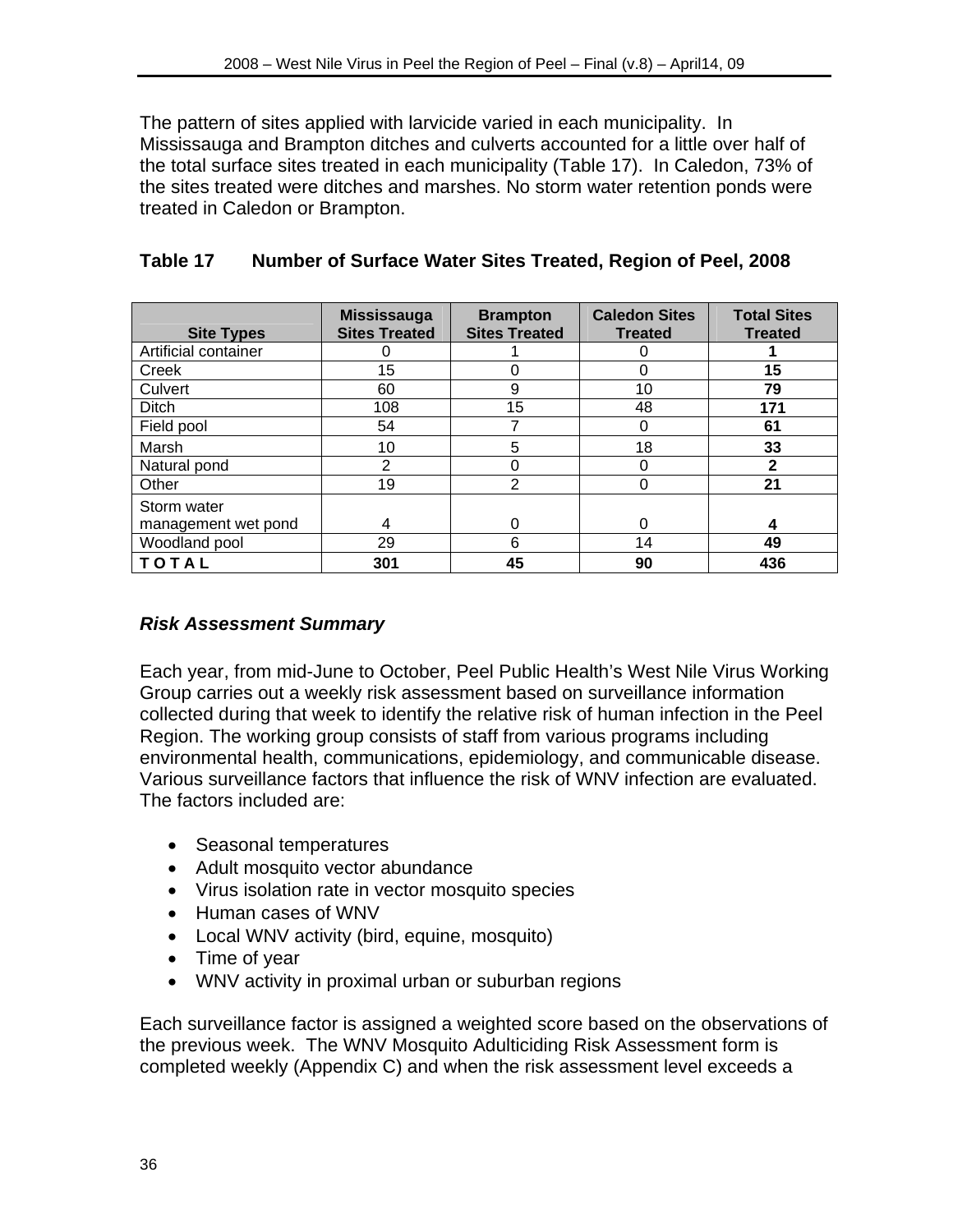The pattern of sites applied with larvicide varied in each municipality. In Mississauga and Brampton ditches and culverts accounted for a little over half of the total surface sites treated in each municipality (Table 17). In Caledon, 73% of the sites treated were ditches and marshes. No storm water retention ponds were treated in Caledon or Brampton.

### Table 17 Number of Surface Water Sites Treated, Region of Peel, 2008

| Site Types | Mississauga Sites Treated | Brampton Sites Treated | Caledon Sites Treated | Total Sites Treated |
|---|---|---|---|---|
| Artificial container | 0 | 1 | 0 | **1** |
| Creek | 15 | 0 | 0 | **15** |
| Culvert | 60 | 9 | 10 | **79** |
| Ditch | 108 | 15 | 48 | **171** |
| Field pool | 54 | 7 | 0 | **61** |
| Marsh | 10 | 5 | 18 | **33** |
| Natural pond | 2 | 0 | 0 | **2** |
| Other | 19 | 2 | 0 | **21** |
| Storm water management wet pond | 4 | 0 | 0 | **4** |
| Woodland pool | 29 | 6 | 14 | **49** |
| **T O T A L** | **301** | **45** | **90** | **436** |

### *Risk Assessment Summary*

Each year, from mid-June to October, Peel Public Health's West Nile Virus Working Group carries out a weekly risk assessment based on surveillance information collected during that week to identify the relative risk of human infection in the Peel Region. The working group consists of staff from various programs including environmental health, communications, epidemiology, and communicable disease. Various surveillance factors that influence the risk of WNV infection are evaluated. The factors included are:

- Seasonal temperatures
- Adult mosquito vector abundance
- Virus isolation rate in vector mosquito species
- Human cases of WNV
- Local WNV activity (bird, equine, mosquito)
- Time of year
- WNV activity in proximal urban or suburban regions

Each surveillance factor is assigned a weighted score based on the observations of the previous week. The WNV Mosquito Adulticiding Risk Assessment form is completed weekly (Appendix C) and when the risk assessment level exceeds a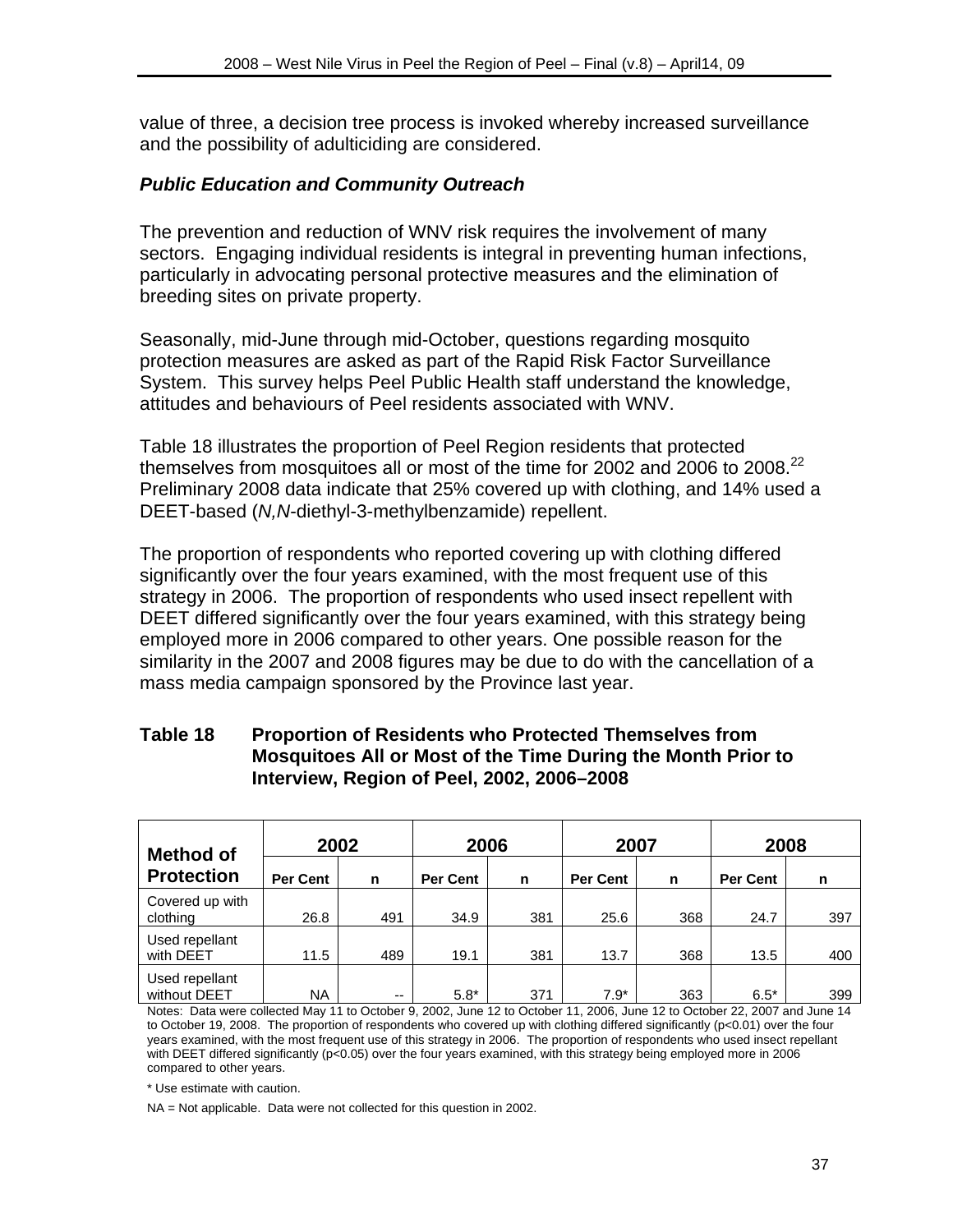value of three, a decision tree process is invoked whereby increased surveillance and the possibility of adulticiding are considered.

### *Public Education and Community Outreach*

The prevention and reduction of WNV risk requires the involvement of many sectors. Engaging individual residents is integral in preventing human infections, particularly in advocating personal protective measures and the elimination of breeding sites on private property.

Seasonally, mid-June through mid-October, questions regarding mosquito protection measures are asked as part of the Rapid Risk Factor Surveillance System. This survey helps Peel Public Health staff understand the knowledge, attitudes and behaviours of Peel residents associated with WNV.

Table 18 illustrates the proportion of Peel Region residents that protected themselves from mosquitoes all or most of the time for 2002 and 2006 to 2008.[22] Preliminary 2008 data indicate that 25% covered up with clothing, and 14% used a DEET-based (*N,N*-diethyl-3-methylbenzamide) repellent.

The proportion of respondents who reported covering up with clothing differed significantly over the four years examined, with the most frequent use of this strategy in 2006. The proportion of respondents who used insect repellent with DEET differed significantly over the four years examined, with this strategy being employed more in 2006 compared to other years. One possible reason for the similarity in the 2007 and 2008 figures may be due to do with the cancellation of a mass media campaign sponsored by the Province last year.

**Table 18 Proportion of Residents who Protected Themselves from Mosquitoes All or Most of the Time During the Month Prior to Interview, Region of Peel, 2002, 2006–2008**

| Method of Protection | 2002 | | 2006 | | 2007 | | 2008 | |
|---|---|---|---|---|---|---|---|---|
| | Per Cent | n | Per Cent | n | Per Cent | n | Per Cent | n |
| Covered up with clothing | 26.8 | 491 | 34.9 | 381 | 25.6 | 368 | 24.7 | 397 |
| Used repellant with DEET | 11.5 | 489 | 19.1 | 381 | 13.7 | 368 | 13.5 | 400 |
| Used repellant without DEET | NA | -- | 5.8* | 371 | 7.9* | 363 | 6.5* | 399 |

Notes: Data were collected May 11 to October 9, 2002, June 12 to October 11, 2006, June 12 to October 22, 2007 and June 14 to October 19, 2008. The proportion of respondents who covered up with clothing differed significantly ($p<0.01$) over the four years examined, with the most frequent use of this strategy in 2006. The proportion of respondents who used insect repellant with DEET differed significantly ($p<0.05$) over the four years examined, with this strategy being employed more in 2006 compared to other years.

\* Use estimate with caution.

NA = Not applicable. Data were not collected for this question in 2002.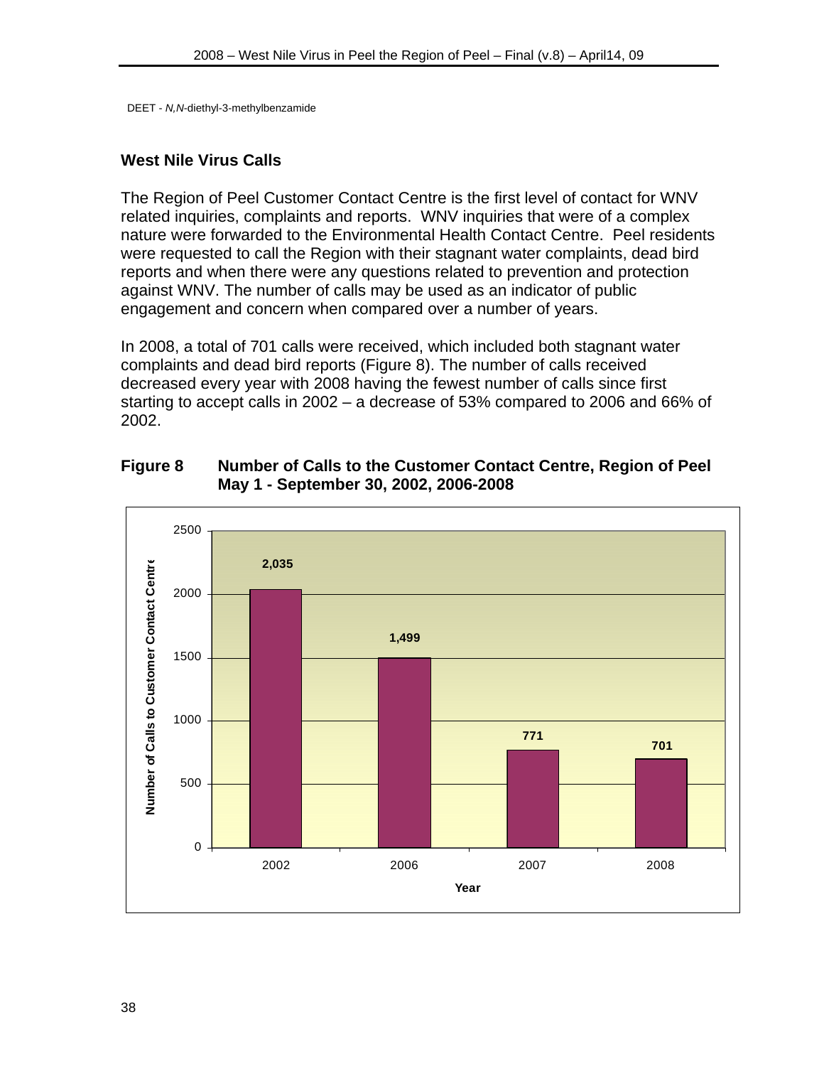DEET - *N,N*-diethyl-3-methylbenzamide

## West Nile Virus Calls

The Region of Peel Customer Contact Centre is the first level of contact for WNV related inquiries, complaints and reports. WNV inquiries that were of a complex nature were forwarded to the Environmental Health Contact Centre. Peel residents were requested to call the Region with their stagnant water complaints, dead bird reports and when there were any questions related to prevention and protection against WNV. The number of calls may be used as an indicator of public engagement and concern when compared over a number of years.

In 2008, a total of 701 calls were received, which included both stagnant water complaints and dead bird reports (Figure 8). The number of calls received decreased every year with 2008 having the fewest number of calls since first starting to accept calls in 2002 – a decrease of 53% compared to 2006 and 66% of 2002.

**Figure 8 Number of Calls to the Customer Contact Centre, Region of Peel May 1 - September 30, 2002, 2006-2008**

| Year | Number of Calls to Customer Contact Centre |
|---|---|
| 2002 | 2,035 |
| 2006 | 1,499 |
| 2007 | 771 |
| 2008 | 701 |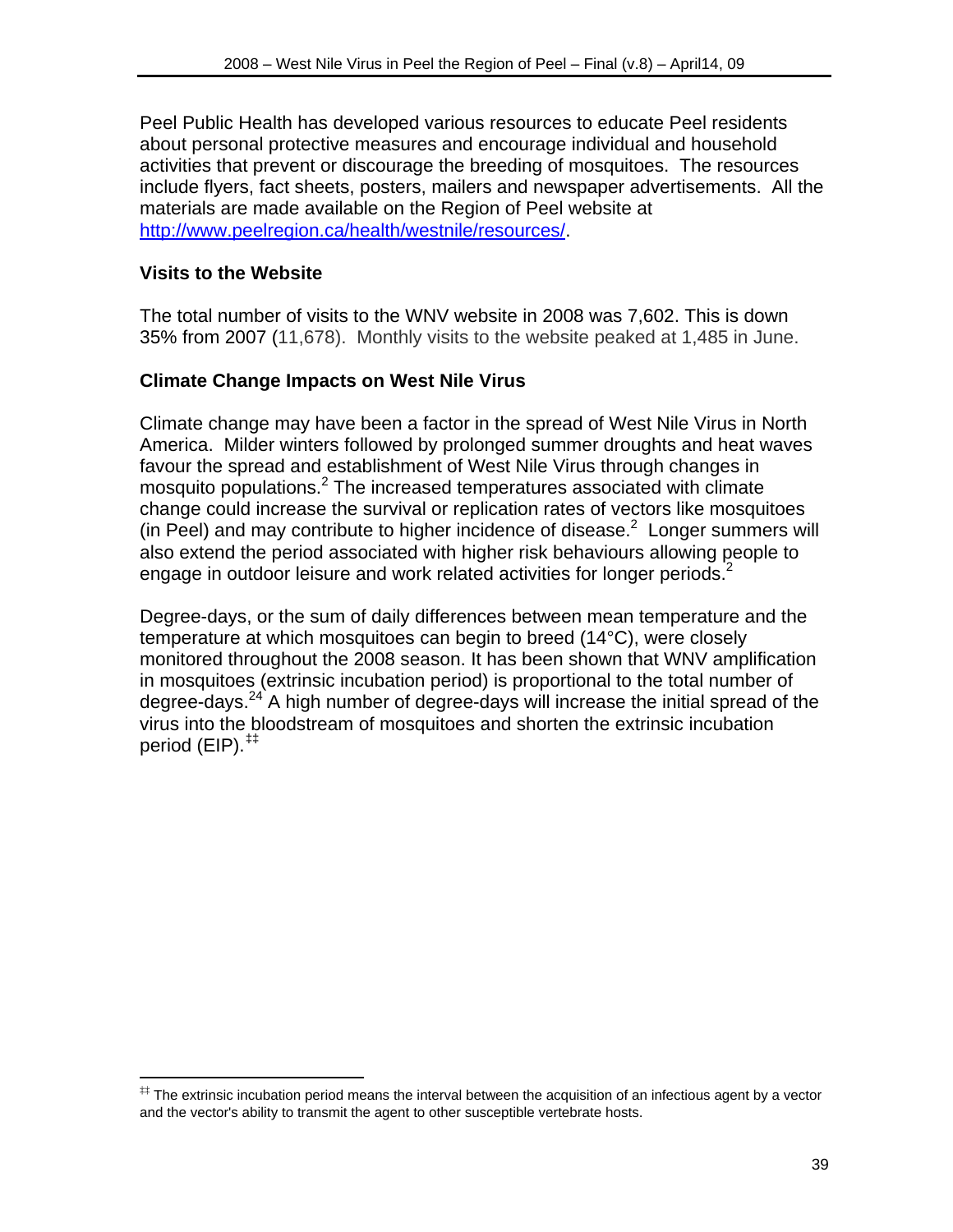Peel Public Health has developed various resources to educate Peel residents about personal protective measures and encourage individual and household activities that prevent or discourage the breeding of mosquitoes. The resources include flyers, fact sheets, posters, mailers and newspaper advertisements. All the materials are made available on the Region of Peel website at http://www.peelregion.ca/health/westnile/resources/.

### Visits to the Website

The total number of visits to the WNV website in 2008 was 7,602. This is down 35% from 2007 (11,678). Monthly visits to the website peaked at 1,485 in June.

### Climate Change Impacts on West Nile Virus

Climate change may have been a factor in the spread of West Nile Virus in North America. Milder winters followed by prolonged summer droughts and heat waves favour the spread and establishment of West Nile Virus through changes in mosquito populations.[2] The increased temperatures associated with climate change could increase the survival or replication rates of vectors like mosquitoes (in Peel) and may contribute to higher incidence of disease.[2] Longer summers will also extend the period associated with higher risk behaviours allowing people to engage in outdoor leisure and work related activities for longer periods.[2]

Degree-days, or the sum of daily differences between mean temperature and the temperature at which mosquitoes can begin to breed (14°C), were closely monitored throughout the 2008 season. It has been shown that WNV amplification in mosquitoes (extrinsic incubation period) is proportional to the total number of degree-days.[24] A high number of degree-days will increase the initial spread of the virus into the bloodstream of mosquitoes and shorten the extrinsic incubation period (EIP).[‡‡]

---

[‡‡] The extrinsic incubation period means the interval between the acquisition of an infectious agent by a vector and the vector's ability to transmit the agent to other susceptible vertebrate hosts.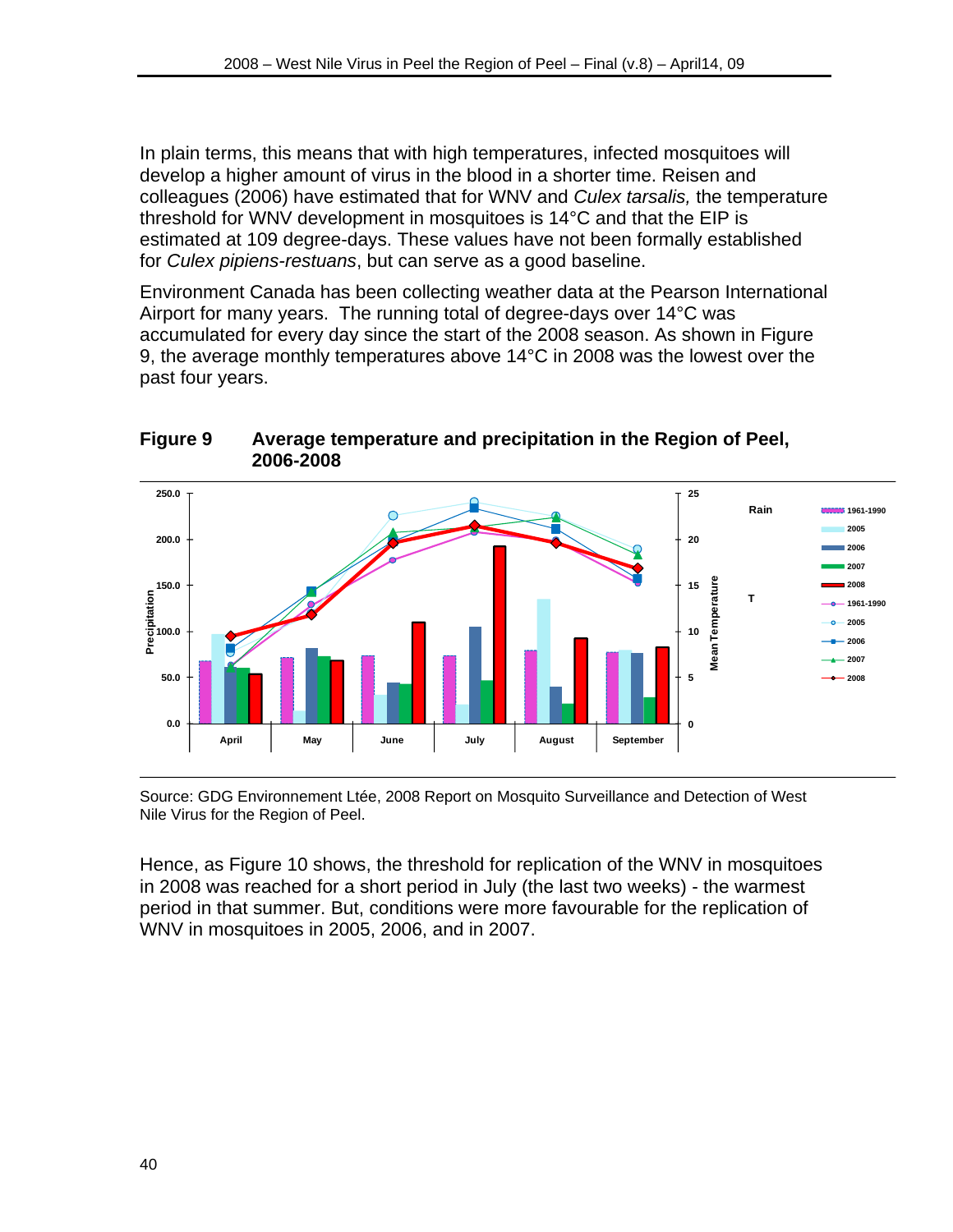In plain terms, this means that with high temperatures, infected mosquitoes will develop a higher amount of virus in the blood in a shorter time. Reisen and colleagues (2006) have estimated that for WNV and *Culex tarsalis,* the temperature threshold for WNV development in mosquitoes is 14°C and that the EIP is estimated at 109 degree-days. These values have not been formally established for *Culex pipiens-restuans*, but can serve as a good baseline.

Environment Canada has been collecting weather data at the Pearson International Airport for many years. The running total of degree-days over 14°C was accumulated for every day since the start of the 2008 season. As shown in Figure 9, the average monthly temperatures above 14°C in 2008 was the lowest over the past four years.

**Figure 9 Average temperature and precipitation in the Region of Peel, 2006-2008**

Source: GDG Environnement Ltée, 2008 Report on Mosquito Surveillance and Detection of West Nile Virus for the Region of Peel.

Hence, as Figure 10 shows, the threshold for replication of the WNV in mosquitoes in 2008 was reached for a short period in July (the last two weeks) - the warmest period in that summer. But, conditions were more favourable for the replication of WNV in mosquitoes in 2005, 2006, and in 2007.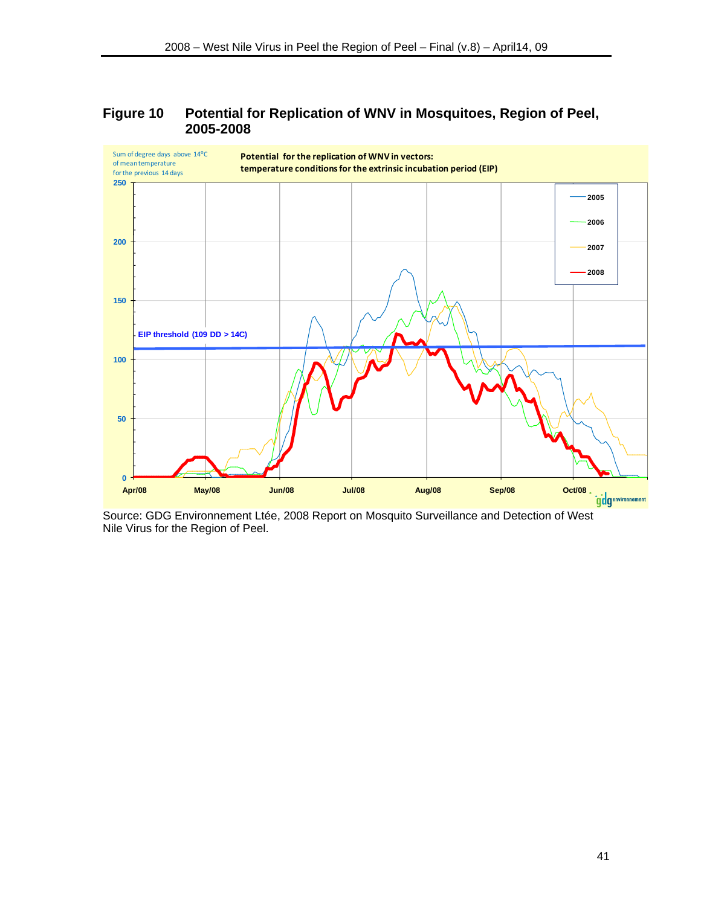**Figure 10 Potential for Replication of WNV in Mosquitoes, Region of Peel, 2005-2008**

Source: GDG Environnement Ltée, 2008 Report on Mosquito Surveillance and Detection of West Nile Virus for the Region of Peel.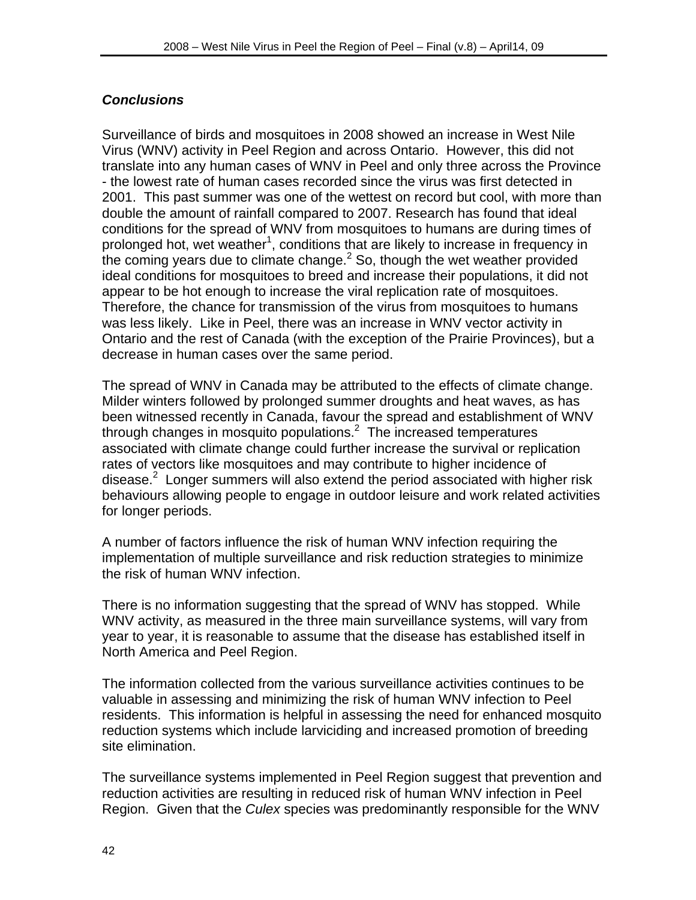### *Conclusions*

Surveillance of birds and mosquitoes in 2008 showed an increase in West Nile Virus (WNV) activity in Peel Region and across Ontario. However, this did not translate into any human cases of WNV in Peel and only three across the Province - the lowest rate of human cases recorded since the virus was first detected in 2001. This past summer was one of the wettest on record but cool, with more than double the amount of rainfall compared to 2007. Research has found that ideal conditions for the spread of WNV from mosquitoes to humans are during times of prolonged hot, wet weather[1], conditions that are likely to increase in frequency in the coming years due to climate change.[2] So, though the wet weather provided ideal conditions for mosquitoes to breed and increase their populations, it did not appear to be hot enough to increase the viral replication rate of mosquitoes. Therefore, the chance for transmission of the virus from mosquitoes to humans was less likely. Like in Peel, there was an increase in WNV vector activity in Ontario and the rest of Canada (with the exception of the Prairie Provinces), but a decrease in human cases over the same period.

The spread of WNV in Canada may be attributed to the effects of climate change. Milder winters followed by prolonged summer droughts and heat waves, as has been witnessed recently in Canada, favour the spread and establishment of WNV through changes in mosquito populations.[2] The increased temperatures associated with climate change could further increase the survival or replication rates of vectors like mosquitoes and may contribute to higher incidence of disease.[2] Longer summers will also extend the period associated with higher risk behaviours allowing people to engage in outdoor leisure and work related activities for longer periods.

A number of factors influence the risk of human WNV infection requiring the implementation of multiple surveillance and risk reduction strategies to minimize the risk of human WNV infection.

There is no information suggesting that the spread of WNV has stopped. While WNV activity, as measured in the three main surveillance systems, will vary from year to year, it is reasonable to assume that the disease has established itself in North America and Peel Region.

The information collected from the various surveillance activities continues to be valuable in assessing and minimizing the risk of human WNV infection to Peel residents. This information is helpful in assessing the need for enhanced mosquito reduction systems which include larviciding and increased promotion of breeding site elimination.

The surveillance systems implemented in Peel Region suggest that prevention and reduction activities are resulting in reduced risk of human WNV infection in Peel Region. Given that the *Culex* species was predominantly responsible for the WNV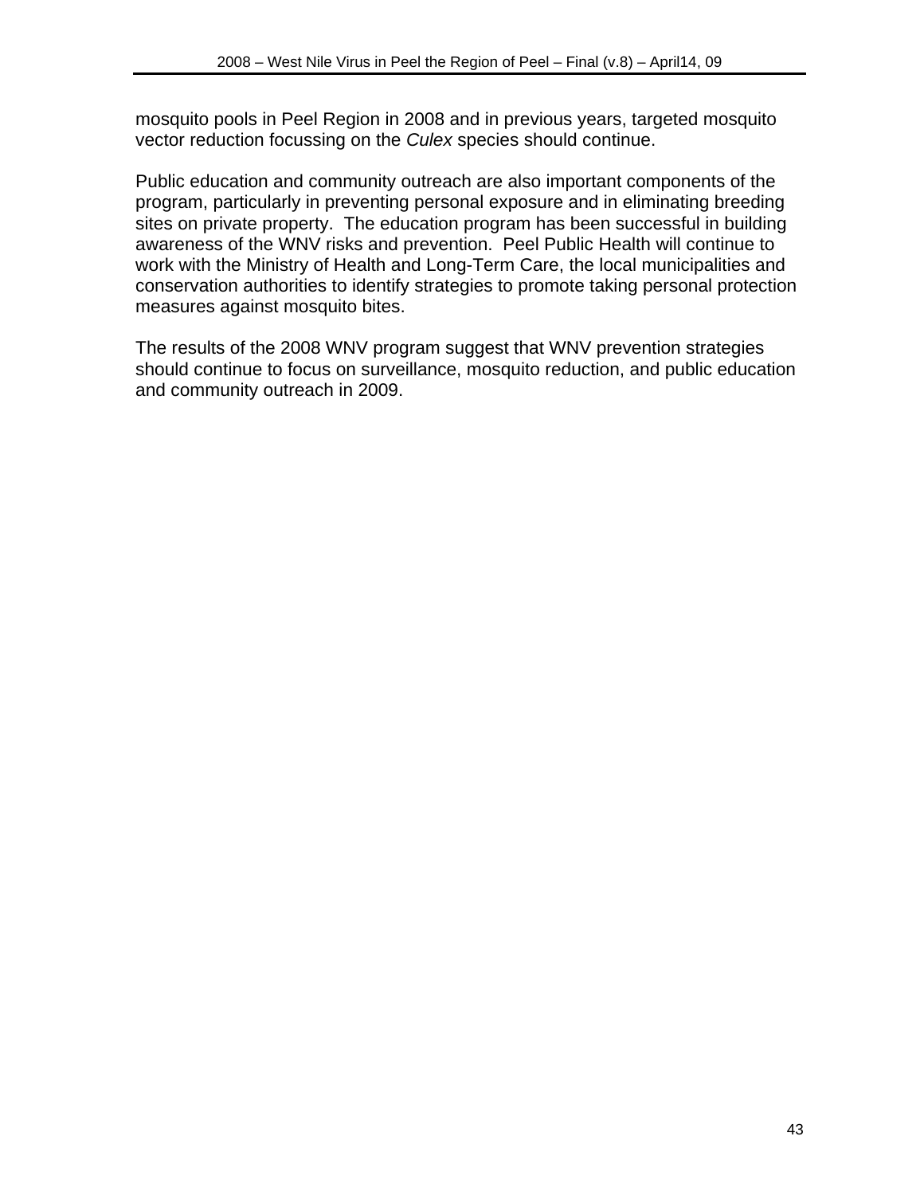mosquito pools in Peel Region in 2008 and in previous years, targeted mosquito vector reduction focussing on the *Culex* species should continue.

Public education and community outreach are also important components of the program, particularly in preventing personal exposure and in eliminating breeding sites on private property. The education program has been successful in building awareness of the WNV risks and prevention. Peel Public Health will continue to work with the Ministry of Health and Long-Term Care, the local municipalities and conservation authorities to identify strategies to promote taking personal protection measures against mosquito bites.

The results of the 2008 WNV program suggest that WNV prevention strategies should continue to focus on surveillance, mosquito reduction, and public education and community outreach in 2009.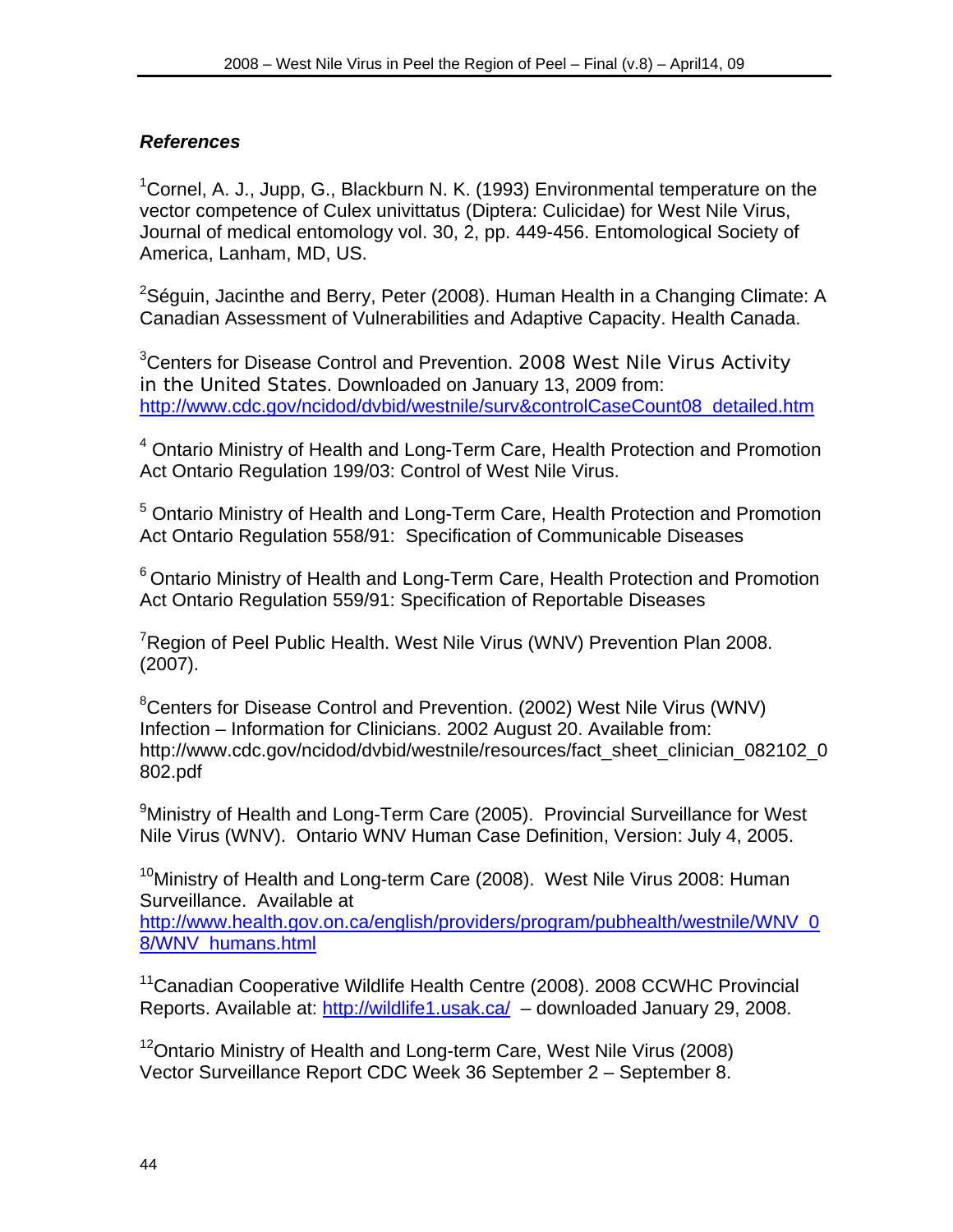***References***

[1]Cornel, A. J., Jupp, G., Blackburn N. K. (1993) Environmental temperature on the vector competence of Culex univittatus (Diptera: Culicidae) for West Nile Virus, Journal of medical entomology vol. 30, 2, pp. 449-456. Entomological Society of America, Lanham, MD, US.

[2]Séguin, Jacinthe and Berry, Peter (2008). Human Health in a Changing Climate: A Canadian Assessment of Vulnerabilities and Adaptive Capacity. Health Canada.

[3]Centers for Disease Control and Prevention. 2008 West Nile Virus Activity in the United States. Downloaded on January 13, 2009 from: http://www.cdc.gov/ncidod/dvbid/westnile/surv&controlCaseCount08_detailed.htm

[4] Ontario Ministry of Health and Long-Term Care, Health Protection and Promotion Act Ontario Regulation 199/03: Control of West Nile Virus.

[5] Ontario Ministry of Health and Long-Term Care, Health Protection and Promotion Act Ontario Regulation 558/91: Specification of Communicable Diseases

[6] Ontario Ministry of Health and Long-Term Care, Health Protection and Promotion Act Ontario Regulation 559/91: Specification of Reportable Diseases

[7]Region of Peel Public Health. West Nile Virus (WNV) Prevention Plan 2008. (2007).

[8]Centers for Disease Control and Prevention. (2002) West Nile Virus (WNV) Infection – Information for Clinicians. 2002 August 20. Available from: http://www.cdc.gov/ncidod/dvbid/westnile/resources/fact_sheet_clinician_082102_0802.pdf

[9]Ministry of Health and Long-Term Care (2005). Provincial Surveillance for West Nile Virus (WNV). Ontario WNV Human Case Definition, Version: July 4, 2005.

[10]Ministry of Health and Long-term Care (2008). West Nile Virus 2008: Human Surveillance. Available at http://www.health.gov.on.ca/english/providers/program/pubhealth/westnile/WNV_08/WNV_humans.html

[11]Canadian Cooperative Wildlife Health Centre (2008). 2008 CCWHC Provincial Reports. Available at: http://wildlife1.usak.ca/ – downloaded January 29, 2008.

[12]Ontario Ministry of Health and Long-term Care, West Nile Virus (2008) Vector Surveillance Report CDC Week 36 September 2 – September 8.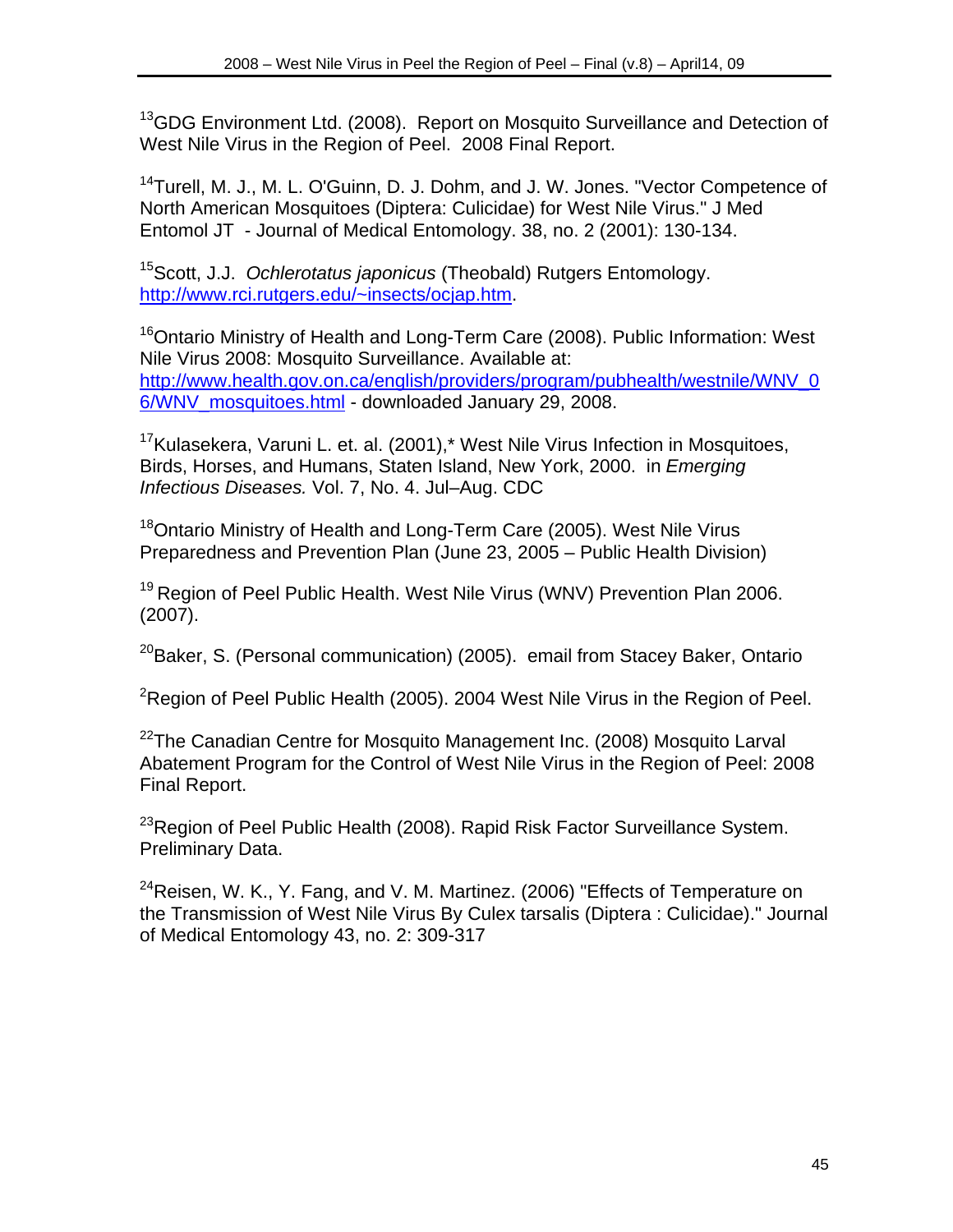[13]GDG Environment Ltd. (2008). Report on Mosquito Surveillance and Detection of West Nile Virus in the Region of Peel. 2008 Final Report.

[14]Turell, M. J., M. L. O'Guinn, D. J. Dohm, and J. W. Jones. "Vector Competence of North American Mosquitoes (Diptera: Culicidae) for West Nile Virus." J Med Entomol JT - Journal of Medical Entomology. 38, no. 2 (2001): 130-134.

[15]Scott, J.J. *Ochlerotatus japonicus* (Theobald) Rutgers Entomology. http://www.rci.rutgers.edu/~insects/ocjap.htm.

[16]Ontario Ministry of Health and Long-Term Care (2008). Public Information: West Nile Virus 2008: Mosquito Surveillance. Available at: http://www.health.gov.on.ca/english/providers/program/pubhealth/westnile/WNV_06/WNV_mosquitoes.html - downloaded January 29, 2008.

[17]Kulasekera, Varuni L. et. al. (2001),* West Nile Virus Infection in Mosquitoes, Birds, Horses, and Humans, Staten Island, New York, 2000. in *Emerging Infectious Diseases.* Vol. 7, No. 4. Jul–Aug. CDC

[18]Ontario Ministry of Health and Long-Term Care (2005). West Nile Virus Preparedness and Prevention Plan (June 23, 2005 – Public Health Division)

[19] Region of Peel Public Health. West Nile Virus (WNV) Prevention Plan 2006. (2007).

[20]Baker, S. (Personal communication) (2005). email from Stacey Baker, Ontario

[2]Region of Peel Public Health (2005). 2004 West Nile Virus in the Region of Peel.

[22]The Canadian Centre for Mosquito Management Inc. (2008) Mosquito Larval Abatement Program for the Control of West Nile Virus in the Region of Peel: 2008 Final Report.

[23]Region of Peel Public Health (2008). Rapid Risk Factor Surveillance System. Preliminary Data.

[24]Reisen, W. K., Y. Fang, and V. M. Martinez. (2006) "Effects of Temperature on the Transmission of West Nile Virus By Culex tarsalis (Diptera : Culicidae)." Journal of Medical Entomology 43, no. 2: 309-317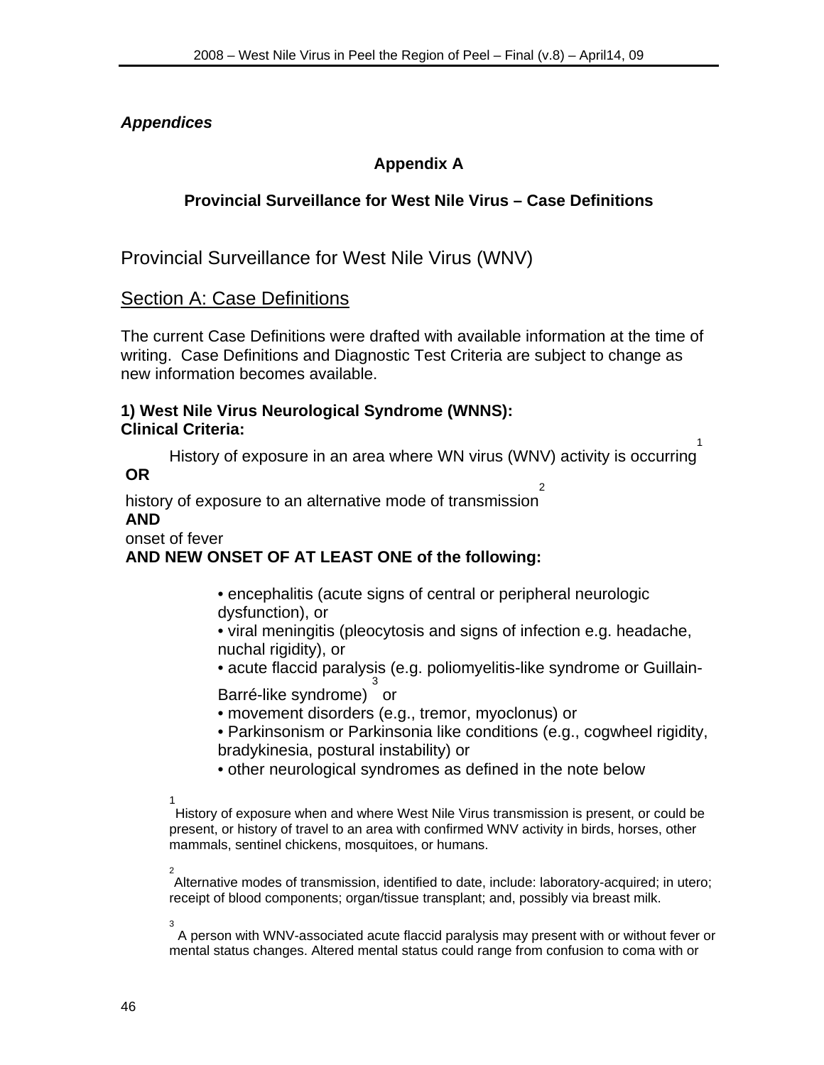*Appendices*

## Appendix A

### Provincial Surveillance for West Nile Virus – Case Definitions

# Provincial Surveillance for West Nile Virus (WNV)

## Section A: Case Definitions

The current Case Definitions were drafted with available information at the time of writing. Case Definitions and Diagnostic Test Criteria are subject to change as new information becomes available.

**1) West Nile Virus Neurological Syndrome (WNNS):**
**Clinical Criteria:**

History of exposure in an area where WN virus (WNV) activity is occurring[1]
**OR**
history of exposure to an alternative mode of transmission[2]
**AND**
onset of fever
**AND NEW ONSET OF AT LEAST ONE of the following:**

- encephalitis (acute signs of central or peripheral neurologic dysfunction), or
- viral meningitis (pleocytosis and signs of infection e.g. headache, nuchal rigidity), or
- acute flaccid paralysis (e.g. poliomyelitis-like syndrome or Guillain-Barré-like syndrome)[3] or
- movement disorders (e.g., tremor, myoclonus) or
- Parkinsonism or Parkinsonia like conditions (e.g., cogwheel rigidity, bradykinesia, postural instability) or
- other neurological syndromes as defined in the note below

[1] History of exposure when and where West Nile Virus transmission is present, or could be present, or history of travel to an area with confirmed WNV activity in birds, horses, other mammals, sentinel chickens, mosquitoes, or humans.

[2] Alternative modes of transmission, identified to date, include: laboratory-acquired; in utero; receipt of blood components; organ/tissue transplant; and, possibly via breast milk.

[3] A person with WNV-associated acute flaccid paralysis may present with or without fever or mental status changes. Altered mental status could range from confusion to coma with or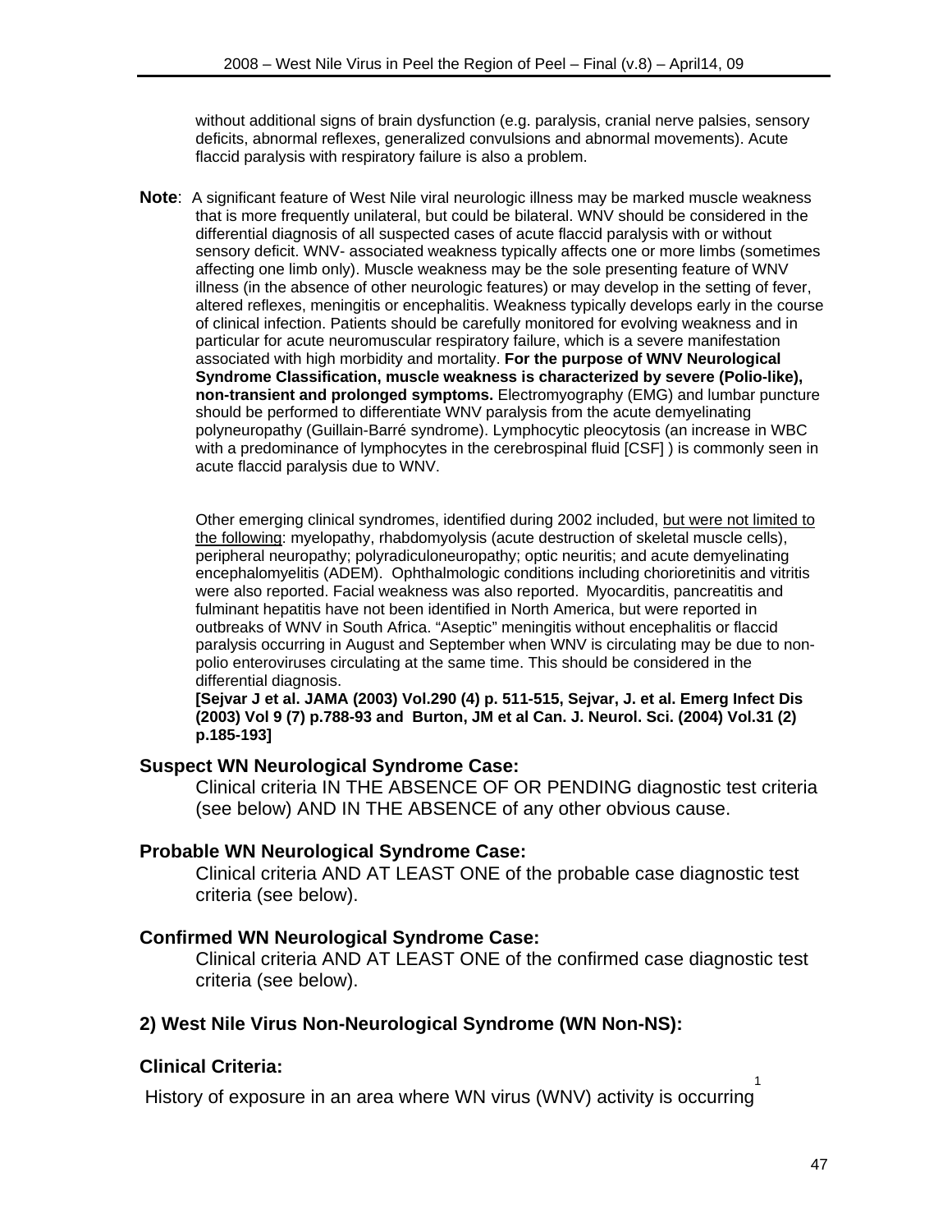without additional signs of brain dysfunction (e.g. paralysis, cranial nerve palsies, sensory deficits, abnormal reflexes, generalized convulsions and abnormal movements). Acute flaccid paralysis with respiratory failure is also a problem.

**Note**: A significant feature of West Nile viral neurologic illness may be marked muscle weakness that is more frequently unilateral, but could be bilateral. WNV should be considered in the differential diagnosis of all suspected cases of acute flaccid paralysis with or without sensory deficit. WNV- associated weakness typically affects one or more limbs (sometimes affecting one limb only). Muscle weakness may be the sole presenting feature of WNV illness (in the absence of other neurologic features) or may develop in the setting of fever, altered reflexes, meningitis or encephalitis. Weakness typically develops early in the course of clinical infection. Patients should be carefully monitored for evolving weakness and in particular for acute neuromuscular respiratory failure, which is a severe manifestation associated with high morbidity and mortality. **For the purpose of WNV Neurological Syndrome Classification, muscle weakness is characterized by severe (Polio-like), non-transient and prolonged symptoms.** Electromyography (EMG) and lumbar puncture should be performed to differentiate WNV paralysis from the acute demyelinating polyneuropathy (Guillain-Barré syndrome). Lymphocytic pleocytosis (an increase in WBC with a predominance of lymphocytes in the cerebrospinal fluid [CSF] ) is commonly seen in acute flaccid paralysis due to WNV.

Other emerging clinical syndromes, identified during 2002 included, <u>but were not limited to the following</u>: myelopathy, rhabdomyolysis (acute destruction of skeletal muscle cells), peripheral neuropathy; polyradiculoneuropathy; optic neuritis; and acute demyelinating encephalomyelitis (ADEM). Ophthalmologic conditions including chorioretinitis and vitritis were also reported. Facial weakness was also reported. Myocarditis, pancreatitis and fulminant hepatitis have not been identified in North America, but were reported in outbreaks of WNV in South Africa. "Aseptic" meningitis without encephalitis or flaccid paralysis occurring in August and September when WNV is circulating may be due to non-polio enteroviruses circulating at the same time. This should be considered in the differential diagnosis.

**[Sejvar J et al. JAMA (2003) Vol.290 (4) p. 511-515, Sejvar, J. et al. Emerg Infect Dis (2003) Vol 9 (7) p.788-93 and Burton, JM et al Can. J. Neurol. Sci. (2004) Vol.31 (2) p.185-193]**

### Suspect WN Neurological Syndrome Case:

Clinical criteria IN THE ABSENCE OF OR PENDING diagnostic test criteria (see below) AND IN THE ABSENCE of any other obvious cause.

### Probable WN Neurological Syndrome Case:

Clinical criteria AND AT LEAST ONE of the probable case diagnostic test criteria (see below).

### Confirmed WN Neurological Syndrome Case:

Clinical criteria AND AT LEAST ONE of the confirmed case diagnostic test criteria (see below).

## 2) West Nile Virus Non-Neurological Syndrome (WN Non-NS):

### Clinical Criteria:

History of exposure in an area where WN virus (WNV) activity is occurring[1]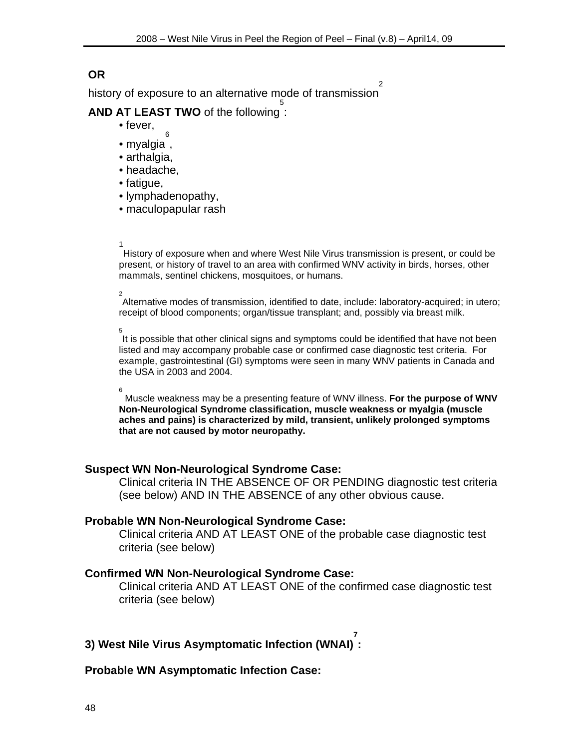**OR**

history of exposure to an alternative mode of transmission[2]

**AND AT LEAST TWO** of the following[5]:

- fever,
- myalgia[6],
- arthalgia,
- headache,
- fatigue,
- lymphadenopathy,
- maculopapular rash

[1] History of exposure when and where West Nile Virus transmission is present, or could be present, or history of travel to an area with confirmed WNV activity in birds, horses, other mammals, sentinel chickens, mosquitoes, or humans.

[2] Alternative modes of transmission, identified to date, include: laboratory-acquired; in utero; receipt of blood components; organ/tissue transplant; and, possibly via breast milk.

[5] It is possible that other clinical signs and symptoms could be identified that have not been listed and may accompany probable case or confirmed case diagnostic test criteria. For example, gastrointestinal (GI) symptoms were seen in many WNV patients in Canada and the USA in 2003 and 2004.

[6] Muscle weakness may be a presenting feature of WNV illness. **For the purpose of WNV Non-Neurological Syndrome classification, muscle weakness or myalgia (muscle aches and pains) is characterized by mild, transient, unlikely prolonged symptoms that are not caused by motor neuropathy.**

**Suspect WN Non-Neurological Syndrome Case:**

Clinical criteria IN THE ABSENCE OF OR PENDING diagnostic test criteria (see below) AND IN THE ABSENCE of any other obvious cause.

**Probable WN Non-Neurological Syndrome Case:**

Clinical criteria AND AT LEAST ONE of the probable case diagnostic test criteria (see below)

**Confirmed WN Non-Neurological Syndrome Case:**

Clinical criteria AND AT LEAST ONE of the confirmed case diagnostic test criteria (see below)

**3) West Nile Virus Asymptomatic Infection (WNAI)[7]:**

**Probable WN Asymptomatic Infection Case:**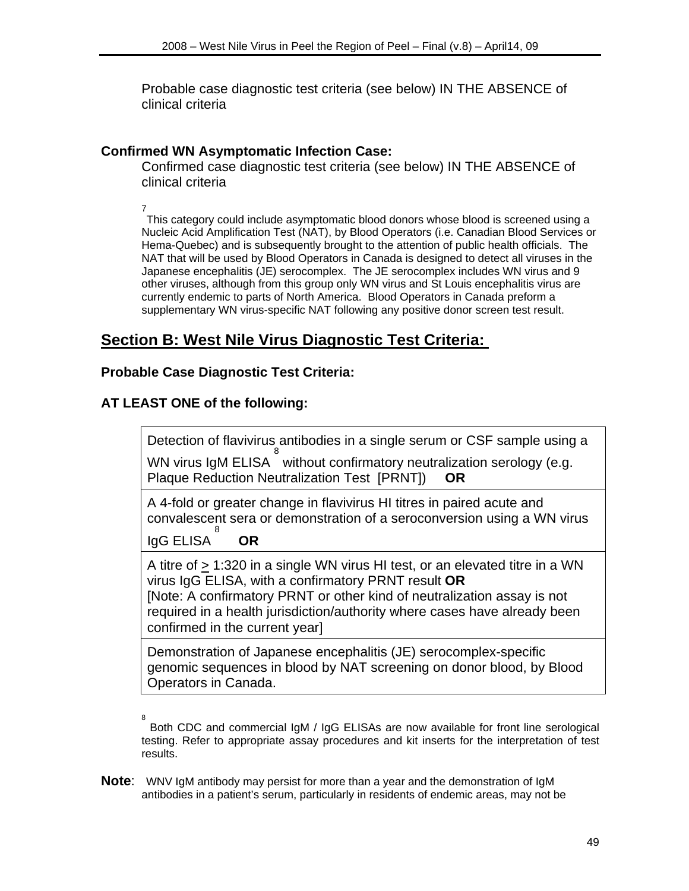Probable case diagnostic test criteria (see below) IN THE ABSENCE of clinical criteria

**Confirmed WN Asymptomatic Infection Case:**

Confirmed case diagnostic test criteria (see below) IN THE ABSENCE of clinical criteria

[7] This category could include asymptomatic blood donors whose blood is screened using a Nucleic Acid Amplification Test (NAT), by Blood Operators (i.e. Canadian Blood Services or Hema-Quebec) and is subsequently brought to the attention of public health officials. The NAT that will be used by Blood Operators in Canada is designed to detect all viruses in the Japanese encephalitis (JE) serocomplex. The JE serocomplex includes WN virus and 9 other viruses, although from this group only WN virus and St Louis encephalitis virus are currently endemic to parts of North America. Blood Operators in Canada preform a supplementary WN virus-specific NAT following any positive donor screen test result.

## Section B: West Nile Virus Diagnostic Test Criteria:

**Probable Case Diagnostic Test Criteria:**

**AT LEAST ONE of the following:**

| |
|---|
| Detection of flavivirus antibodies in a single serum or CSF sample using a WN virus IgM ELISA [8] without confirmatory neutralization serology (e.g. Plaque Reduction Neutralization Test [PRNT]) **OR** |
| A 4-fold or greater change in flavivirus HI titres in paired acute and convalescent sera or demonstration of a seroconversion using a WN virus IgG ELISA [8] **OR** |
| A titre of $\geq$ 1:320 in a single WN virus HI test, or an elevated titre in a WN virus IgG ELISA, with a confirmatory PRNT result **OR** [Note: A confirmatory PRNT or other kind of neutralization assay is not required in a health jurisdiction/authority where cases have already been confirmed in the current year] |
| Demonstration of Japanese encephalitis (JE) serocomplex-specific genomic sequences in blood by NAT screening on donor blood, by Blood Operators in Canada. |

[8] Both CDC and commercial IgM / IgG ELISAs are now available for front line serological testing. Refer to appropriate assay procedures and kit inserts for the interpretation of test results.

**Note**: WNV IgM antibody may persist for more than a year and the demonstration of IgM antibodies in a patient's serum, particularly in residents of endemic areas, may not be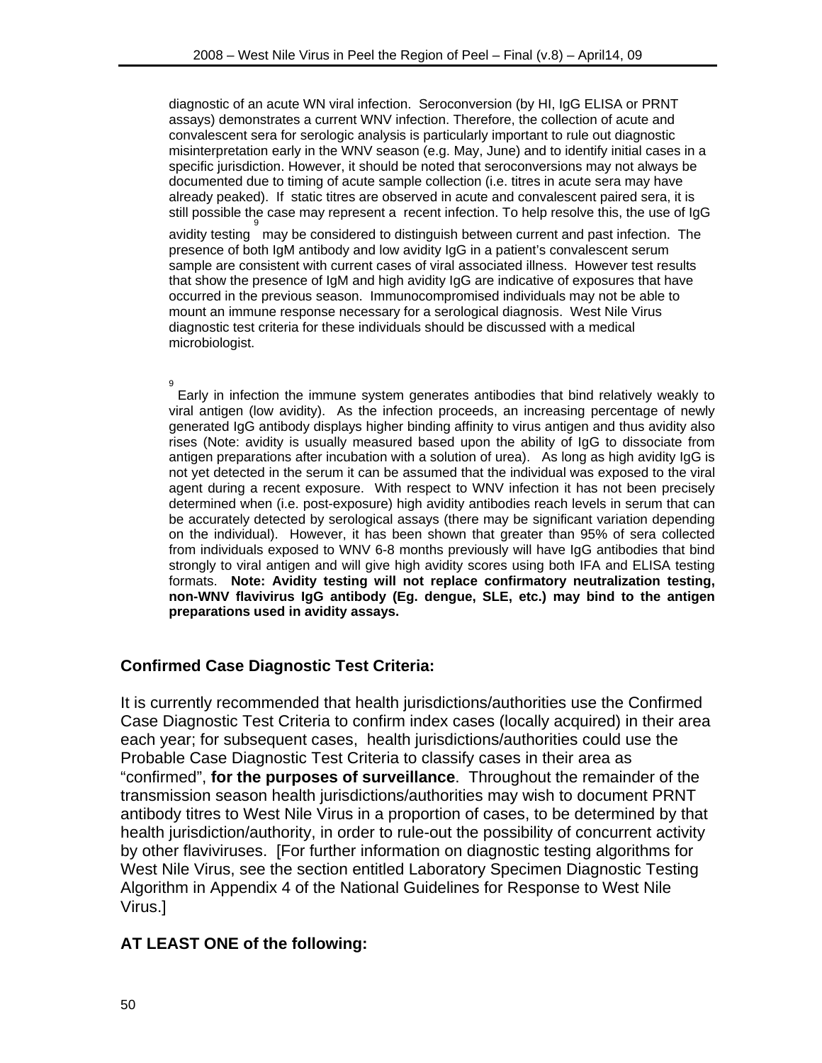diagnostic of an acute WN viral infection. Seroconversion (by HI, IgG ELISA or PRNT assays) demonstrates a current WNV infection. Therefore, the collection of acute and convalescent sera for serologic analysis is particularly important to rule out diagnostic misinterpretation early in the WNV season (e.g. May, June) and to identify initial cases in a specific jurisdiction. However, it should be noted that seroconversions may not always be documented due to timing of acute sample collection (i.e. titres in acute sera may have already peaked). If static titres are observed in acute and convalescent paired sera, it is still possible the case may represent a recent infection. To help resolve this, the use of IgG avidity testing [9] may be considered to distinguish between current and past infection. The presence of both IgM antibody and low avidity IgG in a patient's convalescent serum sample are consistent with current cases of viral associated illness. However test results that show the presence of IgM and high avidity IgG are indicative of exposures that have occurred in the previous season. Immunocompromised individuals may not be able to mount an immune response necessary for a serological diagnosis. West Nile Virus diagnostic test criteria for these individuals should be discussed with a medical microbiologist.

[9] Early in infection the immune system generates antibodies that bind relatively weakly to viral antigen (low avidity). As the infection proceeds, an increasing percentage of newly generated IgG antibody displays higher binding affinity to virus antigen and thus avidity also rises (Note: avidity is usually measured based upon the ability of IgG to dissociate from antigen preparations after incubation with a solution of urea). As long as high avidity IgG is not yet detected in the serum it can be assumed that the individual was exposed to the viral agent during a recent exposure. With respect to WNV infection it has not been precisely determined when (i.e. post-exposure) high avidity antibodies reach levels in serum that can be accurately detected by serological assays (there may be significant variation depending on the individual). However, it has been shown that greater than 95% of sera collected from individuals exposed to WNV 6-8 months previously will have IgG antibodies that bind strongly to viral antigen and will give high avidity scores using both IFA and ELISA testing formats. **Note: Avidity testing will not replace confirmatory neutralization testing, non-WNV flavivirus IgG antibody (Eg. dengue, SLE, etc.) may bind to the antigen preparations used in avidity assays.**

### Confirmed Case Diagnostic Test Criteria:

It is currently recommended that health jurisdictions/authorities use the Confirmed Case Diagnostic Test Criteria to confirm index cases (locally acquired) in their area each year; for subsequent cases, health jurisdictions/authorities could use the Probable Case Diagnostic Test Criteria to classify cases in their area as "confirmed", **for the purposes of surveillance**. Throughout the remainder of the transmission season health jurisdictions/authorities may wish to document PRNT antibody titres to West Nile Virus in a proportion of cases, to be determined by that health jurisdiction/authority, in order to rule-out the possibility of concurrent activity by other flaviviruses. [For further information on diagnostic testing algorithms for West Nile Virus, see the section entitled Laboratory Specimen Diagnostic Testing Algorithm in Appendix 4 of the National Guidelines for Response to West Nile Virus.]

**AT LEAST ONE of the following:**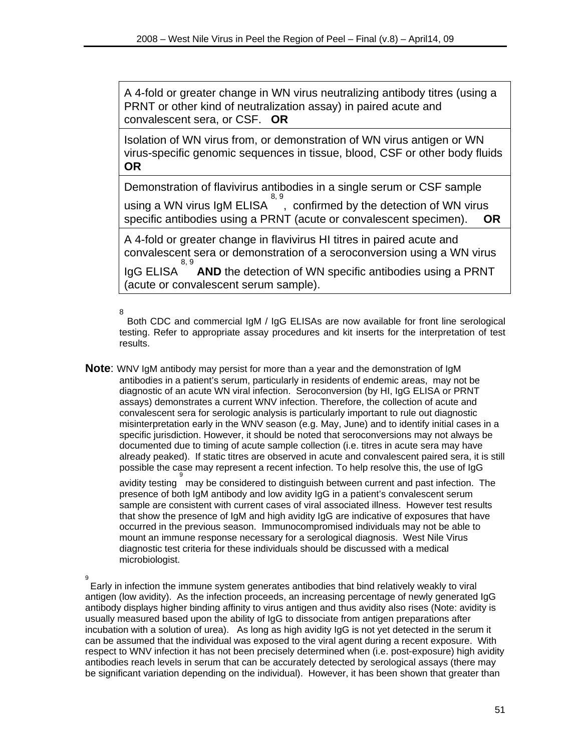| A 4-fold or greater change in WN virus neutralizing antibody titres (using a PRNT or other kind of neutralization assay) in paired acute and convalescent sera, or CSF. **OR** |
|---|
| Isolation of WN virus from, or demonstration of WN virus antigen or WN virus-specific genomic sequences in tissue, blood, CSF or other body fluids **OR** |
| Demonstration of flavivirus antibodies in a single serum or CSF sample using a WN virus IgM ELISA[8, 9], confirmed by the detection of WN virus specific antibodies using a PRNT (acute or convalescent specimen). **OR** |
| A 4-fold or greater change in flavivirus HI titres in paired acute and convalescent sera or demonstration of a seroconversion using a WN virus IgG ELISA[8, 9] **AND** the detection of WN specific antibodies using a PRNT (acute or convalescent serum sample). |

[8] Both CDC and commercial IgM / IgG ELISAs are now available for front line serological testing. Refer to appropriate assay procedures and kit inserts for the interpretation of test results.

**Note**: WNV IgM antibody may persist for more than a year and the demonstration of IgM antibodies in a patient's serum, particularly in residents of endemic areas, may not be diagnostic of an acute WN viral infection. Seroconversion (by HI, IgG ELISA or PRNT assays) demonstrates a current WNV infection. Therefore, the collection of acute and convalescent sera for serologic analysis is particularly important to rule out diagnostic misinterpretation early in the WNV season (e.g. May, June) and to identify initial cases in a specific jurisdiction. However, it should be noted that seroconversions may not always be documented due to timing of acute sample collection (i.e. titres in acute sera may have already peaked). If static titres are observed in acute and convalescent paired sera, it is still possible the case may represent a recent infection. To help resolve this, the use of IgG avidity testing[9] may be considered to distinguish between current and past infection. The presence of both IgM antibody and low avidity IgG in a patient's convalescent serum sample are consistent with current cases of viral associated illness. However test results that show the presence of IgM and high avidity IgG are indicative of exposures that have occurred in the previous season. Immunocompromised individuals may not be able to mount an immune response necessary for a serological diagnosis. West Nile Virus diagnostic test criteria for these individuals should be discussed with a medical microbiologist.

[9] Early in infection the immune system generates antibodies that bind relatively weakly to viral antigen (low avidity). As the infection proceeds, an increasing percentage of newly generated IgG antibody displays higher binding affinity to virus antigen and thus avidity also rises (Note: avidity is usually measured based upon the ability of IgG to dissociate from antigen preparations after incubation with a solution of urea). As long as high avidity IgG is not yet detected in the serum it can be assumed that the individual was exposed to the viral agent during a recent exposure. With respect to WNV infection it has not been precisely determined when (i.e. post-exposure) high avidity antibodies reach levels in serum that can be accurately detected by serological assays (there may be significant variation depending on the individual). However, it has been shown that greater than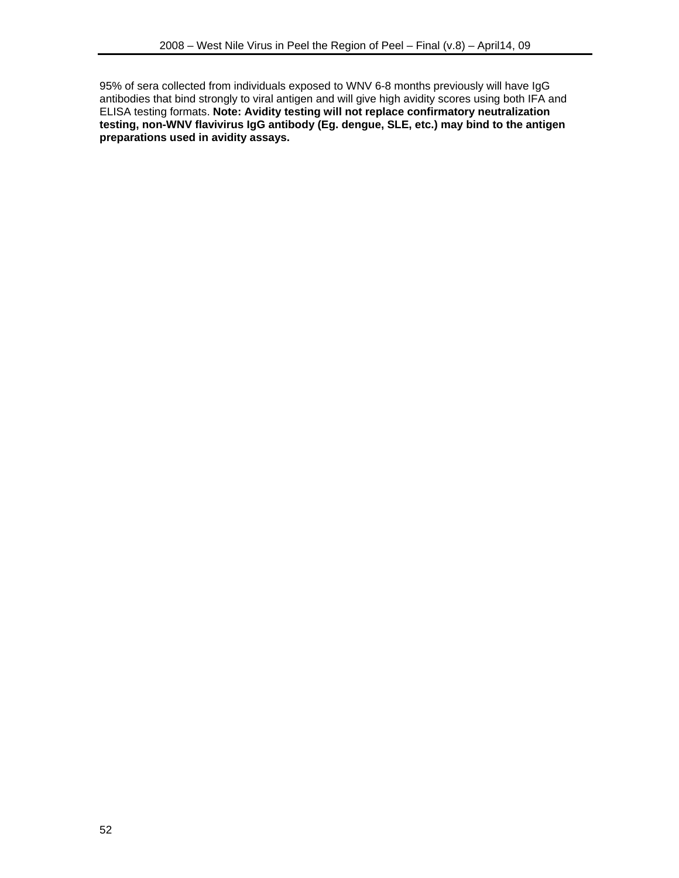95% of sera collected from individuals exposed to WNV 6-8 months previously will have IgG antibodies that bind strongly to viral antigen and will give high avidity scores using both IFA and ELISA testing formats. **Note: Avidity testing will not replace confirmatory neutralization testing, non-WNV flavivirus IgG antibody (Eg. dengue, SLE, etc.) may bind to the antigen preparations used in avidity assays.**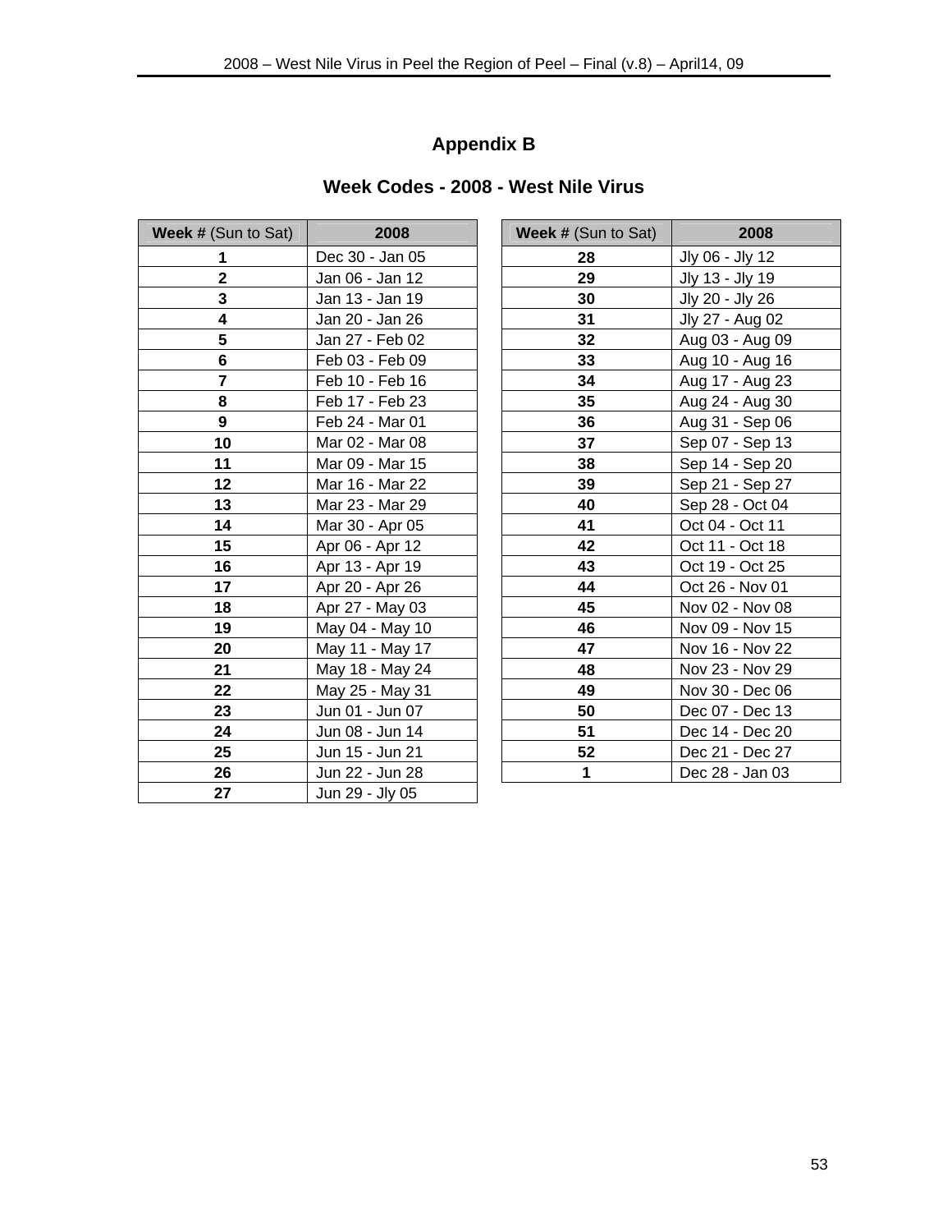# Appendix B

## Week Codes - 2008 - West Nile Virus

| Week # (Sun to Sat) | 2008 |
|---|---|
| 1 | Dec 30 - Jan 05 |
| 2 | Jan 06 - Jan 12 |
| 3 | Jan 13 - Jan 19 |
| 4 | Jan 20 - Jan 26 |
| 5 | Jan 27 - Feb 02 |
| 6 | Feb 03 - Feb 09 |
| 7 | Feb 10 - Feb 16 |
| 8 | Feb 17 - Feb 23 |
| 9 | Feb 24 - Mar 01 |
| 10 | Mar 02 - Mar 08 |
| 11 | Mar 09 - Mar 15 |
| 12 | Mar 16 - Mar 22 |
| 13 | Mar 23 - Mar 29 |
| 14 | Mar 30 - Apr 05 |
| 15 | Apr 06 - Apr 12 |
| 16 | Apr 13 - Apr 19 |
| 17 | Apr 20 - Apr 26 |
| 18 | Apr 27 - May 03 |
| 19 | May 04 - May 10 |
| 20 | May 11 - May 17 |
| 21 | May 18 - May 24 |
| 22 | May 25 - May 31 |
| 23 | Jun 01 - Jun 07 |
| 24 | Jun 08 - Jun 14 |
| 25 | Jun 15 - Jun 21 |
| 26 | Jun 22 - Jun 28 |
| 27 | Jun 29 - Jly 05 |
| 28 | Jly 06 - Jly 12 |
| 29 | Jly 13 - Jly 19 |
| 30 | Jly 20 - Jly 26 |
| 31 | Jly 27 - Aug 02 |
| 32 | Aug 03 - Aug 09 |
| 33 | Aug 10 - Aug 16 |
| 34 | Aug 17 - Aug 23 |
| 35 | Aug 24 - Aug 30 |
| 36 | Aug 31 - Sep 06 |
| 37 | Sep 07 - Sep 13 |
| 38 | Sep 14 - Sep 20 |
| 39 | Sep 21 - Sep 27 |
| 40 | Sep 28 - Oct 04 |
| 41 | Oct 04 - Oct 11 |
| 42 | Oct 11 - Oct 18 |
| 43 | Oct 19 - Oct 25 |
| 44 | Oct 26 - Nov 01 |
| 45 | Nov 02 - Nov 08 |
| 46 | Nov 09 - Nov 15 |
| 47 | Nov 16 - Nov 22 |
| 48 | Nov 23 - Nov 29 |
| 49 | Nov 30 - Dec 06 |
| 50 | Dec 07 - Dec 13 |
| 51 | Dec 14 - Dec 20 |
| 52 | Dec 21 - Dec 27 |
| 1 | Dec 28 - Jan 03 |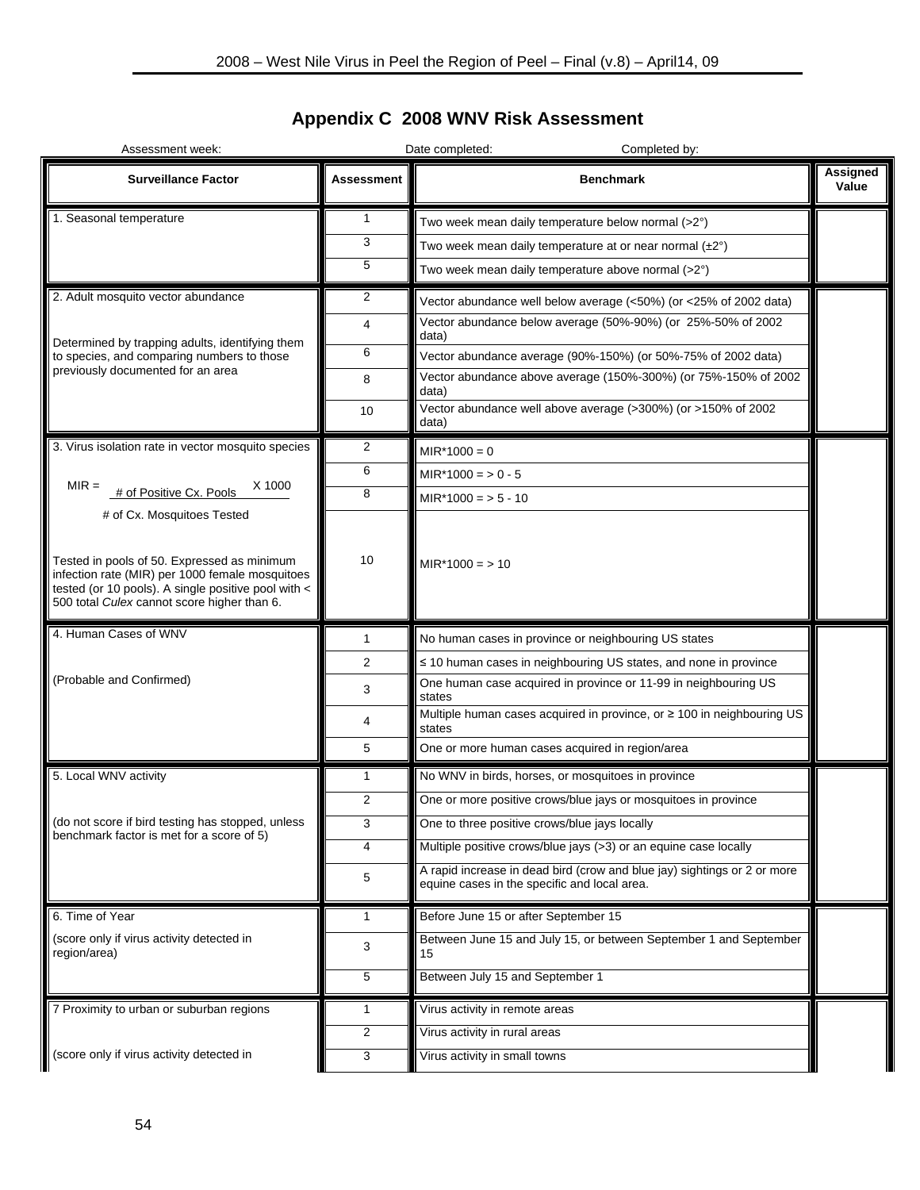# Appendix C 2008 WNV Risk Assessment

Assessment week: Date completed: Completed by:

| Surveillance Factor | Assessment | Benchmark | Assigned Value |
|---|---|---|---|
| 1. Seasonal temperature | 1 | Two week mean daily temperature below normal (>2°) | |
| | 3 | Two week mean daily temperature at or near normal (±2°) | |
| | 5 | Two week mean daily temperature above normal (>2°) | |
| 2. Adult mosquito vector abundance | 2 | Vector abundance well below average (<50%) (or <25% of 2002 data) | |
| Determined by trapping adults, identifying them to species, and comparing numbers to those previously documented for an area | 4 | Vector abundance below average (50%-90%) (or 25%-50% of 2002 data) | |
| | 6 | Vector abundance average (90%-150%) (or 50%-75% of 2002 data) | |
| | 8 | Vector abundance above average (150%-300%) (or 75%-150% of 2002 data) | |
| | 10 | Vector abundance well above average (>300%) (or >150% of 2002 data) | |
| 3. Virus isolation rate in vector mosquito species | 2 | MIR*1000 = 0 | |
| $MIR = \frac{\text{\# of Positive Cx. Pools}}{\text{\# of Cx. Mosquitoes Tested}} \times 1000$ | 6 | MIR*1000 = > 0 - 5 | |
| | 8 | MIR*1000 = > 5 - 10 | |
| Tested in pools of 50. Expressed as minimum infection rate (MIR) per 1000 female mosquitoes tested (or 10 pools). A single positive pool with < 500 total *Culex* cannot score higher than 6. | 10 | MIR*1000 = > 10 | |
| 4. Human Cases of WNV | 1 | No human cases in province or neighbouring US states | |
| (Probable and Confirmed) | 2 | ≤ 10 human cases in neighbouring US states, and none in province | |
| | 3 | One human case acquired in province or 11-99 in neighbouring US states | |
| | 4 | Multiple human cases acquired in province, or ≥ 100 in neighbouring US states | |
| | 5 | One or more human cases acquired in region/area | |
| 5. Local WNV activity | 1 | No WNV in birds, horses, or mosquitoes in province | |
| (do not score if bird testing has stopped, unless benchmark factor is met for a score of 5) | 2 | One or more positive crows/blue jays or mosquitoes in province | |
| | 3 | One to three positive crows/blue jays locally | |
| | 4 | Multiple positive crows/blue jays (>3) or an equine case locally | |
| | 5 | A rapid increase in dead bird (crow and blue jay) sightings or 2 or more equine cases in the specific and local area. | |
| 6. Time of Year | 1 | Before June 15 or after September 15 | |
| (score only if virus activity detected in region/area) | 3 | Between June 15 and July 15, or between September 1 and September 15 | |
| | 5 | Between July 15 and September 1 | |
| 7 Proximity to urban or suburban regions | 1 | Virus activity in remote areas | |
| | 2 | Virus activity in rural areas | |
| (score only if virus activity detected in | 3 | Virus activity in small towns | |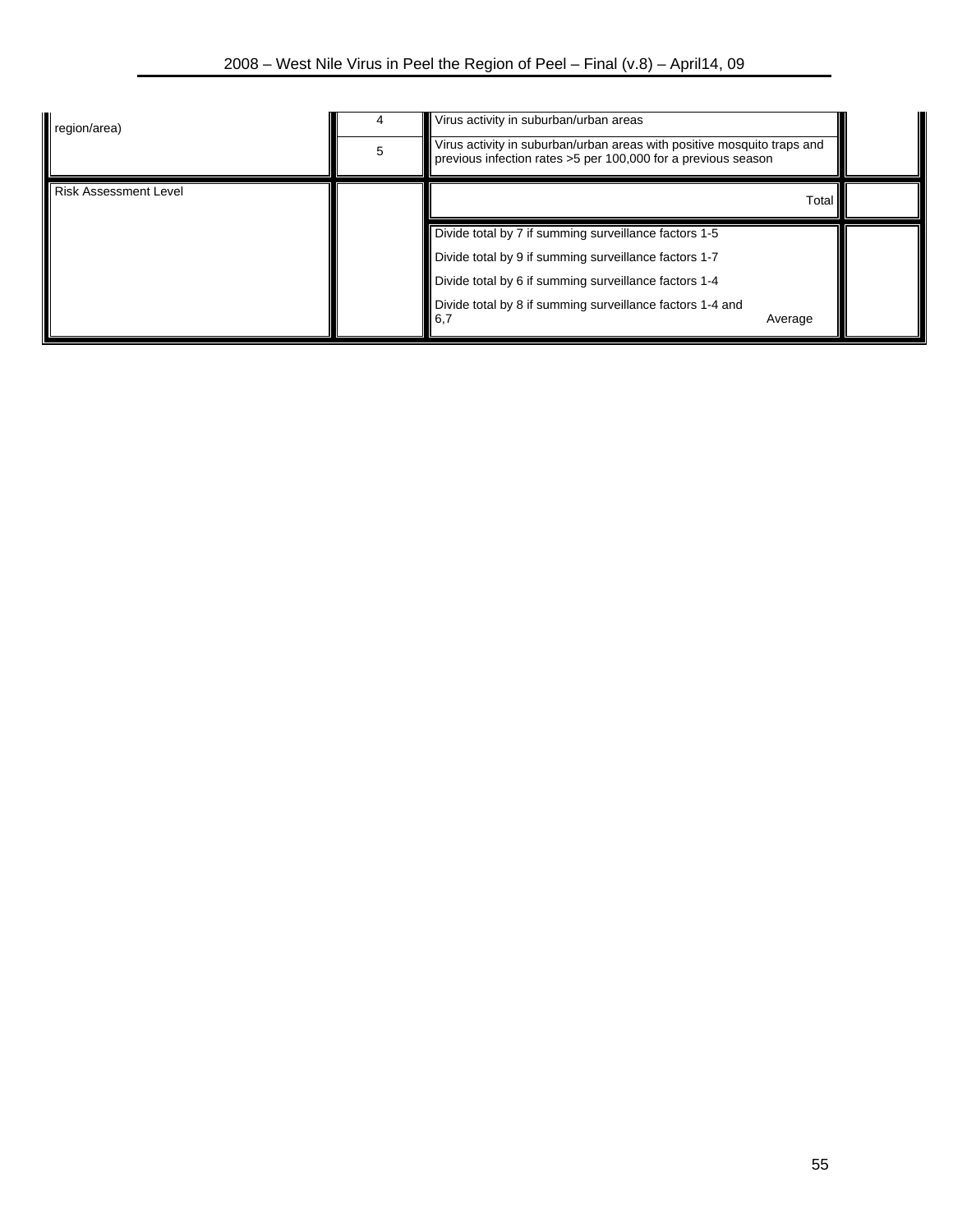| | | | |
|---|---|---|---|
| region/area) | 4 | Virus activity in suburban/urban areas | |
| | 5 | Virus activity in suburban/urban areas with positive mosquito traps and previous infection rates >5 per 100,000 for a previous season | |
| Risk Assessment Level | | Total | |
| | | Divide total by 7 if summing surveillance factors 1-5<br>Divide total by 9 if summing surveillance factors 1-7<br>Divide total by 6 if summing surveillance factors 1-4<br>Divide total by 8 if summing surveillance factors 1-4 and 6,7 Average | |